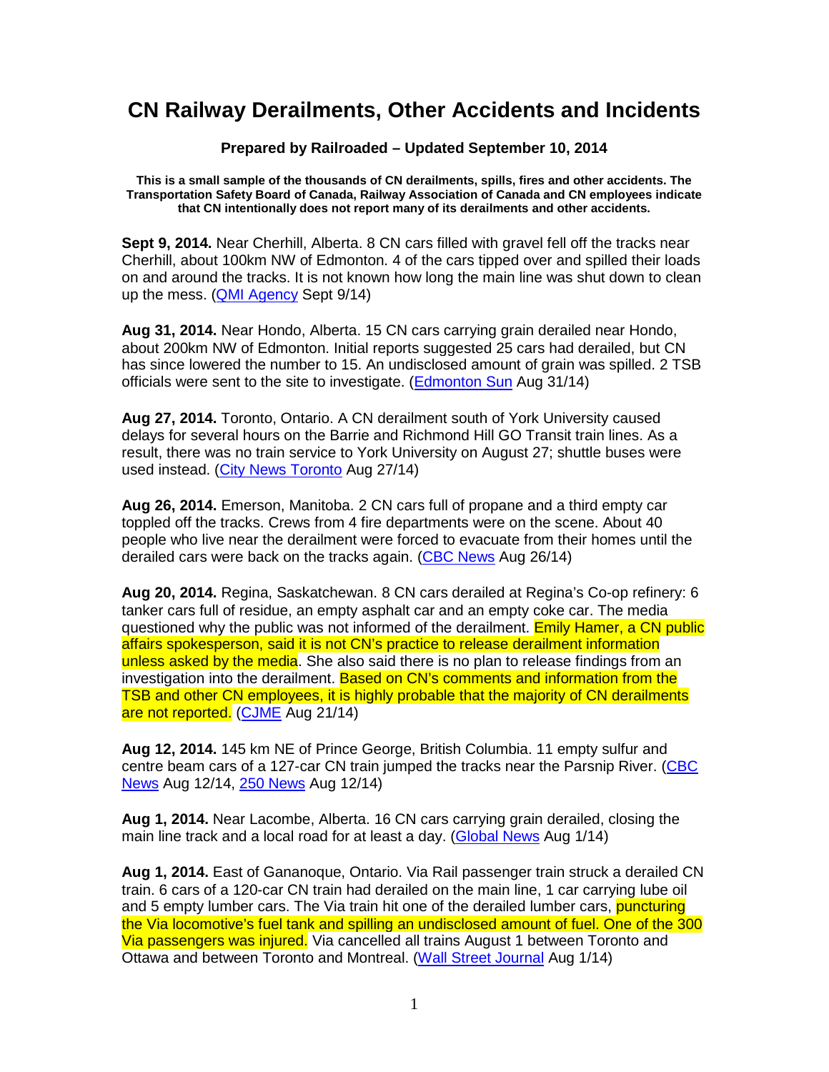# CN Railway Derailments, Other Accidents and Incidents

**Prepared by Railroaded – Updated September 10, 2014**

**This is a small sample of the thousands of CN derailments, spills, fires and other accidents. The Transportation Safety Board of Canada, Railway Association of Canada and CN employees indicate that CN intentionally does not report many of its derailments and other accidents.**

**Sept 9, 2014.** Near Cherhill, Alberta. 8 CN cars filled with gravel fell off the tracks near Cherhill, about 100km NW of Edmonton. 4 of the cars tipped over and spilled their loads on and around the tracks. It is not known how long the main line was shut down to clean up the mess. (QMI Agency Sept 9/14)

**Aug 31, 2014.** Near Hondo, Alberta. 15 CN cars carrying grain derailed near Hondo, about 200km NW of Edmonton. Initial reports suggested 25 cars had derailed, but CN has since lowered the number to 15. An undisclosed amount of grain was spilled. 2 TSB officials were sent to the site to investigate. (Edmonton Sun Aug 31/14)

**Aug 27, 2014.** Toronto, Ontario. A CN derailment south of York University caused delays for several hours on the Barrie and Richmond Hill GO Transit train lines. As a result, there was no train service to York University on August 27; shuttle buses were used instead. (City News Toronto Aug 27/14)

**Aug 26, 2014.** Emerson, Manitoba. 2 CN cars full of propane and a third empty car toppled off the tracks. Crews from 4 fire departments were on the scene. About 40 people who live near the derailment were forced to evacuate from their homes until the derailed cars were back on the tracks again. (CBC News Aug 26/14)

**Aug 20, 2014.** Regina, Saskatchewan. 8 CN cars derailed at Regina's Co-op refinery: 6 tanker cars full of residue, an empty asphalt car and an empty coke car. The media questioned why the public was not informed of the derailment. Emily Hamer, a CN public affairs spokesperson, said it is not CN's practice to release derailment information unless asked by the media. She also said there is no plan to release findings from an investigation into the derailment. Based on CN's comments and information from the TSB and other CN employees, it is highly probable that the majority of CN derailments are not reported. (CJME Aug 21/14)

**Aug 12, 2014.** 145 km NE of Prince George, British Columbia. 11 empty sulfur and centre beam cars of a 127-car CN train jumped the tracks near the Parsnip River. (CBC News Aug 12/14, 250 News Aug 12/14)

**Aug 1, 2014.** Near Lacombe, Alberta. 16 CN cars carrying grain derailed, closing the main line track and a local road for at least a day. (Global News Aug 1/14)

**Aug 1, 2014.** East of Gananoque, Ontario. Via Rail passenger train struck a derailed CN train. 6 cars of a 120-car CN train had derailed on the main line, 1 car carrying lube oil and 5 empty lumber cars. The Via train hit one of the derailed lumber cars, puncturing the Via locomotive's fuel tank and spilling an undisclosed amount of fuel. One of the 300 Via passengers was injured. Via cancelled all trains August 1 between Toronto and Ottawa and between Toronto and Montreal. (Wall Street Journal Aug 1/14)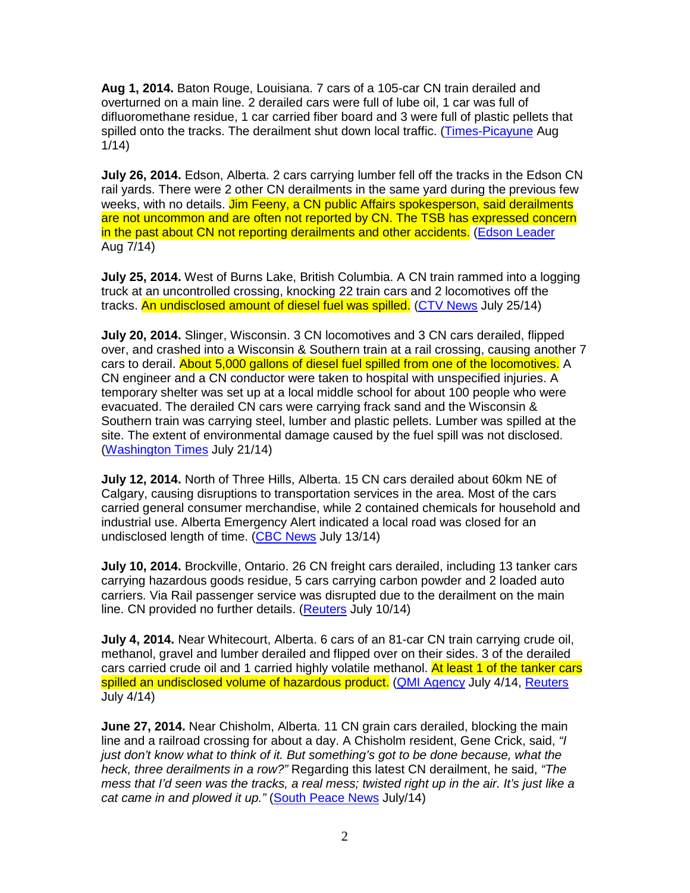**Aug 1, 2014.** Baton Rouge, Louisiana. 7 cars of a 105-car CN train derailed and overturned on a main line. 2 derailed cars were full of lube oil, 1 car was full of difluoromethane residue, 1 car carried fiber board and 3 were full of plastic pellets that spilled onto the tracks. The derailment shut down local traffic. (Times-Picayune Aug 1/14)

**July 26, 2014.** Edson, Alberta. 2 cars carrying lumber fell off the tracks in the Edson CN rail yards. There were 2 other CN derailments in the same yard during the previous few weeks, with no details. Jim Feeny, a CN public Affairs spokesperson, said derailments are not uncommon and are often not reported by CN. The TSB has expressed concern in the past about CN not reporting derailments and other accidents. (Edson Leader Aug 7/14)

**July 25, 2014.** West of Burns Lake, British Columbia. A CN train rammed into a logging truck at an uncontrolled crossing, knocking 22 train cars and 2 locomotives off the tracks. An undisclosed amount of diesel fuel was spilled. (CTV News July 25/14)

**July 20, 2014.** Slinger, Wisconsin. 3 CN locomotives and 3 CN cars derailed, flipped over, and crashed into a Wisconsin & Southern train at a rail crossing, causing another 7 cars to derail. About 5,000 gallons of diesel fuel spilled from one of the locomotives. A CN engineer and a CN conductor were taken to hospital with unspecified injuries. A temporary shelter was set up at a local middle school for about 100 people who were evacuated. The derailed CN cars were carrying frack sand and the Wisconsin & Southern train was carrying steel, lumber and plastic pellets. Lumber was spilled at the site. The extent of environmental damage caused by the fuel spill was not disclosed. (Washington Times July 21/14)

**July 12, 2014.** North of Three Hills, Alberta. 15 CN cars derailed about 60km NE of Calgary, causing disruptions to transportation services in the area. Most of the cars carried general consumer merchandise, while 2 contained chemicals for household and industrial use. Alberta Emergency Alert indicated a local road was closed for an undisclosed length of time. (CBC News July 13/14)

**July 10, 2014.** Brockville, Ontario. 26 CN freight cars derailed, including 13 tanker cars carrying hazardous goods residue, 5 cars carrying carbon powder and 2 loaded auto carriers. Via Rail passenger service was disrupted due to the derailment on the main line. CN provided no further details. (Reuters July 10/14)

**July 4, 2014.** Near Whitecourt, Alberta. 6 cars of an 81-car CN train carrying crude oil, methanol, gravel and lumber derailed and flipped over on their sides. 3 of the derailed cars carried crude oil and 1 carried highly volatile methanol. At least 1 of the tanker cars spilled an undisclosed volume of hazardous product. (QMI Agency July 4/14, Reuters July 4/14)

**June 27, 2014.** Near Chisholm, Alberta. 11 CN grain cars derailed, blocking the main line and a railroad crossing for about a day. A Chisholm resident, Gene Crick, said, *"I just don't know what to think of it. But something's got to be done because, what the heck, three derailments in a row?"* Regarding this latest CN derailment, he said, *"The mess that I'd seen was the tracks, a real mess; twisted right up in the air. It's just like a cat came in and plowed it up."* (South Peace News July/14)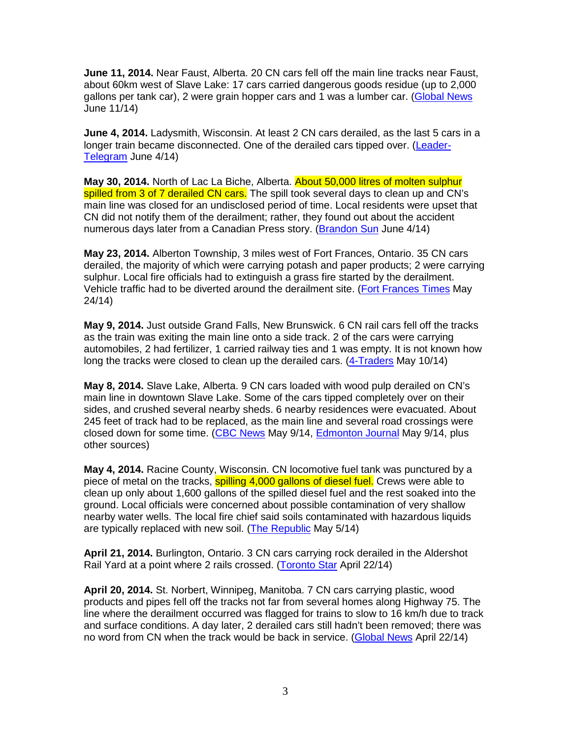**June 11, 2014.** Near Faust, Alberta. 20 CN cars fell off the main line tracks near Faust, about 60km west of Slave Lake: 17 cars carried dangerous goods residue (up to 2,000 gallons per tank car), 2 were grain hopper cars and 1 was a lumber car. (Global News June 11/14)

**June 4, 2014.** Ladysmith, Wisconsin. At least 2 CN cars derailed, as the last 5 cars in a longer train became disconnected. One of the derailed cars tipped over. (Leader-Telegram June 4/14)

**May 30, 2014.** North of Lac La Biche, Alberta. About 50,000 litres of molten sulphur spilled from 3 of 7 derailed CN cars. The spill took several days to clean up and CN's main line was closed for an undisclosed period of time. Local residents were upset that CN did not notify them of the derailment; rather, they found out about the accident numerous days later from a Canadian Press story. (Brandon Sun June 4/14)

**May 23, 2014.** Alberton Township, 3 miles west of Fort Frances, Ontario. 35 CN cars derailed, the majority of which were carrying potash and paper products; 2 were carrying sulphur. Local fire officials had to extinguish a grass fire started by the derailment. Vehicle traffic had to be diverted around the derailment site. (Fort Frances Times May 24/14)

**May 9, 2014.** Just outside Grand Falls, New Brunswick. 6 CN rail cars fell off the tracks as the train was exiting the main line onto a side track. 2 of the cars were carrying automobiles, 2 had fertilizer, 1 carried railway ties and 1 was empty. It is not known how long the tracks were closed to clean up the derailed cars. (4-Traders May 10/14)

**May 8, 2014.** Slave Lake, Alberta. 9 CN cars loaded with wood pulp derailed on CN's main line in downtown Slave Lake. Some of the cars tipped completely over on their sides, and crushed several nearby sheds. 6 nearby residences were evacuated. About 245 feet of track had to be replaced, as the main line and several road crossings were closed down for some time. (CBC News May 9/14, Edmonton Journal May 9/14, plus other sources)

**May 4, 2014.** Racine County, Wisconsin. CN locomotive fuel tank was punctured by a piece of metal on the tracks, spilling 4,000 gallons of diesel fuel. Crews were able to clean up only about 1,600 gallons of the spilled diesel fuel and the rest soaked into the ground. Local officials were concerned about possible contamination of very shallow nearby water wells. The local fire chief said soils contaminated with hazardous liquids are typically replaced with new soil. (The Republic May 5/14)

**April 21, 2014.** Burlington, Ontario. 3 CN cars carrying rock derailed in the Aldershot Rail Yard at a point where 2 rails crossed. (Toronto Star April 22/14)

**April 20, 2014.** St. Norbert, Winnipeg, Manitoba. 7 CN cars carrying plastic, wood products and pipes fell off the tracks not far from several homes along Highway 75. The line where the derailment occurred was flagged for trains to slow to 16 km/h due to track and surface conditions. A day later, 2 derailed cars still hadn't been removed; there was no word from CN when the track would be back in service. (Global News April 22/14)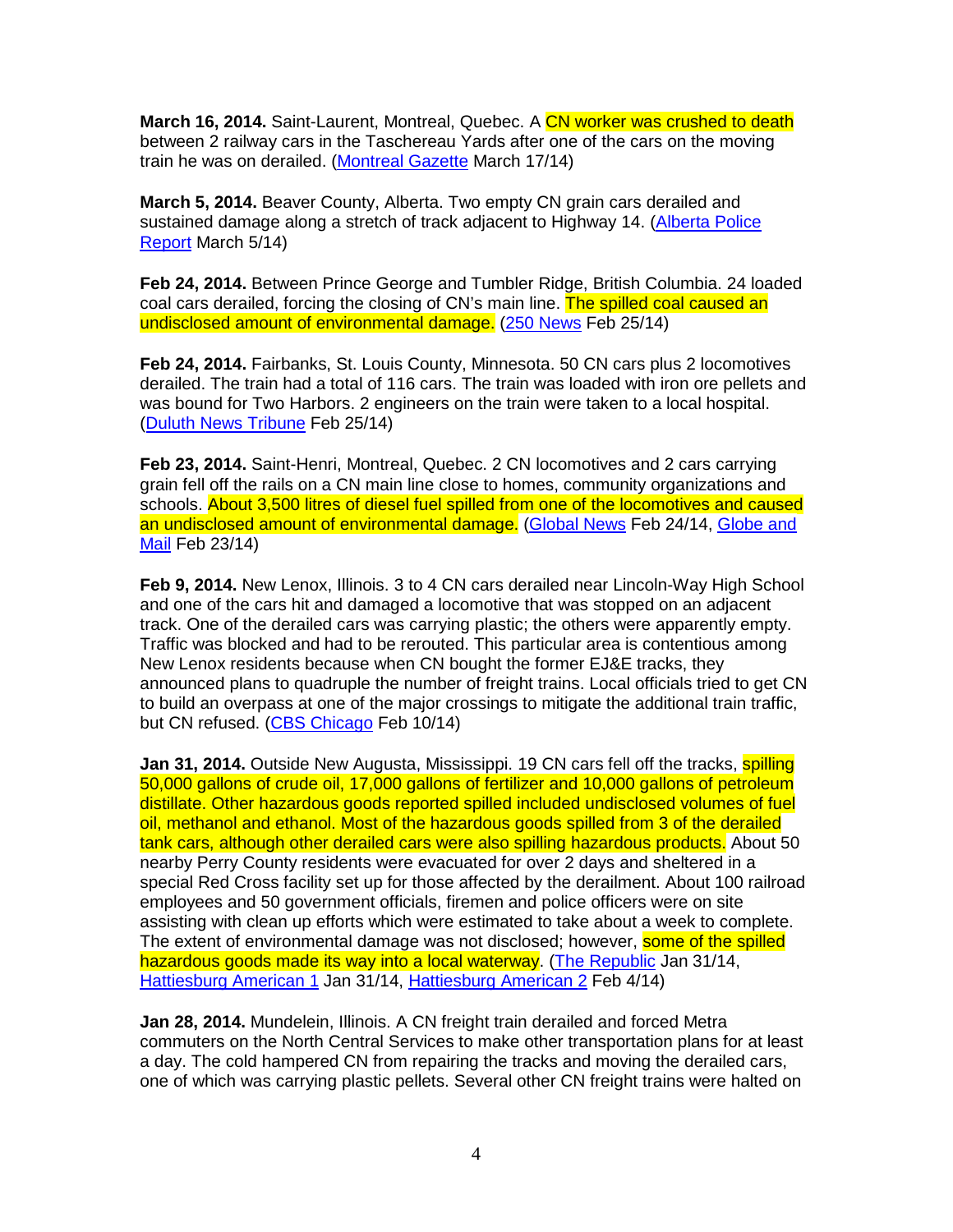**March 16, 2014.** Saint-Laurent, Montreal, Quebec. A CN worker was crushed to death between 2 railway cars in the Taschereau Yards after one of the cars on the moving train he was on derailed. (Montreal Gazette March 17/14)

**March 5, 2014.** Beaver County, Alberta. Two empty CN grain cars derailed and sustained damage along a stretch of track adjacent to Highway 14. (Alberta Police Report March 5/14)

**Feb 24, 2014.** Between Prince George and Tumbler Ridge, British Columbia. 24 loaded coal cars derailed, forcing the closing of CN's main line. The spilled coal caused an undisclosed amount of environmental damage. (250 News Feb 25/14)

**Feb 24, 2014.** Fairbanks, St. Louis County, Minnesota. 50 CN cars plus 2 locomotives derailed. The train had a total of 116 cars. The train was loaded with iron ore pellets and was bound for Two Harbors. 2 engineers on the train were taken to a local hospital. (Duluth News Tribune Feb 25/14)

**Feb 23, 2014.** Saint-Henri, Montreal, Quebec. 2 CN locomotives and 2 cars carrying grain fell off the rails on a CN main line close to homes, community organizations and schools. About 3,500 litres of diesel fuel spilled from one of the locomotives and caused an undisclosed amount of environmental damage. (Global News Feb 24/14, Globe and Mail Feb 23/14)

**Feb 9, 2014.** New Lenox, Illinois. 3 to 4 CN cars derailed near Lincoln-Way High School and one of the cars hit and damaged a locomotive that was stopped on an adjacent track. One of the derailed cars was carrying plastic; the others were apparently empty. Traffic was blocked and had to be rerouted. This particular area is contentious among New Lenox residents because when CN bought the former EJ&E tracks, they announced plans to quadruple the number of freight trains. Local officials tried to get CN to build an overpass at one of the major crossings to mitigate the additional train traffic, but CN refused. (CBS Chicago Feb 10/14)

**Jan 31, 2014.** Outside New Augusta, Mississippi. 19 CN cars fell off the tracks, spilling 50,000 gallons of crude oil, 17,000 gallons of fertilizer and 10,000 gallons of petroleum distillate. Other hazardous goods reported spilled included undisclosed volumes of fuel oil, methanol and ethanol. Most of the hazardous goods spilled from 3 of the derailed tank cars, although other derailed cars were also spilling hazardous products. About 50 nearby Perry County residents were evacuated for over 2 days and sheltered in a special Red Cross facility set up for those affected by the derailment. About 100 railroad employees and 50 government officials, firemen and police officers were on site assisting with clean up efforts which were estimated to take about a week to complete. The extent of environmental damage was not disclosed; however, some of the spilled hazardous goods made its way into a local waterway. (The Republic Jan 31/14, Hattiesburg American 1 Jan 31/14, Hattiesburg American 2 Feb 4/14)

**Jan 28, 2014.** Mundelein, Illinois. A CN freight train derailed and forced Metra commuters on the North Central Services to make other transportation plans for at least a day. The cold hampered CN from repairing the tracks and moving the derailed cars, one of which was carrying plastic pellets. Several other CN freight trains were halted on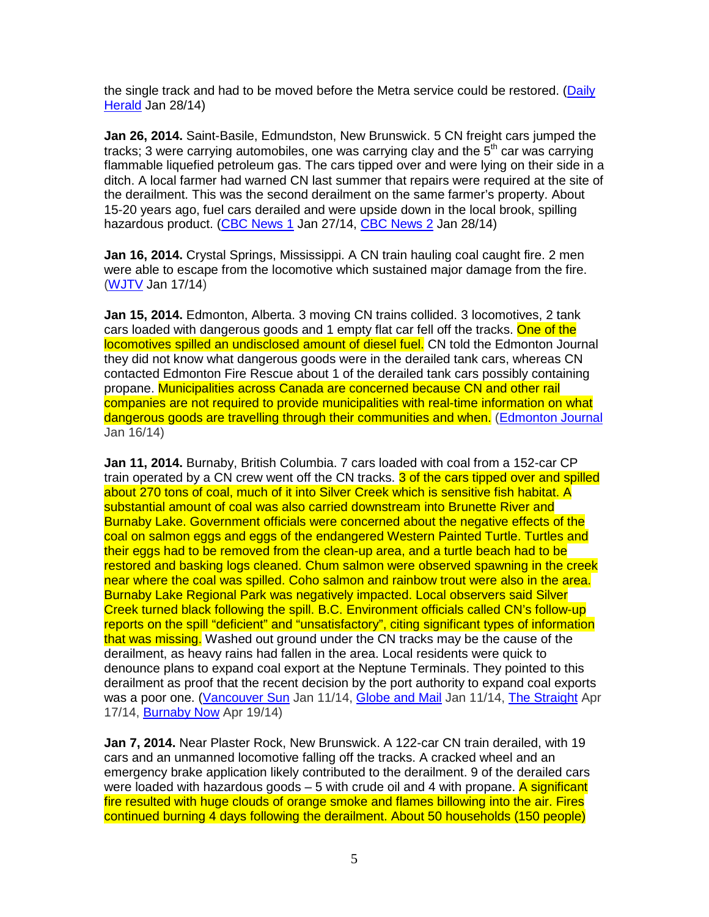the single track and had to be moved before the Metra service could be restored. (Daily Herald Jan 28/14)

**Jan 26, 2014.** Saint-Basile, Edmundston, New Brunswick. 5 CN freight cars jumped the tracks; 3 were carrying automobiles, one was carrying clay and the 5th car was carrying flammable liquefied petroleum gas. The cars tipped over and were lying on their side in a ditch. A local farmer had warned CN last summer that repairs were required at the site of the derailment. This was the second derailment on the same farmer's property. About 15-20 years ago, fuel cars derailed and were upside down in the local brook, spilling hazardous product. (CBC News 1 Jan 27/14, CBC News 2 Jan 28/14)

**Jan 16, 2014.** Crystal Springs, Mississippi. A CN train hauling coal caught fire. 2 men were able to escape from the locomotive which sustained major damage from the fire. (WJTV Jan 17/14)

**Jan 15, 2014.** Edmonton, Alberta. 3 moving CN trains collided. 3 locomotives, 2 tank cars loaded with dangerous goods and 1 empty flat car fell off the tracks. One of the locomotives spilled an undisclosed amount of diesel fuel. CN told the Edmonton Journal they did not know what dangerous goods were in the derailed tank cars, whereas CN contacted Edmonton Fire Rescue about 1 of the derailed tank cars possibly containing propane. Municipalities across Canada are concerned because CN and other rail companies are not required to provide municipalities with real-time information on what dangerous goods are travelling through their communities and when. (Edmonton Journal Jan 16/14)

**Jan 11, 2014.** Burnaby, British Columbia. 7 cars loaded with coal from a 152-car CP train operated by a CN crew went off the CN tracks. 3 of the cars tipped over and spilled about 270 tons of coal, much of it into Silver Creek which is sensitive fish habitat. A substantial amount of coal was also carried downstream into Brunette River and Burnaby Lake. Government officials were concerned about the negative effects of the coal on salmon eggs and eggs of the endangered Western Painted Turtle. Turtles and their eggs had to be removed from the clean-up area, and a turtle beach had to be restored and basking logs cleaned. Chum salmon were observed spawning in the creek near where the coal was spilled. Coho salmon and rainbow trout were also in the area. Burnaby Lake Regional Park was negatively impacted. Local observers said Silver Creek turned black following the spill. B.C. Environment officials called CN's follow-up reports on the spill "deficient" and "unsatisfactory", citing significant types of information that was missing. Washed out ground under the CN tracks may be the cause of the derailment, as heavy rains had fallen in the area. Local residents were quick to denounce plans to expand coal export at the Neptune Terminals. They pointed to this derailment as proof that the recent decision by the port authority to expand coal exports was a poor one. (Vancouver Sun Jan 11/14, Globe and Mail Jan 11/14, The Straight Apr 17/14, Burnaby Now Apr 19/14)

**Jan 7, 2014.** Near Plaster Rock, New Brunswick. A 122-car CN train derailed, with 19 cars and an unmanned locomotive falling off the tracks. A cracked wheel and an emergency brake application likely contributed to the derailment. 9 of the derailed cars were loaded with hazardous goods – 5 with crude oil and 4 with propane. A significant fire resulted with huge clouds of orange smoke and flames billowing into the air. Fires continued burning 4 days following the derailment. About 50 households (150 people)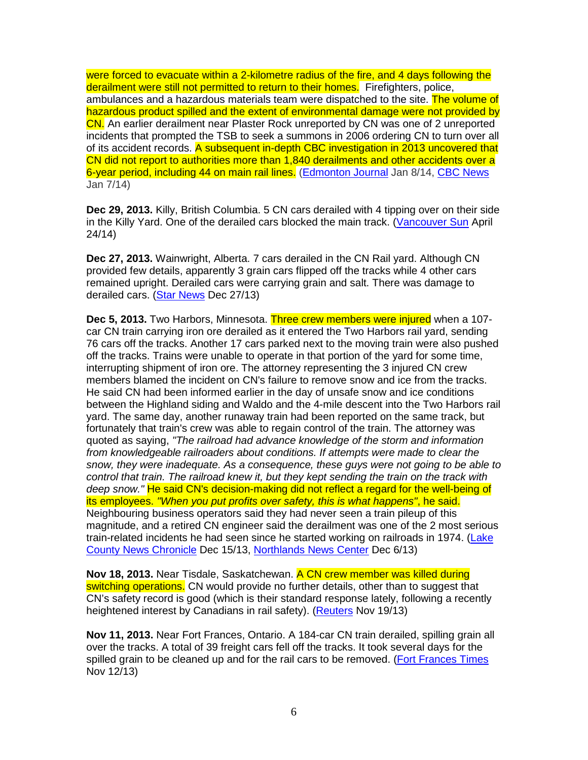were forced to evacuate within a 2-kilometre radius of the fire, and 4 days following the derailment were still not permitted to return to their homes. Firefighters, police, ambulances and a hazardous materials team were dispatched to the site. The volume of hazardous product spilled and the extent of environmental damage were not provided by CN. An earlier derailment near Plaster Rock unreported by CN was one of 2 unreported incidents that prompted the TSB to seek a summons in 2006 ordering CN to turn over all of its accident records. A subsequent in-depth CBC investigation in 2013 uncovered that CN did not report to authorities more than 1,840 derailments and other accidents over a 6-year period, including 44 on main rail lines. (Edmonton Journal Jan 8/14, CBC News Jan 7/14)

**Dec 29, 2013.** Killy, British Columbia. 5 CN cars derailed with 4 tipping over on their side in the Killy Yard. One of the derailed cars blocked the main track. (Vancouver Sun April 24/14)

**Dec 27, 2013.** Wainwright, Alberta. 7 cars derailed in the CN Rail yard. Although CN provided few details, apparently 3 grain cars flipped off the tracks while 4 other cars remained upright. Derailed cars were carrying grain and salt. There was damage to derailed cars. (Star News Dec 27/13)

**Dec 5, 2013.** Two Harbors, Minnesota. Three crew members were injured when a 107-car CN train carrying iron ore derailed as it entered the Two Harbors rail yard, sending 76 cars off the tracks. Another 17 cars parked next to the moving train were also pushed off the tracks. Trains were unable to operate in that portion of the yard for some time, interrupting shipment of iron ore. The attorney representing the 3 injured CN crew members blamed the incident on CN's failure to remove snow and ice from the tracks. He said CN had been informed earlier in the day of unsafe snow and ice conditions between the Highland siding and Waldo and the 4-mile descent into the Two Harbors rail yard. The same day, another runaway train had been reported on the same track, but fortunately that train's crew was able to regain control of the train. The attorney was quoted as saying, *"The railroad had advance knowledge of the storm and information from knowledgeable railroaders about conditions. If attempts were made to clear the snow, they were inadequate. As a consequence, these guys were not going to be able to control that train. The railroad knew it, but they kept sending the train on the track with deep snow."* He said CN's decision-making did not reflect a regard for the well-being of its employees. *"When you put profits over safety, this is what happens"*, he said. Neighbouring business operators said they had never seen a train pileup of this magnitude, and a retired CN engineer said the derailment was one of the 2 most serious train-related incidents he had seen since he started working on railroads in 1974. (Lake County News Chronicle Dec 15/13, Northlands News Center Dec 6/13)

**Nov 18, 2013.** Near Tisdale, Saskatchewan. A CN crew member was killed during switching operations. CN would provide no further details, other than to suggest that CN's safety record is good (which is their standard response lately, following a recently heightened interest by Canadians in rail safety). (Reuters Nov 19/13)

**Nov 11, 2013.** Near Fort Frances, Ontario. A 184-car CN train derailed, spilling grain all over the tracks. A total of 39 freight cars fell off the tracks. It took several days for the spilled grain to be cleaned up and for the rail cars to be removed. (Fort Frances Times Nov 12/13)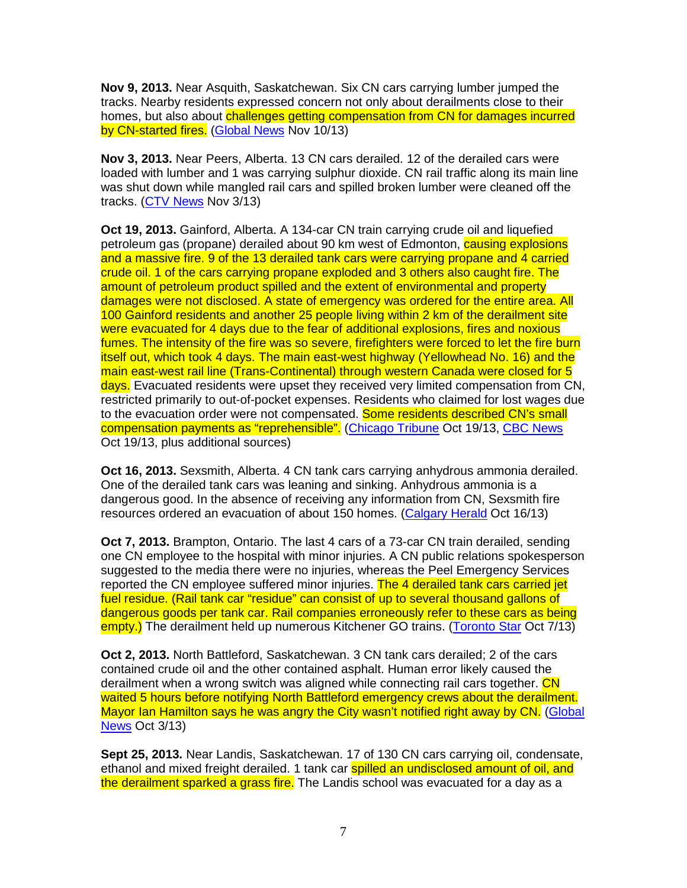**Nov 9, 2013.** Near Asquith, Saskatchewan. Six CN cars carrying lumber jumped the tracks. Nearby residents expressed concern not only about derailments close to their homes, but also about challenges getting compensation from CN for damages incurred by CN-started fires. (Global News Nov 10/13)

**Nov 3, 2013.** Near Peers, Alberta. 13 CN cars derailed. 12 of the derailed cars were loaded with lumber and 1 was carrying sulphur dioxide. CN rail traffic along its main line was shut down while mangled rail cars and spilled broken lumber were cleaned off the tracks. (CTV News Nov 3/13)

**Oct 19, 2013.** Gainford, Alberta. A 134-car CN train carrying crude oil and liquefied petroleum gas (propane) derailed about 90 km west of Edmonton, causing explosions and a massive fire. 9 of the 13 derailed tank cars were carrying propane and 4 carried crude oil. 1 of the cars carrying propane exploded and 3 others also caught fire. The amount of petroleum product spilled and the extent of environmental and property damages were not disclosed. A state of emergency was ordered for the entire area. All 100 Gainford residents and another 25 people living within 2 km of the derailment site were evacuated for 4 days due to the fear of additional explosions, fires and noxious fumes. The intensity of the fire was so severe, firefighters were forced to let the fire burn itself out, which took 4 days. The main east-west highway (Yellowhead No. 16) and the main east-west rail line (Trans-Continental) through western Canada were closed for 5 days. Evacuated residents were upset they received very limited compensation from CN, restricted primarily to out-of-pocket expenses. Residents who claimed for lost wages due to the evacuation order were not compensated. Some residents described CN's small compensation payments as "reprehensible". (Chicago Tribune Oct 19/13, CBC News Oct 19/13, plus additional sources)

**Oct 16, 2013.** Sexsmith, Alberta. 4 CN tank cars carrying anhydrous ammonia derailed. One of the derailed tank cars was leaning and sinking. Anhydrous ammonia is a dangerous good. In the absence of receiving any information from CN, Sexsmith fire resources ordered an evacuation of about 150 homes. (Calgary Herald Oct 16/13)

**Oct 7, 2013.** Brampton, Ontario. The last 4 cars of a 73-car CN train derailed, sending one CN employee to the hospital with minor injuries. A CN public relations spokesperson suggested to the media there were no injuries, whereas the Peel Emergency Services reported the CN employee suffered minor injuries. The 4 derailed tank cars carried jet fuel residue. (Rail tank car "residue" can consist of up to several thousand gallons of dangerous goods per tank car. Rail companies erroneously refer to these cars as being empty.) The derailment held up numerous Kitchener GO trains. (Toronto Star Oct 7/13)

**Oct 2, 2013.** North Battleford, Saskatchewan. 3 CN tank cars derailed; 2 of the cars contained crude oil and the other contained asphalt. Human error likely caused the derailment when a wrong switch was aligned while connecting rail cars together. CN waited 5 hours before notifying North Battleford emergency crews about the derailment. Mayor Ian Hamilton says he was angry the City wasn't notified right away by CN. (Global News Oct 3/13)

**Sept 25, 2013.** Near Landis, Saskatchewan. 17 of 130 CN cars carrying oil, condensate, ethanol and mixed freight derailed. 1 tank car spilled an undisclosed amount of oil, and the derailment sparked a grass fire. The Landis school was evacuated for a day as a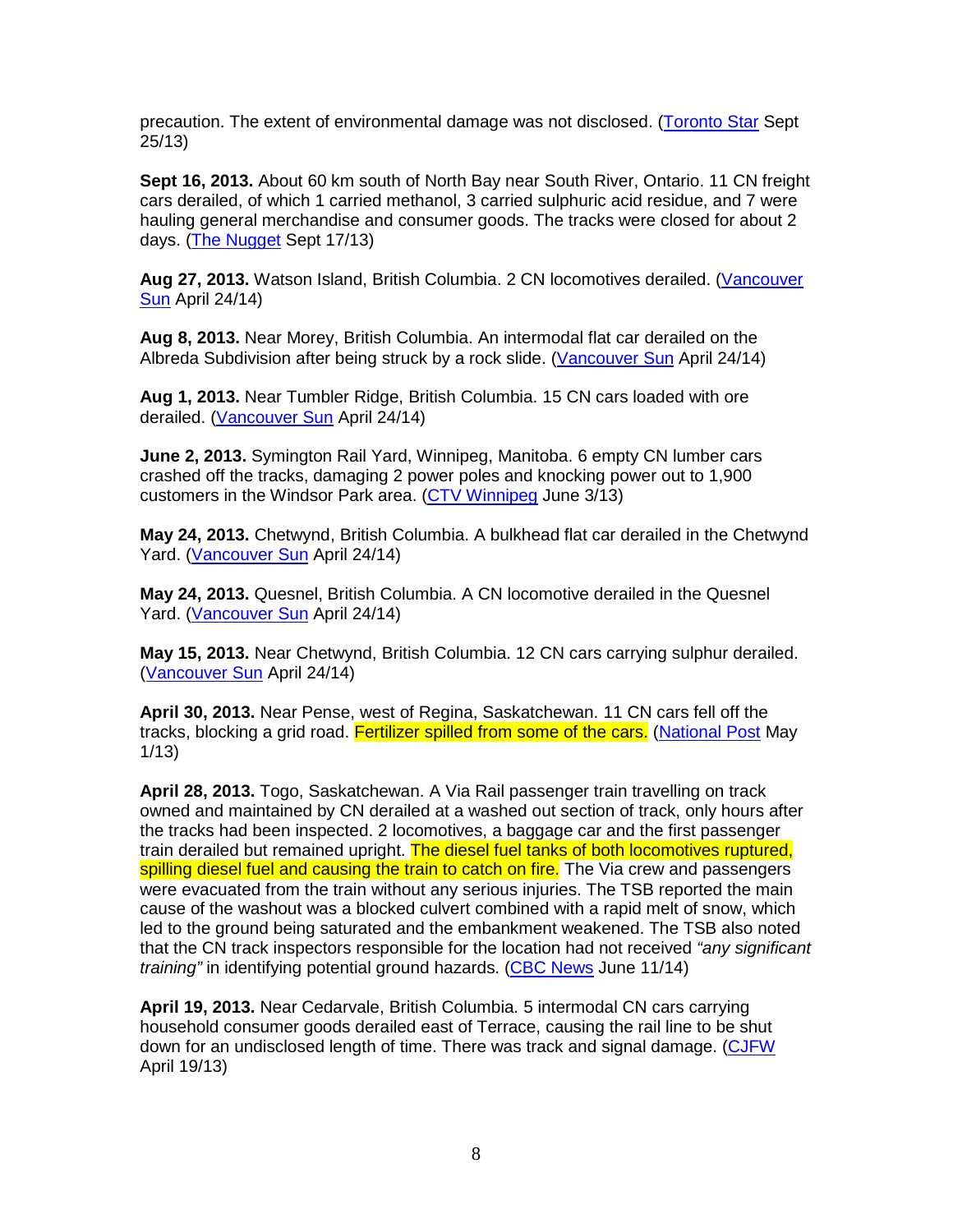precaution. The extent of environmental damage was not disclosed. (Toronto Star Sept 25/13)

**Sept 16, 2013.** About 60 km south of North Bay near South River, Ontario. 11 CN freight cars derailed, of which 1 carried methanol, 3 carried sulphuric acid residue, and 7 were hauling general merchandise and consumer goods. The tracks were closed for about 2 days. (The Nugget Sept 17/13)

**Aug 27, 2013.** Watson Island, British Columbia. 2 CN locomotives derailed. (Vancouver Sun April 24/14)

**Aug 8, 2013.** Near Morey, British Columbia. An intermodal flat car derailed on the Albreda Subdivision after being struck by a rock slide. (Vancouver Sun April 24/14)

**Aug 1, 2013.** Near Tumbler Ridge, British Columbia. 15 CN cars loaded with ore derailed. (Vancouver Sun April 24/14)

**June 2, 2013.** Symington Rail Yard, Winnipeg, Manitoba. 6 empty CN lumber cars crashed off the tracks, damaging 2 power poles and knocking power out to 1,900 customers in the Windsor Park area. (CTV Winnipeg June 3/13)

**May 24, 2013.** Chetwynd, British Columbia. A bulkhead flat car derailed in the Chetwynd Yard. (Vancouver Sun April 24/14)

**May 24, 2013.** Quesnel, British Columbia. A CN locomotive derailed in the Quesnel Yard. (Vancouver Sun April 24/14)

**May 15, 2013.** Near Chetwynd, British Columbia. 12 CN cars carrying sulphur derailed. (Vancouver Sun April 24/14)

**April 30, 2013.** Near Pense, west of Regina, Saskatchewan. 11 CN cars fell off the tracks, blocking a grid road. Fertilizer spilled from some of the cars. (National Post May 1/13)

**April 28, 2013.** Togo, Saskatchewan. A Via Rail passenger train travelling on track owned and maintained by CN derailed at a washed out section of track, only hours after the tracks had been inspected. 2 locomotives, a baggage car and the first passenger train derailed but remained upright. The diesel fuel tanks of both locomotives ruptured, spilling diesel fuel and causing the train to catch on fire. The Via crew and passengers were evacuated from the train without any serious injuries. The TSB reported the main cause of the washout was a blocked culvert combined with a rapid melt of snow, which led to the ground being saturated and the embankment weakened. The TSB also noted that the CN track inspectors responsible for the location had not received *"any significant training"* in identifying potential ground hazards. (CBC News June 11/14)

**April 19, 2013.** Near Cedarvale, British Columbia. 5 intermodal CN cars carrying household consumer goods derailed east of Terrace, causing the rail line to be shut down for an undisclosed length of time. There was track and signal damage. (CJFW April 19/13)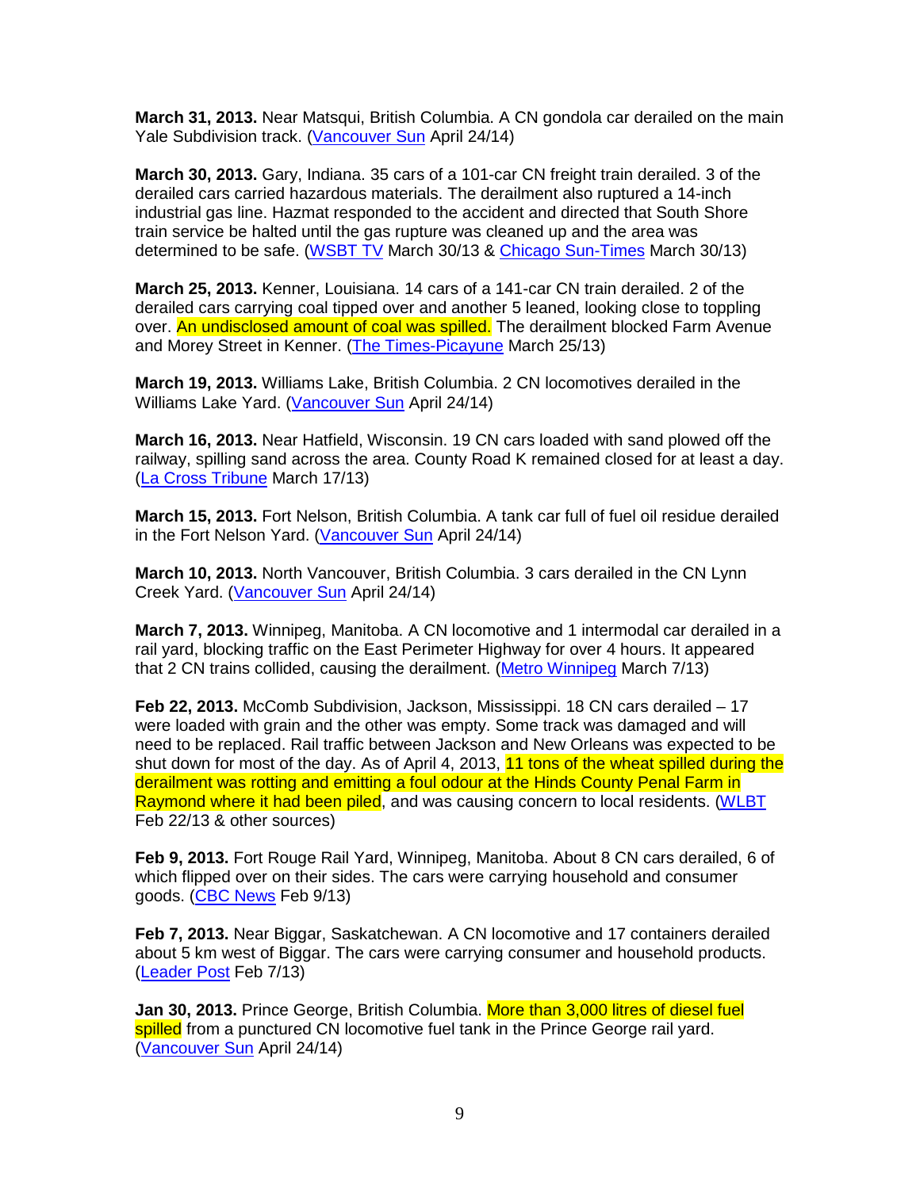**March 31, 2013.** Near Matsqui, British Columbia. A CN gondola car derailed on the main Yale Subdivision track. (Vancouver Sun April 24/14)

**March 30, 2013.** Gary, Indiana. 35 cars of a 101-car CN freight train derailed. 3 of the derailed cars carried hazardous materials. The derailment also ruptured a 14-inch industrial gas line. Hazmat responded to the accident and directed that South Shore train service be halted until the gas rupture was cleaned up and the area was determined to be safe. (WSBT TV March 30/13 & Chicago Sun-Times March 30/13)

**March 25, 2013.** Kenner, Louisiana. 14 cars of a 141-car CN train derailed. 2 of the derailed cars carrying coal tipped over and another 5 leaned, looking close to toppling over. An undisclosed amount of coal was spilled. The derailment blocked Farm Avenue and Morey Street in Kenner. (The Times-Picayune March 25/13)

**March 19, 2013.** Williams Lake, British Columbia. 2 CN locomotives derailed in the Williams Lake Yard. (Vancouver Sun April 24/14)

**March 16, 2013.** Near Hatfield, Wisconsin. 19 CN cars loaded with sand plowed off the railway, spilling sand across the area. County Road K remained closed for at least a day. (La Cross Tribune March 17/13)

**March 15, 2013.** Fort Nelson, British Columbia. A tank car full of fuel oil residue derailed in the Fort Nelson Yard. (Vancouver Sun April 24/14)

**March 10, 2013.** North Vancouver, British Columbia. 3 cars derailed in the CN Lynn Creek Yard. (Vancouver Sun April 24/14)

**March 7, 2013.** Winnipeg, Manitoba. A CN locomotive and 1 intermodal car derailed in a rail yard, blocking traffic on the East Perimeter Highway for over 4 hours. It appeared that 2 CN trains collided, causing the derailment. (Metro Winnipeg March 7/13)

**Feb 22, 2013.** McComb Subdivision, Jackson, Mississippi. 18 CN cars derailed – 17 were loaded with grain and the other was empty. Some track was damaged and will need to be replaced. Rail traffic between Jackson and New Orleans was expected to be shut down for most of the day. As of April 4, 2013, 11 tons of the wheat spilled during the derailment was rotting and emitting a foul odour at the Hinds County Penal Farm in Raymond where it had been piled, and was causing concern to local residents. (WLBT Feb 22/13 & other sources)

**Feb 9, 2013.** Fort Rouge Rail Yard, Winnipeg, Manitoba. About 8 CN cars derailed, 6 of which flipped over on their sides. The cars were carrying household and consumer goods. (CBC News Feb 9/13)

**Feb 7, 2013.** Near Biggar, Saskatchewan. A CN locomotive and 17 containers derailed about 5 km west of Biggar. The cars were carrying consumer and household products. (Leader Post Feb 7/13)

**Jan 30, 2013.** Prince George, British Columbia. More than 3,000 litres of diesel fuel spilled from a punctured CN locomotive fuel tank in the Prince George rail yard. (Vancouver Sun April 24/14)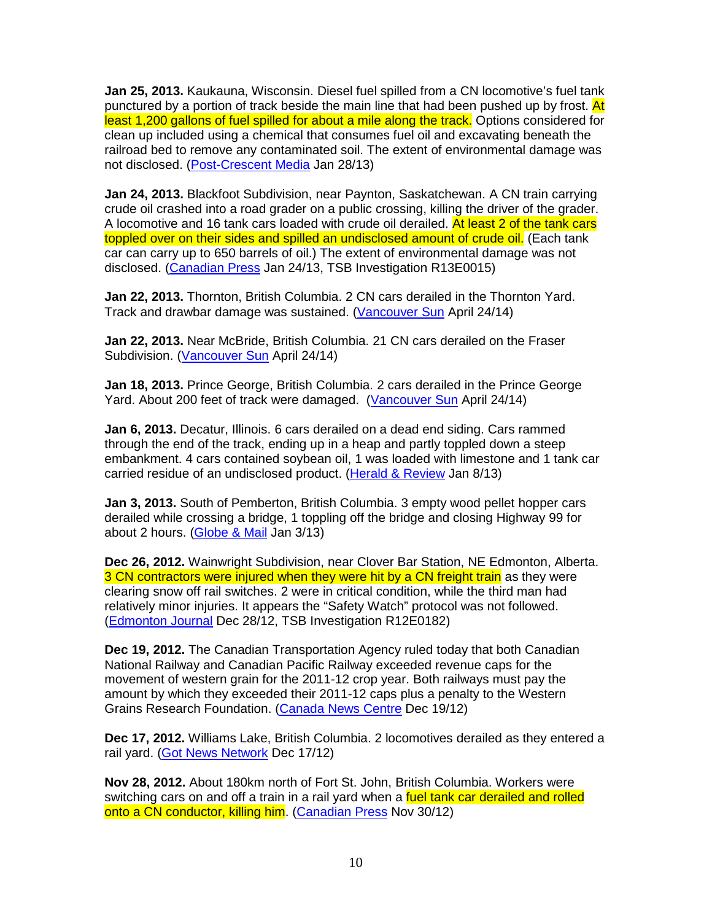**Jan 25, 2013.** Kaukauna, Wisconsin. Diesel fuel spilled from a CN locomotive's fuel tank punctured by a portion of track beside the main line that had been pushed up by frost. At least 1,200 gallons of fuel spilled for about a mile along the track. Options considered for clean up included using a chemical that consumes fuel oil and excavating beneath the railroad bed to remove any contaminated soil. The extent of environmental damage was not disclosed. (Post-Crescent Media Jan 28/13)

**Jan 24, 2013.** Blackfoot Subdivision, near Paynton, Saskatchewan. A CN train carrying crude oil crashed into a road grader on a public crossing, killing the driver of the grader. A locomotive and 16 tank cars loaded with crude oil derailed. At least 2 of the tank cars toppled over on their sides and spilled an undisclosed amount of crude oil. (Each tank car can carry up to 650 barrels of oil.) The extent of environmental damage was not disclosed. (Canadian Press Jan 24/13, TSB Investigation R13E0015)

**Jan 22, 2013.** Thornton, British Columbia. 2 CN cars derailed in the Thornton Yard. Track and drawbar damage was sustained. (Vancouver Sun April 24/14)

**Jan 22, 2013.** Near McBride, British Columbia. 21 CN cars derailed on the Fraser Subdivision. (Vancouver Sun April 24/14)

**Jan 18, 2013.** Prince George, British Columbia. 2 cars derailed in the Prince George Yard. About 200 feet of track were damaged. (Vancouver Sun April 24/14)

**Jan 6, 2013.** Decatur, Illinois. 6 cars derailed on a dead end siding. Cars rammed through the end of the track, ending up in a heap and partly toppled down a steep embankment. 4 cars contained soybean oil, 1 was loaded with limestone and 1 tank car carried residue of an undisclosed product. (Herald & Review Jan 8/13)

**Jan 3, 2013.** South of Pemberton, British Columbia. 3 empty wood pellet hopper cars derailed while crossing a bridge, 1 toppling off the bridge and closing Highway 99 for about 2 hours. (Globe & Mail Jan 3/13)

**Dec 26, 2012.** Wainwright Subdivision, near Clover Bar Station, NE Edmonton, Alberta. 3 CN contractors were injured when they were hit by a CN freight train as they were clearing snow off rail switches. 2 were in critical condition, while the third man had relatively minor injuries. It appears the "Safety Watch" protocol was not followed. (Edmonton Journal Dec 28/12, TSB Investigation R12E0182)

**Dec 19, 2012.** The Canadian Transportation Agency ruled today that both Canadian National Railway and Canadian Pacific Railway exceeded revenue caps for the movement of western grain for the 2011-12 crop year. Both railways must pay the amount by which they exceeded their 2011-12 caps plus a penalty to the Western Grains Research Foundation. (Canada News Centre Dec 19/12)

**Dec 17, 2012.** Williams Lake, British Columbia. 2 locomotives derailed as they entered a rail yard. (Got News Network Dec 17/12)

**Nov 28, 2012.** About 180km north of Fort St. John, British Columbia. Workers were switching cars on and off a train in a rail yard when a fuel tank car derailed and rolled onto a CN conductor, killing him. (Canadian Press Nov 30/12)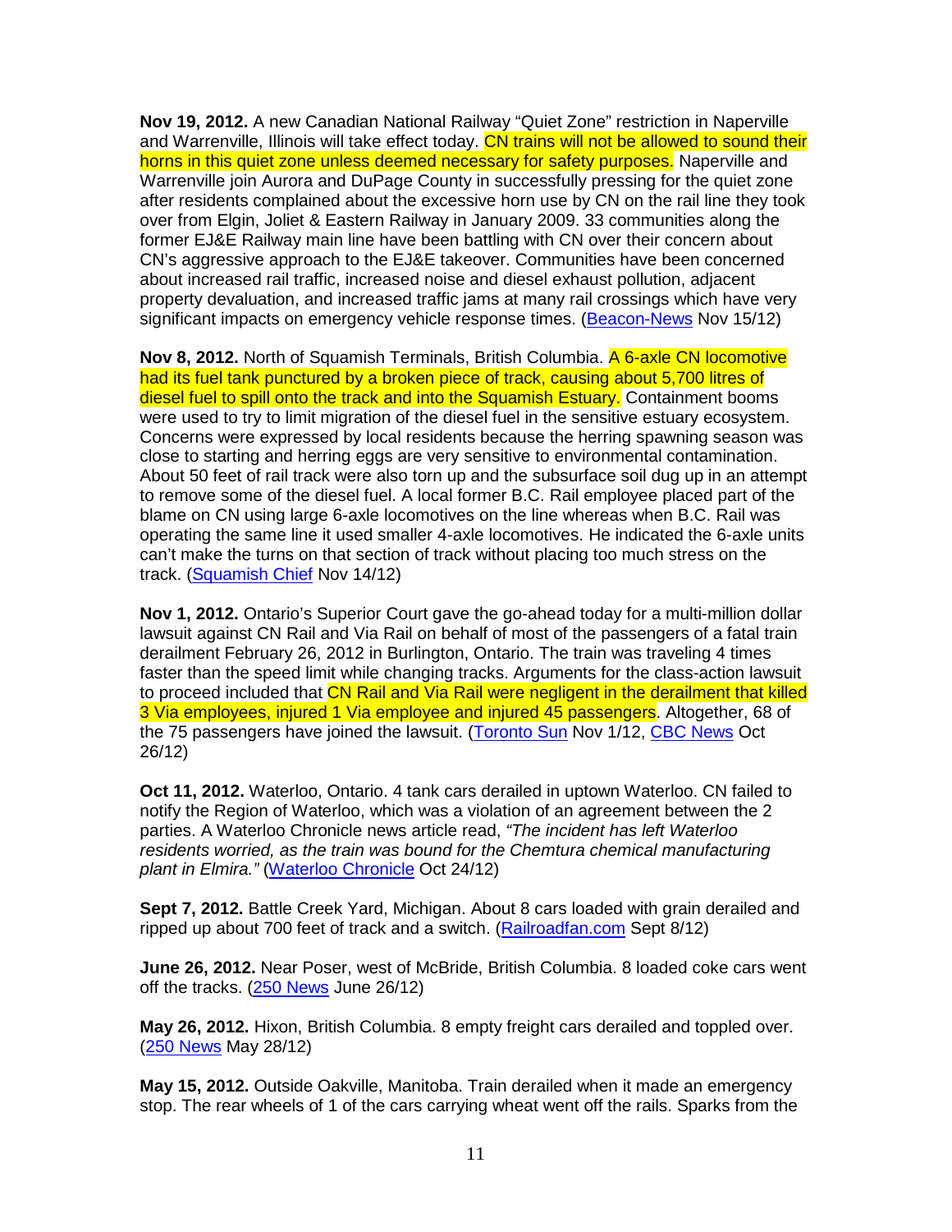**Nov 19, 2012.** A new Canadian National Railway "Quiet Zone" restriction in Naperville and Warrenville, Illinois will take effect today. CN trains will not be allowed to sound their horns in this quiet zone unless deemed necessary for safety purposes. Naperville and Warrenville join Aurora and DuPage County in successfully pressing for the quiet zone after residents complained about the excessive horn use by CN on the rail line they took over from Elgin, Joliet & Eastern Railway in January 2009. 33 communities along the former EJ&E Railway main line have been battling with CN over their concern about CN's aggressive approach to the EJ&E takeover. Communities have been concerned about increased rail traffic, increased noise and diesel exhaust pollution, adjacent property devaluation, and increased traffic jams at many rail crossings which have very significant impacts on emergency vehicle response times. (Beacon-News Nov 15/12)

**Nov 8, 2012.** North of Squamish Terminals, British Columbia. A 6-axle CN locomotive had its fuel tank punctured by a broken piece of track, causing about 5,700 litres of diesel fuel to spill onto the track and into the Squamish Estuary. Containment booms were used to try to limit migration of the diesel fuel in the sensitive estuary ecosystem. Concerns were expressed by local residents because the herring spawning season was close to starting and herring eggs are very sensitive to environmental contamination. About 50 feet of rail track were also torn up and the subsurface soil dug up in an attempt to remove some of the diesel fuel. A local former B.C. Rail employee placed part of the blame on CN using large 6-axle locomotives on the line whereas when B.C. Rail was operating the same line it used smaller 4-axle locomotives. He indicated the 6-axle units can't make the turns on that section of track without placing too much stress on the track. (Squamish Chief Nov 14/12)

**Nov 1, 2012.** Ontario's Superior Court gave the go-ahead today for a multi-million dollar lawsuit against CN Rail and Via Rail on behalf of most of the passengers of a fatal train derailment February 26, 2012 in Burlington, Ontario. The train was traveling 4 times faster than the speed limit while changing tracks. Arguments for the class-action lawsuit to proceed included that CN Rail and Via Rail were negligent in the derailment that killed 3 Via employees, injured 1 Via employee and injured 45 passengers. Altogether, 68 of the 75 passengers have joined the lawsuit. (Toronto Sun Nov 1/12, CBC News Oct 26/12)

**Oct 11, 2012.** Waterloo, Ontario. 4 tank cars derailed in uptown Waterloo. CN failed to notify the Region of Waterloo, which was a violation of an agreement between the 2 parties. A Waterloo Chronicle news article read, *"The incident has left Waterloo residents worried, as the train was bound for the Chemtura chemical manufacturing plant in Elmira."* (Waterloo Chronicle Oct 24/12)

**Sept 7, 2012.** Battle Creek Yard, Michigan. About 8 cars loaded with grain derailed and ripped up about 700 feet of track and a switch. (Railroadfan.com Sept 8/12)

**June 26, 2012.** Near Poser, west of McBride, British Columbia. 8 loaded coke cars went off the tracks. (250 News June 26/12)

**May 26, 2012.** Hixon, British Columbia. 8 empty freight cars derailed and toppled over. (250 News May 28/12)

**May 15, 2012.** Outside Oakville, Manitoba. Train derailed when it made an emergency stop. The rear wheels of 1 of the cars carrying wheat went off the rails. Sparks from the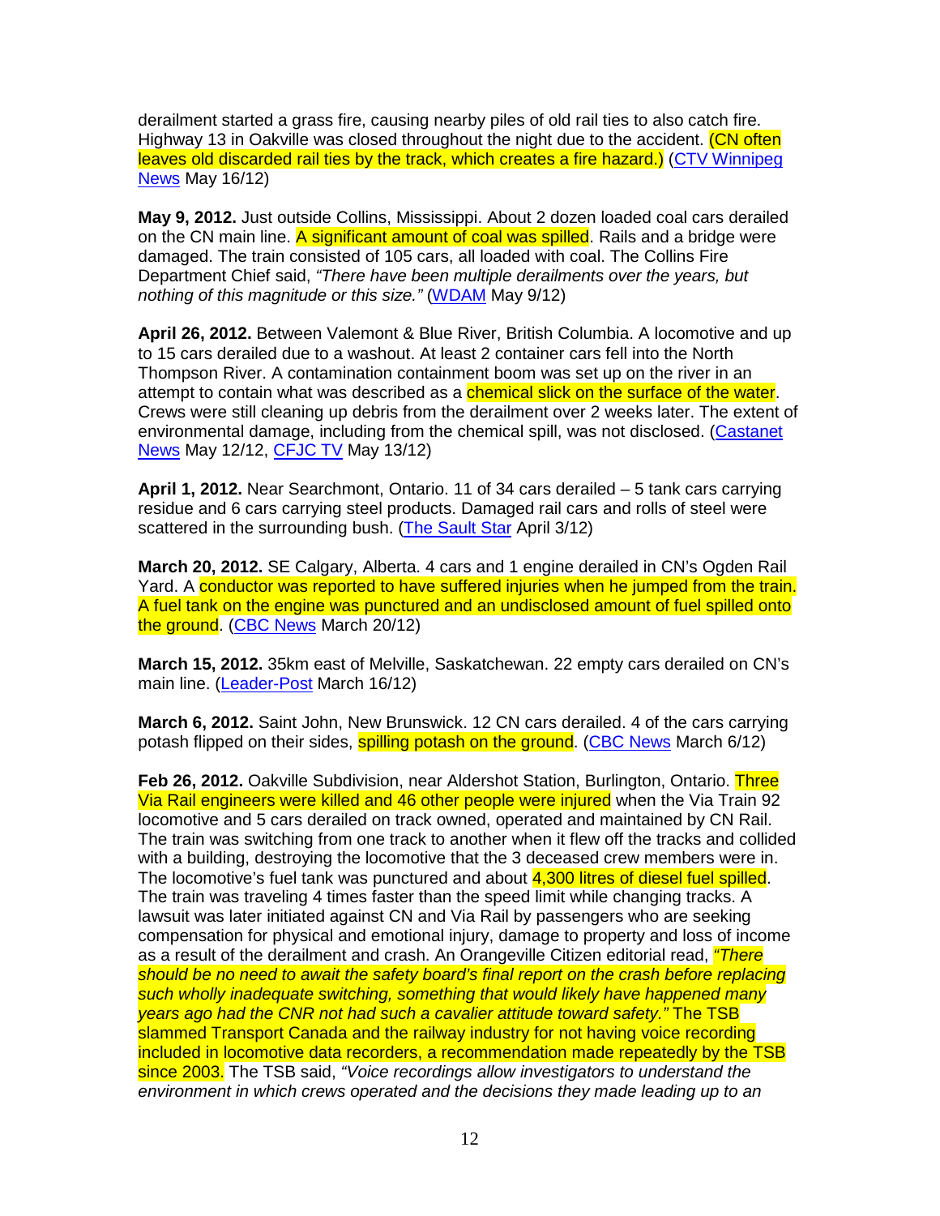derailment started a grass fire, causing nearby piles of old rail ties to also catch fire. Highway 13 in Oakville was closed throughout the night due to the accident. (CN often leaves old discarded rail ties by the track, which creates a fire hazard.) (CTV Winnipeg News May 16/12)

**May 9, 2012.** Just outside Collins, Mississippi. About 2 dozen loaded coal cars derailed on the CN main line. A significant amount of coal was spilled. Rails and a bridge were damaged. The train consisted of 105 cars, all loaded with coal. The Collins Fire Department Chief said, *"There have been multiple derailments over the years, but nothing of this magnitude or this size."* (WDAM May 9/12)

**April 26, 2012.** Between Valemont & Blue River, British Columbia. A locomotive and up to 15 cars derailed due to a washout. At least 2 container cars fell into the North Thompson River. A contamination containment boom was set up on the river in an attempt to contain what was described as a chemical slick on the surface of the water. Crews were still cleaning up debris from the derailment over 2 weeks later. The extent of environmental damage, including from the chemical spill, was not disclosed. (Castanet News May 12/12, CFJC TV May 13/12)

**April 1, 2012.** Near Searchmont, Ontario. 11 of 34 cars derailed – 5 tank cars carrying residue and 6 cars carrying steel products. Damaged rail cars and rolls of steel were scattered in the surrounding bush. (The Sault Star April 3/12)

**March 20, 2012.** SE Calgary, Alberta. 4 cars and 1 engine derailed in CN's Ogden Rail Yard. A conductor was reported to have suffered injuries when he jumped from the train. A fuel tank on the engine was punctured and an undisclosed amount of fuel spilled onto the ground. (CBC News March 20/12)

**March 15, 2012.** 35km east of Melville, Saskatchewan. 22 empty cars derailed on CN's main line. (Leader-Post March 16/12)

**March 6, 2012.** Saint John, New Brunswick. 12 CN cars derailed. 4 of the cars carrying potash flipped on their sides, spilling potash on the ground. (CBC News March 6/12)

**Feb 26, 2012.** Oakville Subdivision, near Aldershot Station, Burlington, Ontario. Three Via Rail engineers were killed and 46 other people were injured when the Via Train 92 locomotive and 5 cars derailed on track owned, operated and maintained by CN Rail. The train was switching from one track to another when it flew off the tracks and collided with a building, destroying the locomotive that the 3 deceased crew members were in. The locomotive's fuel tank was punctured and about 4,300 litres of diesel fuel spilled. The train was traveling 4 times faster than the speed limit while changing tracks. A lawsuit was later initiated against CN and Via Rail by passengers who are seeking compensation for physical and emotional injury, damage to property and loss of income as a result of the derailment and crash. An Orangeville Citizen editorial read, *"There should be no need to await the safety board's final report on the crash before replacing such wholly inadequate switching, something that would likely have happened many years ago had the CNR not had such a cavalier attitude toward safety."* The TSB slammed Transport Canada and the railway industry for not having voice recording included in locomotive data recorders, a recommendation made repeatedly by the TSB since 2003. The TSB said, *"Voice recordings allow investigators to understand the environment in which crews operated and the decisions they made leading up to an*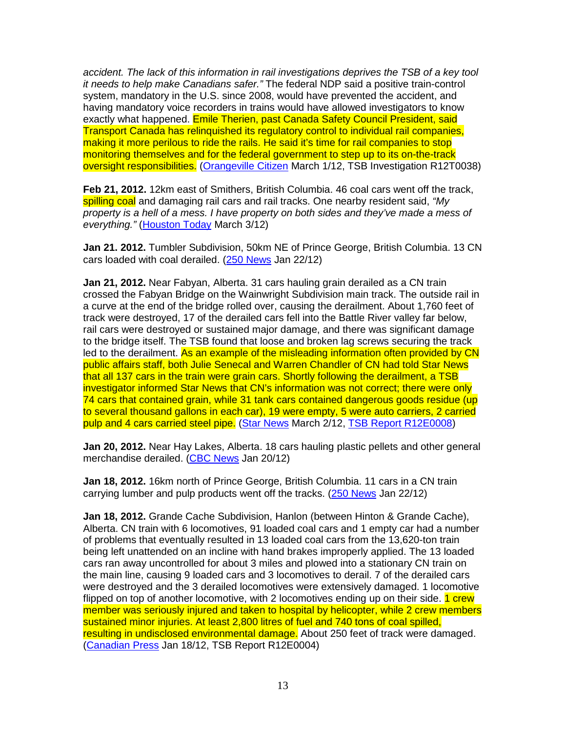*accident. The lack of this information in rail investigations deprives the TSB of a key tool it needs to help make Canadians safer."* The federal NDP said a positive train-control system, mandatory in the U.S. since 2008, would have prevented the accident, and having mandatory voice recorders in trains would have allowed investigators to know exactly what happened. Emile Therien, past Canada Safety Council President, said Transport Canada has relinquished its regulatory control to individual rail companies, making it more perilous to ride the rails. He said it's time for rail companies to stop monitoring themselves and for the federal government to step up to its on-the-track oversight responsibilities. (Orangeville Citizen March 1/12, TSB Investigation R12T0038)

**Feb 21, 2012.** 12km east of Smithers, British Columbia. 46 coal cars went off the track, spilling coal and damaging rail cars and rail tracks. One nearby resident said, *"My property is a hell of a mess. I have property on both sides and they've made a mess of everything."* (Houston Today March 3/12)

**Jan 21. 2012.** Tumbler Subdivision, 50km NE of Prince George, British Columbia. 13 CN cars loaded with coal derailed. (250 News Jan 22/12)

**Jan 21, 2012.** Near Fabyan, Alberta. 31 cars hauling grain derailed as a CN train crossed the Fabyan Bridge on the Wainwright Subdivision main track. The outside rail in a curve at the end of the bridge rolled over, causing the derailment. About 1,760 feet of track were destroyed, 17 of the derailed cars fell into the Battle River valley far below, rail cars were destroyed or sustained major damage, and there was significant damage to the bridge itself. The TSB found that loose and broken lag screws securing the track led to the derailment. As an example of the misleading information often provided by CN public affairs staff, both Julie Senecal and Warren Chandler of CN had told Star News that all 137 cars in the train were grain cars. Shortly following the derailment, a TSB investigator informed Star News that CN's information was not correct; there were only 74 cars that contained grain, while 31 tank cars contained dangerous goods residue (up to several thousand gallons in each car), 19 were empty, 5 were auto carriers, 2 carried pulp and 4 cars carried steel pipe. (Star News March 2/12, TSB Report R12E0008)

**Jan 20, 2012.** Near Hay Lakes, Alberta. 18 cars hauling plastic pellets and other general merchandise derailed. (CBC News Jan 20/12)

**Jan 18, 2012.** 16km north of Prince George, British Columbia. 11 cars in a CN train carrying lumber and pulp products went off the tracks. (250 News Jan 22/12)

**Jan 18, 2012.** Grande Cache Subdivision, Hanlon (between Hinton & Grande Cache), Alberta. CN train with 6 locomotives, 91 loaded coal cars and 1 empty car had a number of problems that eventually resulted in 13 loaded coal cars from the 13,620-ton train being left unattended on an incline with hand brakes improperly applied. The 13 loaded cars ran away uncontrolled for about 3 miles and plowed into a stationary CN train on the main line, causing 9 loaded cars and 3 locomotives to derail. 7 of the derailed cars were destroyed and the 3 derailed locomotives were extensively damaged. 1 locomotive flipped on top of another locomotive, with 2 locomotives ending up on their side. 1 crew member was seriously injured and taken to hospital by helicopter, while 2 crew members sustained minor injuries. At least 2,800 litres of fuel and 740 tons of coal spilled, resulting in undisclosed environmental damage. About 250 feet of track were damaged. (Canadian Press Jan 18/12, TSB Report R12E0004)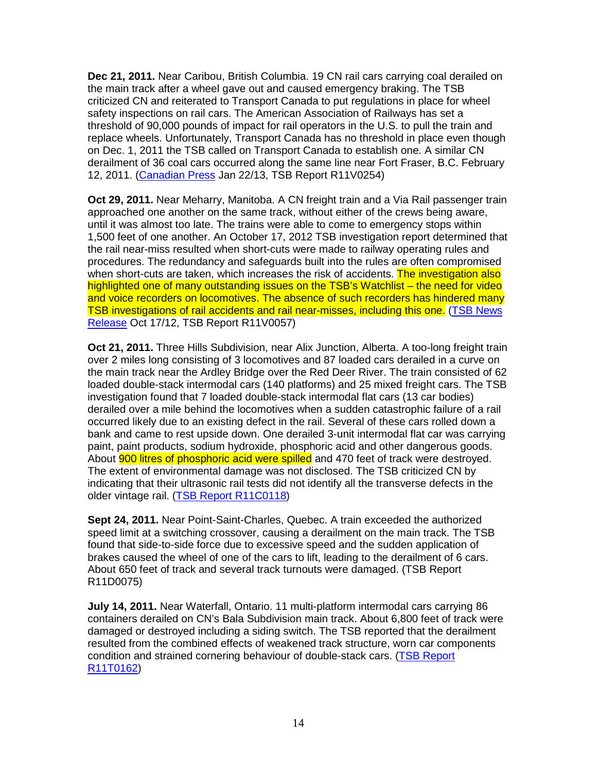**Dec 21, 2011.** Near Caribou, British Columbia. 19 CN rail cars carrying coal derailed on the main track after a wheel gave out and caused emergency braking. The TSB criticized CN and reiterated to Transport Canada to put regulations in place for wheel safety inspections on rail cars. The American Association of Railways has set a threshold of 90,000 pounds of impact for rail operators in the U.S. to pull the train and replace wheels. Unfortunately, Transport Canada has no threshold in place even though on Dec. 1, 2011 the TSB called on Transport Canada to establish one. A similar CN derailment of 36 coal cars occurred along the same line near Fort Fraser, B.C. February 12, 2011. (Canadian Press Jan 22/13, TSB Report R11V0254)

**Oct 29, 2011.** Near Meharry, Manitoba. A CN freight train and a Via Rail passenger train approached one another on the same track, without either of the crews being aware, until it was almost too late. The trains were able to come to emergency stops within 1,500 feet of one another. An October 17, 2012 TSB investigation report determined that the rail near-miss resulted when short-cuts were made to railway operating rules and procedures. The redundancy and safeguards built into the rules are often compromised when short-cuts are taken, which increases the risk of accidents. The investigation also highlighted one of many outstanding issues on the TSB's Watchlist – the need for video and voice recorders on locomotives. The absence of such recorders has hindered many TSB investigations of rail accidents and rail near-misses, including this one. (TSB News Release Oct 17/12, TSB Report R11V0057)

**Oct 21, 2011.** Three Hills Subdivision, near Alix Junction, Alberta. A too-long freight train over 2 miles long consisting of 3 locomotives and 87 loaded cars derailed in a curve on the main track near the Ardley Bridge over the Red Deer River. The train consisted of 62 loaded double-stack intermodal cars (140 platforms) and 25 mixed freight cars. The TSB investigation found that 7 loaded double-stack intermodal flat cars (13 car bodies) derailed over a mile behind the locomotives when a sudden catastrophic failure of a rail occurred likely due to an existing defect in the rail. Several of these cars rolled down a bank and came to rest upside down. One derailed 3-unit intermodal flat car was carrying paint, paint products, sodium hydroxide, phosphoric acid and other dangerous goods. About 900 litres of phosphoric acid were spilled and 470 feet of track were destroyed. The extent of environmental damage was not disclosed. The TSB criticized CN by indicating that their ultrasonic rail tests did not identify all the transverse defects in the older vintage rail. (TSB Report R11C0118)

**Sept 24, 2011.** Near Point-Saint-Charles, Quebec. A train exceeded the authorized speed limit at a switching crossover, causing a derailment on the main track. The TSB found that side-to-side force due to excessive speed and the sudden application of brakes caused the wheel of one of the cars to lift, leading to the derailment of 6 cars. About 650 feet of track and several track turnouts were damaged. (TSB Report R11D0075)

**July 14, 2011.** Near Waterfall, Ontario. 11 multi-platform intermodal cars carrying 86 containers derailed on CN's Bala Subdivision main track. About 6,800 feet of track were damaged or destroyed including a siding switch. The TSB reported that the derailment resulted from the combined effects of weakened track structure, worn car components condition and strained cornering behaviour of double-stack cars. (TSB Report R11T0162)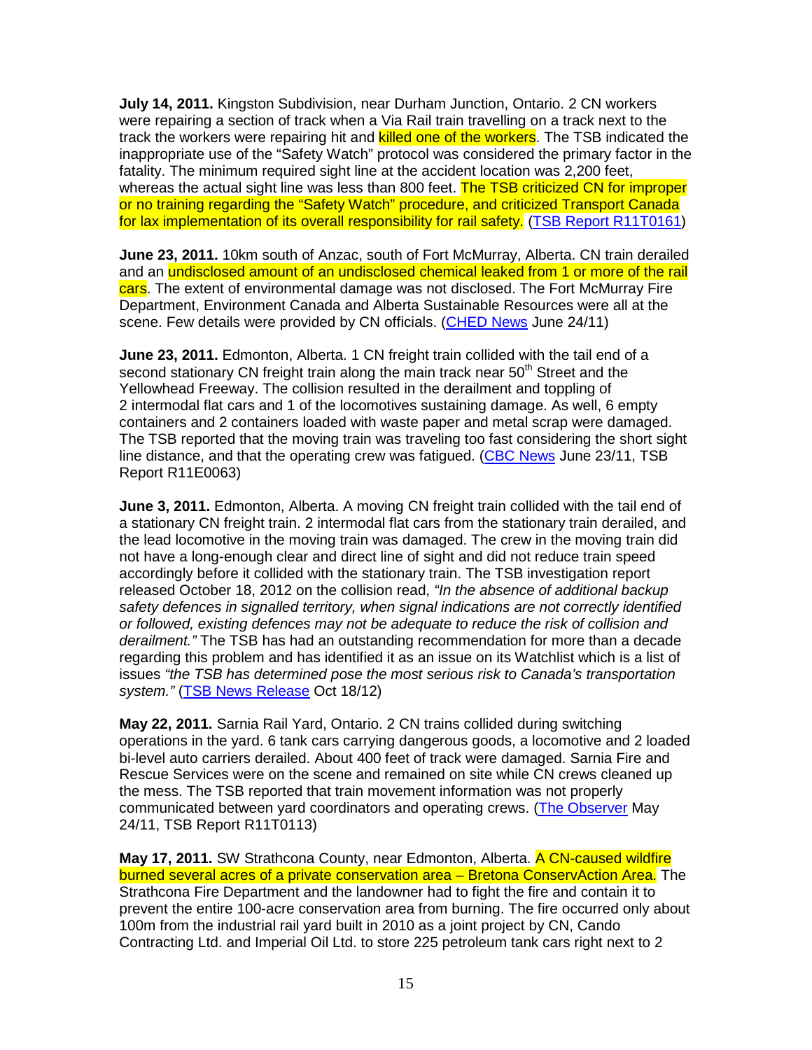**July 14, 2011.** Kingston Subdivision, near Durham Junction, Ontario. 2 CN workers were repairing a section of track when a Via Rail train travelling on a track next to the track the workers were repairing hit and killed one of the workers. The TSB indicated the inappropriate use of the "Safety Watch" protocol was considered the primary factor in the fatality. The minimum required sight line at the accident location was 2,200 feet, whereas the actual sight line was less than 800 feet. The TSB criticized CN for improper or no training regarding the "Safety Watch" procedure, and criticized Transport Canada for lax implementation of its overall responsibility for rail safety. (TSB Report R11T0161)

**June 23, 2011.** 10km south of Anzac, south of Fort McMurray, Alberta. CN train derailed and an undisclosed amount of an undisclosed chemical leaked from 1 or more of the rail cars. The extent of environmental damage was not disclosed. The Fort McMurray Fire Department, Environment Canada and Alberta Sustainable Resources were all at the scene. Few details were provided by CN officials. (CHED News June 24/11)

**June 23, 2011.** Edmonton, Alberta. 1 CN freight train collided with the tail end of a second stationary CN freight train along the main track near 50th Street and the Yellowhead Freeway. The collision resulted in the derailment and toppling of 2 intermodal flat cars and 1 of the locomotives sustaining damage. As well, 6 empty containers and 2 containers loaded with waste paper and metal scrap were damaged. The TSB reported that the moving train was traveling too fast considering the short sight line distance, and that the operating crew was fatigued. (CBC News June 23/11, TSB Report R11E0063)

**June 3, 2011.** Edmonton, Alberta. A moving CN freight train collided with the tail end of a stationary CN freight train. 2 intermodal flat cars from the stationary train derailed, and the lead locomotive in the moving train was damaged. The crew in the moving train did not have a long-enough clear and direct line of sight and did not reduce train speed accordingly before it collided with the stationary train. The TSB investigation report released October 18, 2012 on the collision read, *"In the absence of additional backup safety defences in signalled territory, when signal indications are not correctly identified or followed, existing defences may not be adequate to reduce the risk of collision and derailment."* The TSB has had an outstanding recommendation for more than a decade regarding this problem and has identified it as an issue on its Watchlist which is a list of issues *"the TSB has determined pose the most serious risk to Canada's transportation system."* (TSB News Release Oct 18/12)

**May 22, 2011.** Sarnia Rail Yard, Ontario. 2 CN trains collided during switching operations in the yard. 6 tank cars carrying dangerous goods, a locomotive and 2 loaded bi-level auto carriers derailed. About 400 feet of track were damaged. Sarnia Fire and Rescue Services were on the scene and remained on site while CN crews cleaned up the mess. The TSB reported that train movement information was not properly communicated between yard coordinators and operating crews. (The Observer May 24/11, TSB Report R11T0113)

**May 17, 2011.** SW Strathcona County, near Edmonton, Alberta. A CN-caused wildfire burned several acres of a private conservation area – Bretona ConservAction Area. The Strathcona Fire Department and the landowner had to fight the fire and contain it to prevent the entire 100-acre conservation area from burning. The fire occurred only about 100m from the industrial rail yard built in 2010 as a joint project by CN, Cando Contracting Ltd. and Imperial Oil Ltd. to store 225 petroleum tank cars right next to 2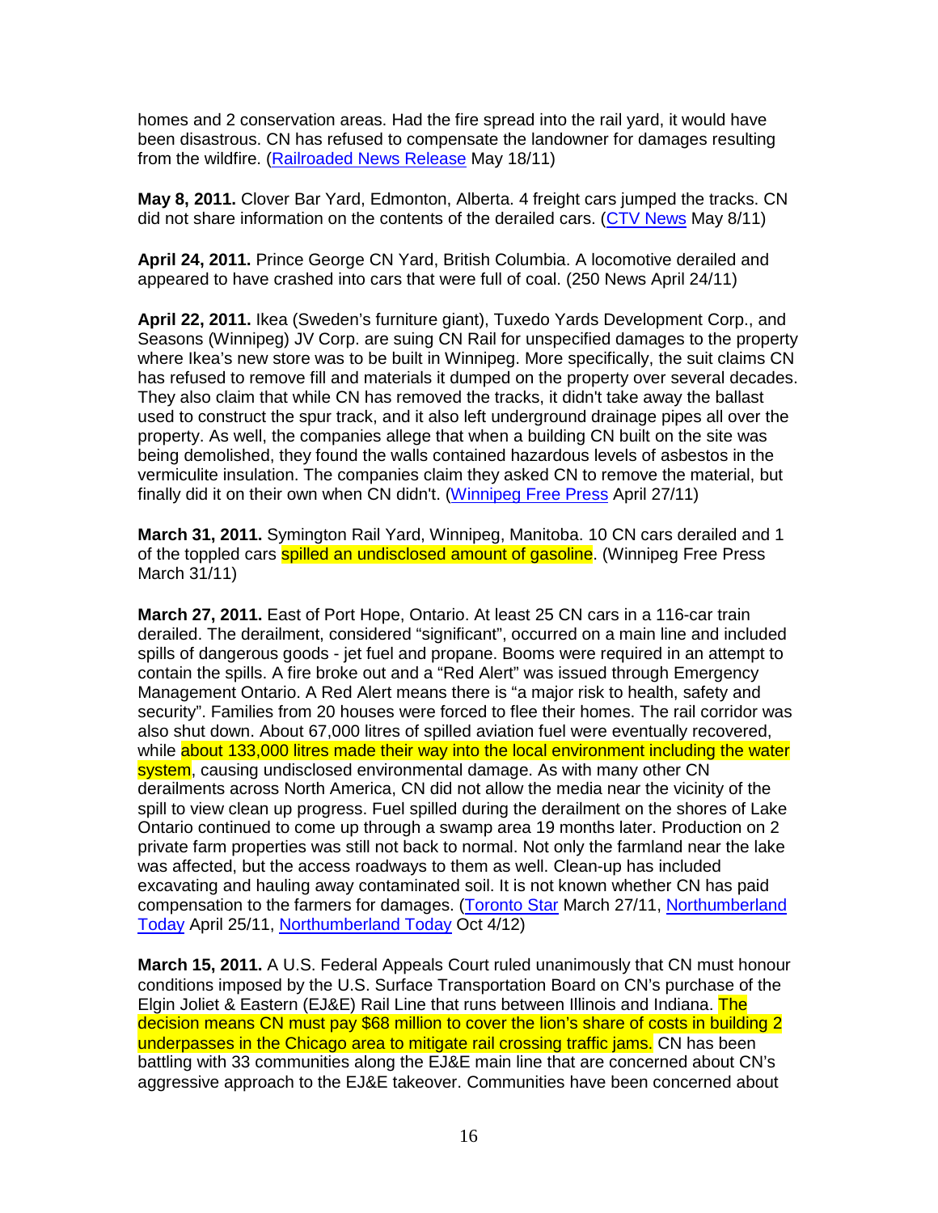homes and 2 conservation areas. Had the fire spread into the rail yard, it would have been disastrous. CN has refused to compensate the landowner for damages resulting from the wildfire. (Railroaded News Release May 18/11)

**May 8, 2011.** Clover Bar Yard, Edmonton, Alberta. 4 freight cars jumped the tracks. CN did not share information on the contents of the derailed cars. (CTV News May 8/11)

**April 24, 2011.** Prince George CN Yard, British Columbia. A locomotive derailed and appeared to have crashed into cars that were full of coal. (250 News April 24/11)

**April 22, 2011.** Ikea (Sweden's furniture giant), Tuxedo Yards Development Corp., and Seasons (Winnipeg) JV Corp. are suing CN Rail for unspecified damages to the property where Ikea's new store was to be built in Winnipeg. More specifically, the suit claims CN has refused to remove fill and materials it dumped on the property over several decades. They also claim that while CN has removed the tracks, it didn't take away the ballast used to construct the spur track, and it also left underground drainage pipes all over the property. As well, the companies allege that when a building CN built on the site was being demolished, they found the walls contained hazardous levels of asbestos in the vermiculite insulation. The companies claim they asked CN to remove the material, but finally did it on their own when CN didn't. (Winnipeg Free Press April 27/11)

**March 31, 2011.** Symington Rail Yard, Winnipeg, Manitoba. 10 CN cars derailed and 1 of the toppled cars spilled an undisclosed amount of gasoline. (Winnipeg Free Press March 31/11)

**March 27, 2011.** East of Port Hope, Ontario. At least 25 CN cars in a 116-car train derailed. The derailment, considered "significant", occurred on a main line and included spills of dangerous goods - jet fuel and propane. Booms were required in an attempt to contain the spills. A fire broke out and a "Red Alert" was issued through Emergency Management Ontario. A Red Alert means there is "a major risk to health, safety and security". Families from 20 houses were forced to flee their homes. The rail corridor was also shut down. About 67,000 litres of spilled aviation fuel were eventually recovered, while about 133,000 litres made their way into the local environment including the water system, causing undisclosed environmental damage. As with many other CN derailments across North America, CN did not allow the media near the vicinity of the spill to view clean up progress. Fuel spilled during the derailment on the shores of Lake Ontario continued to come up through a swamp area 19 months later. Production on 2 private farm properties was still not back to normal. Not only the farmland near the lake was affected, but the access roadways to them as well. Clean-up has included excavating and hauling away contaminated soil. It is not known whether CN has paid compensation to the farmers for damages. (Toronto Star March 27/11, Northumberland Today April 25/11, Northumberland Today Oct 4/12)

**March 15, 2011.** A U.S. Federal Appeals Court ruled unanimously that CN must honour conditions imposed by the U.S. Surface Transportation Board on CN's purchase of the Elgin Joliet & Eastern (EJ&E) Rail Line that runs between Illinois and Indiana. The decision means CN must pay $68 million to cover the lion's share of costs in building 2 underpasses in the Chicago area to mitigate rail crossing traffic jams. CN has been battling with 33 communities along the EJ&E main line that are concerned about CN's aggressive approach to the EJ&E takeover. Communities have been concerned about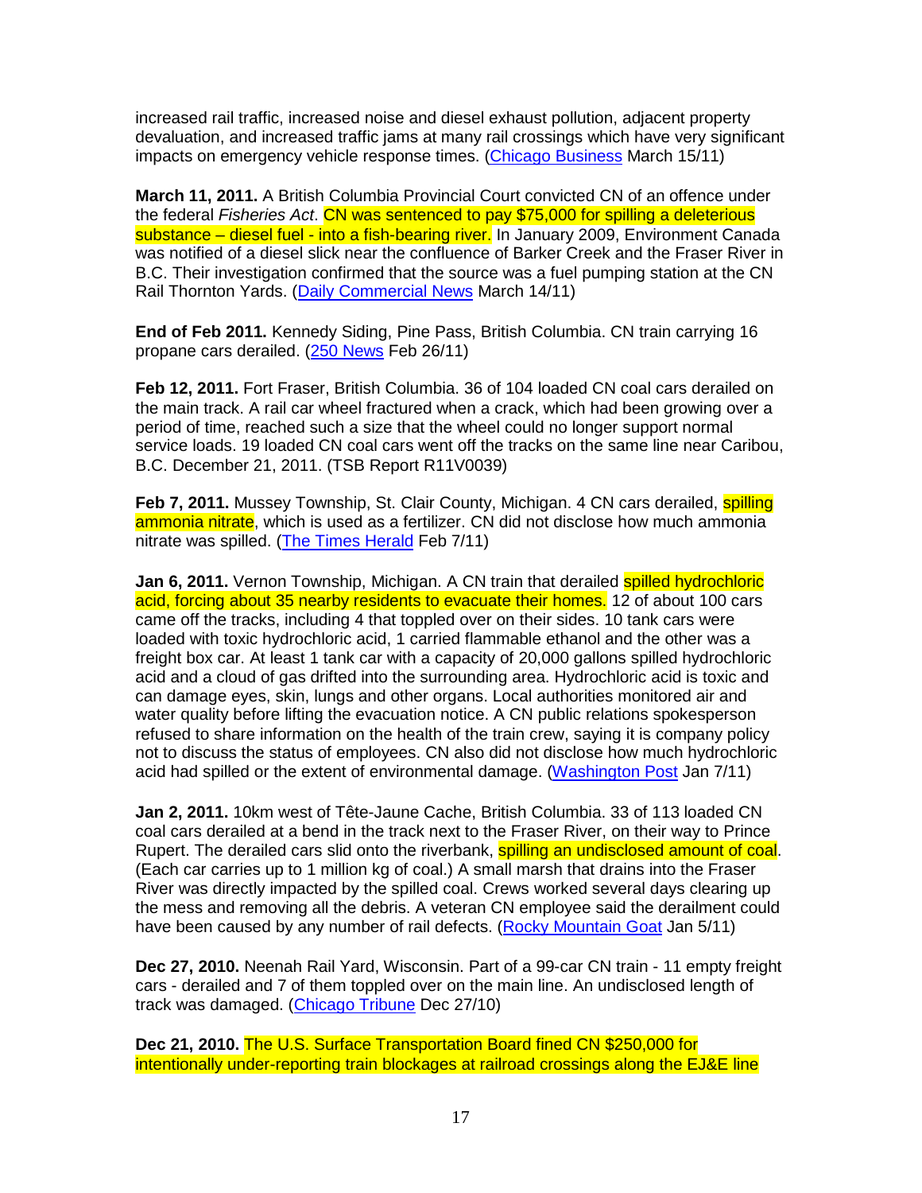increased rail traffic, increased noise and diesel exhaust pollution, adjacent property devaluation, and increased traffic jams at many rail crossings which have very significant impacts on emergency vehicle response times. (Chicago Business March 15/11)

**March 11, 2011.** A British Columbia Provincial Court convicted CN of an offence under the federal *Fisheries Act*. CN was sentenced to pay $75,000 for spilling a deleterious substance – diesel fuel - into a fish-bearing river. In January 2009, Environment Canada was notified of a diesel slick near the confluence of Barker Creek and the Fraser River in B.C. Their investigation confirmed that the source was a fuel pumping station at the CN Rail Thornton Yards. (Daily Commercial News March 14/11)

**End of Feb 2011.** Kennedy Siding, Pine Pass, British Columbia. CN train carrying 16 propane cars derailed. (250 News Feb 26/11)

**Feb 12, 2011.** Fort Fraser, British Columbia. 36 of 104 loaded CN coal cars derailed on the main track. A rail car wheel fractured when a crack, which had been growing over a period of time, reached such a size that the wheel could no longer support normal service loads. 19 loaded CN coal cars went off the tracks on the same line near Caribou, B.C. December 21, 2011. (TSB Report R11V0039)

**Feb 7, 2011.** Mussey Township, St. Clair County, Michigan. 4 CN cars derailed, spilling ammonia nitrate, which is used as a fertilizer. CN did not disclose how much ammonia nitrate was spilled. (The Times Herald Feb 7/11)

**Jan 6, 2011.** Vernon Township, Michigan. A CN train that derailed spilled hydrochloric acid, forcing about 35 nearby residents to evacuate their homes. 12 of about 100 cars came off the tracks, including 4 that toppled over on their sides. 10 tank cars were loaded with toxic hydrochloric acid, 1 carried flammable ethanol and the other was a freight box car. At least 1 tank car with a capacity of 20,000 gallons spilled hydrochloric acid and a cloud of gas drifted into the surrounding area. Hydrochloric acid is toxic and can damage eyes, skin, lungs and other organs. Local authorities monitored air and water quality before lifting the evacuation notice. A CN public relations spokesperson refused to share information on the health of the train crew, saying it is company policy not to discuss the status of employees. CN also did not disclose how much hydrochloric acid had spilled or the extent of environmental damage. (Washington Post Jan 7/11)

**Jan 2, 2011.** 10km west of Tête-Jaune Cache, British Columbia. 33 of 113 loaded CN coal cars derailed at a bend in the track next to the Fraser River, on their way to Prince Rupert. The derailed cars slid onto the riverbank, spilling an undisclosed amount of coal. (Each car carries up to 1 million kg of coal.) A small marsh that drains into the Fraser River was directly impacted by the spilled coal. Crews worked several days clearing up the mess and removing all the debris. A veteran CN employee said the derailment could have been caused by any number of rail defects. (Rocky Mountain Goat Jan 5/11)

**Dec 27, 2010.** Neenah Rail Yard, Wisconsin. Part of a 99-car CN train - 11 empty freight cars - derailed and 7 of them toppled over on the main line. An undisclosed length of track was damaged. (Chicago Tribune Dec 27/10)

**Dec 21, 2010.** The U.S. Surface Transportation Board fined CN $250,000 for intentionally under-reporting train blockages at railroad crossings along the EJ&E line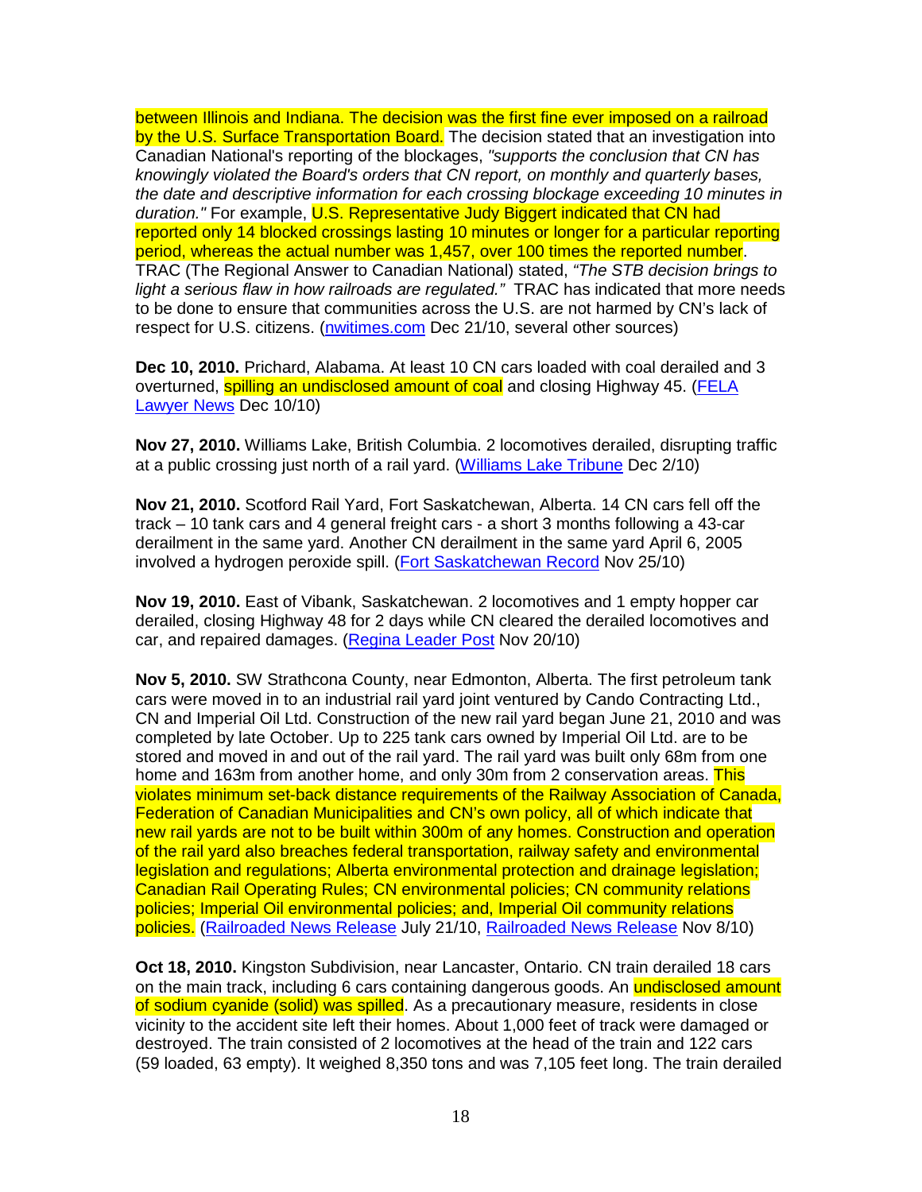between Illinois and Indiana. The decision was the first fine ever imposed on a railroad by the U.S. Surface Transportation Board. The decision stated that an investigation into Canadian National's reporting of the blockages, *"supports the conclusion that CN has knowingly violated the Board's orders that CN report, on monthly and quarterly bases, the date and descriptive information for each crossing blockage exceeding 10 minutes in duration."* For example, U.S. Representative Judy Biggert indicated that CN had reported only 14 blocked crossings lasting 10 minutes or longer for a particular reporting period, whereas the actual number was 1,457, over 100 times the reported number. TRAC (The Regional Answer to Canadian National) stated, *"The STB decision brings to light a serious flaw in how railroads are regulated."* TRAC has indicated that more needs to be done to ensure that communities across the U.S. are not harmed by CN's lack of respect for U.S. citizens. (nwitimes.com Dec 21/10, several other sources)

**Dec 10, 2010.** Prichard, Alabama. At least 10 CN cars loaded with coal derailed and 3 overturned, spilling an undisclosed amount of coal and closing Highway 45. (FELA Lawyer News Dec 10/10)

**Nov 27, 2010.** Williams Lake, British Columbia. 2 locomotives derailed, disrupting traffic at a public crossing just north of a rail yard. (Williams Lake Tribune Dec 2/10)

**Nov 21, 2010.** Scotford Rail Yard, Fort Saskatchewan, Alberta. 14 CN cars fell off the track – 10 tank cars and 4 general freight cars - a short 3 months following a 43-car derailment in the same yard. Another CN derailment in the same yard April 6, 2005 involved a hydrogen peroxide spill. (Fort Saskatchewan Record Nov 25/10)

**Nov 19, 2010.** East of Vibank, Saskatchewan. 2 locomotives and 1 empty hopper car derailed, closing Highway 48 for 2 days while CN cleared the derailed locomotives and car, and repaired damages. (Regina Leader Post Nov 20/10)

**Nov 5, 2010.** SW Strathcona County, near Edmonton, Alberta. The first petroleum tank cars were moved in to an industrial rail yard joint ventured by Cando Contracting Ltd., CN and Imperial Oil Ltd. Construction of the new rail yard began June 21, 2010 and was completed by late October. Up to 225 tank cars owned by Imperial Oil Ltd. are to be stored and moved in and out of the rail yard. The rail yard was built only 68m from one home and 163m from another home, and only 30m from 2 conservation areas. This violates minimum set-back distance requirements of the Railway Association of Canada, Federation of Canadian Municipalities and CN's own policy, all of which indicate that new rail yards are not to be built within 300m of any homes. Construction and operation of the rail yard also breaches federal transportation, railway safety and environmental legislation and regulations; Alberta environmental protection and drainage legislation; Canadian Rail Operating Rules; CN environmental policies; CN community relations policies; Imperial Oil environmental policies; and, Imperial Oil community relations policies. (Railroaded News Release July 21/10, Railroaded News Release Nov 8/10)

**Oct 18, 2010.** Kingston Subdivision, near Lancaster, Ontario. CN train derailed 18 cars on the main track, including 6 cars containing dangerous goods. An undisclosed amount of sodium cyanide (solid) was spilled. As a precautionary measure, residents in close vicinity to the accident site left their homes. About 1,000 feet of track were damaged or destroyed. The train consisted of 2 locomotives at the head of the train and 122 cars (59 loaded, 63 empty). It weighed 8,350 tons and was 7,105 feet long. The train derailed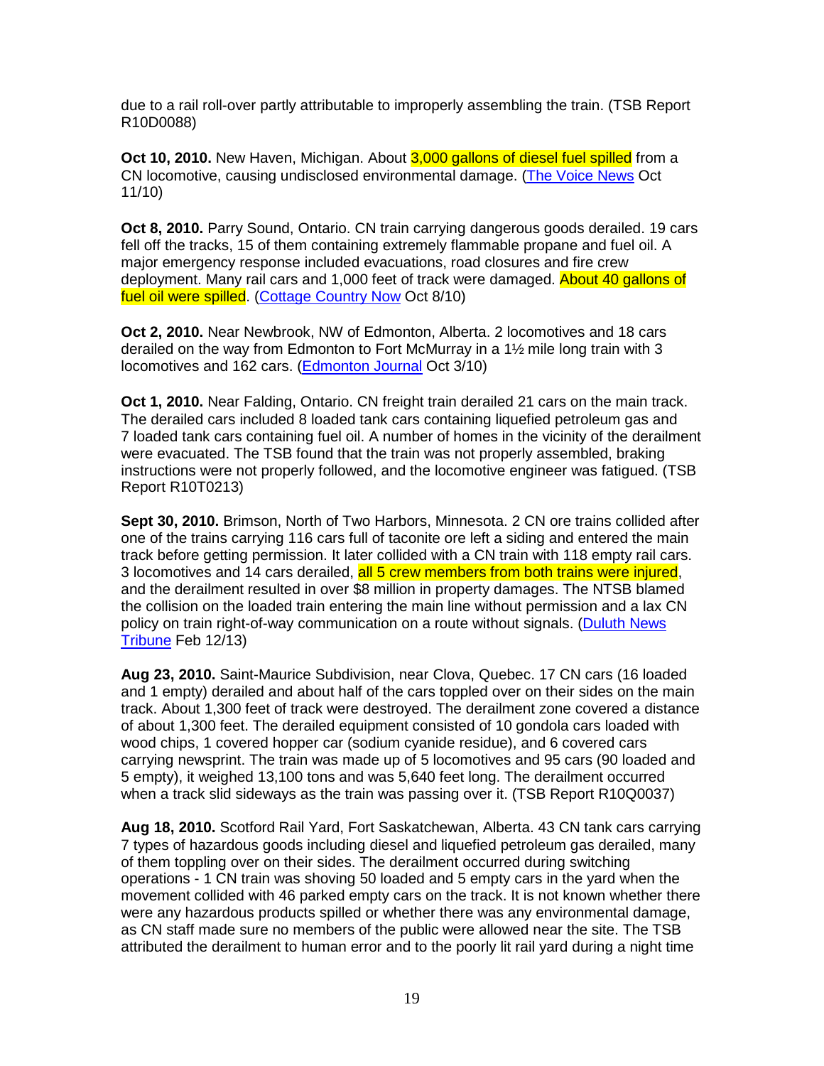due to a rail roll-over partly attributable to improperly assembling the train. (TSB Report R10D0088)

**Oct 10, 2010.** New Haven, Michigan. About 3,000 gallons of diesel fuel spilled from a CN locomotive, causing undisclosed environmental damage. (The Voice News Oct 11/10)

**Oct 8, 2010.** Parry Sound, Ontario. CN train carrying dangerous goods derailed. 19 cars fell off the tracks, 15 of them containing extremely flammable propane and fuel oil. A major emergency response included evacuations, road closures and fire crew deployment. Many rail cars and 1,000 feet of track were damaged. About 40 gallons of fuel oil were spilled. (Cottage Country Now Oct 8/10)

**Oct 2, 2010.** Near Newbrook, NW of Edmonton, Alberta. 2 locomotives and 18 cars derailed on the way from Edmonton to Fort McMurray in a 1½ mile long train with 3 locomotives and 162 cars. (Edmonton Journal Oct 3/10)

**Oct 1, 2010.** Near Falding, Ontario. CN freight train derailed 21 cars on the main track. The derailed cars included 8 loaded tank cars containing liquefied petroleum gas and 7 loaded tank cars containing fuel oil. A number of homes in the vicinity of the derailment were evacuated. The TSB found that the train was not properly assembled, braking instructions were not properly followed, and the locomotive engineer was fatigued. (TSB Report R10T0213)

**Sept 30, 2010.** Brimson, North of Two Harbors, Minnesota. 2 CN ore trains collided after one of the trains carrying 116 cars full of taconite ore left a siding and entered the main track before getting permission. It later collided with a CN train with 118 empty rail cars. 3 locomotives and 14 cars derailed, all 5 crew members from both trains were injured, and the derailment resulted in over $8 million in property damages. The NTSB blamed the collision on the loaded train entering the main line without permission and a lax CN policy on train right-of-way communication on a route without signals. (Duluth News Tribune Feb 12/13)

**Aug 23, 2010.** Saint-Maurice Subdivision, near Clova, Quebec. 17 CN cars (16 loaded and 1 empty) derailed and about half of the cars toppled over on their sides on the main track. About 1,300 feet of track were destroyed. The derailment zone covered a distance of about 1,300 feet. The derailed equipment consisted of 10 gondola cars loaded with wood chips, 1 covered hopper car (sodium cyanide residue), and 6 covered cars carrying newsprint. The train was made up of 5 locomotives and 95 cars (90 loaded and 5 empty), it weighed 13,100 tons and was 5,640 feet long. The derailment occurred when a track slid sideways as the train was passing over it. (TSB Report R10Q0037)

**Aug 18, 2010.** Scotford Rail Yard, Fort Saskatchewan, Alberta. 43 CN tank cars carrying 7 types of hazardous goods including diesel and liquefied petroleum gas derailed, many of them toppling over on their sides. The derailment occurred during switching operations - 1 CN train was shoving 50 loaded and 5 empty cars in the yard when the movement collided with 46 parked empty cars on the track. It is not known whether there were any hazardous products spilled or whether there was any environmental damage, as CN staff made sure no members of the public were allowed near the site. The TSB attributed the derailment to human error and to the poorly lit rail yard during a night time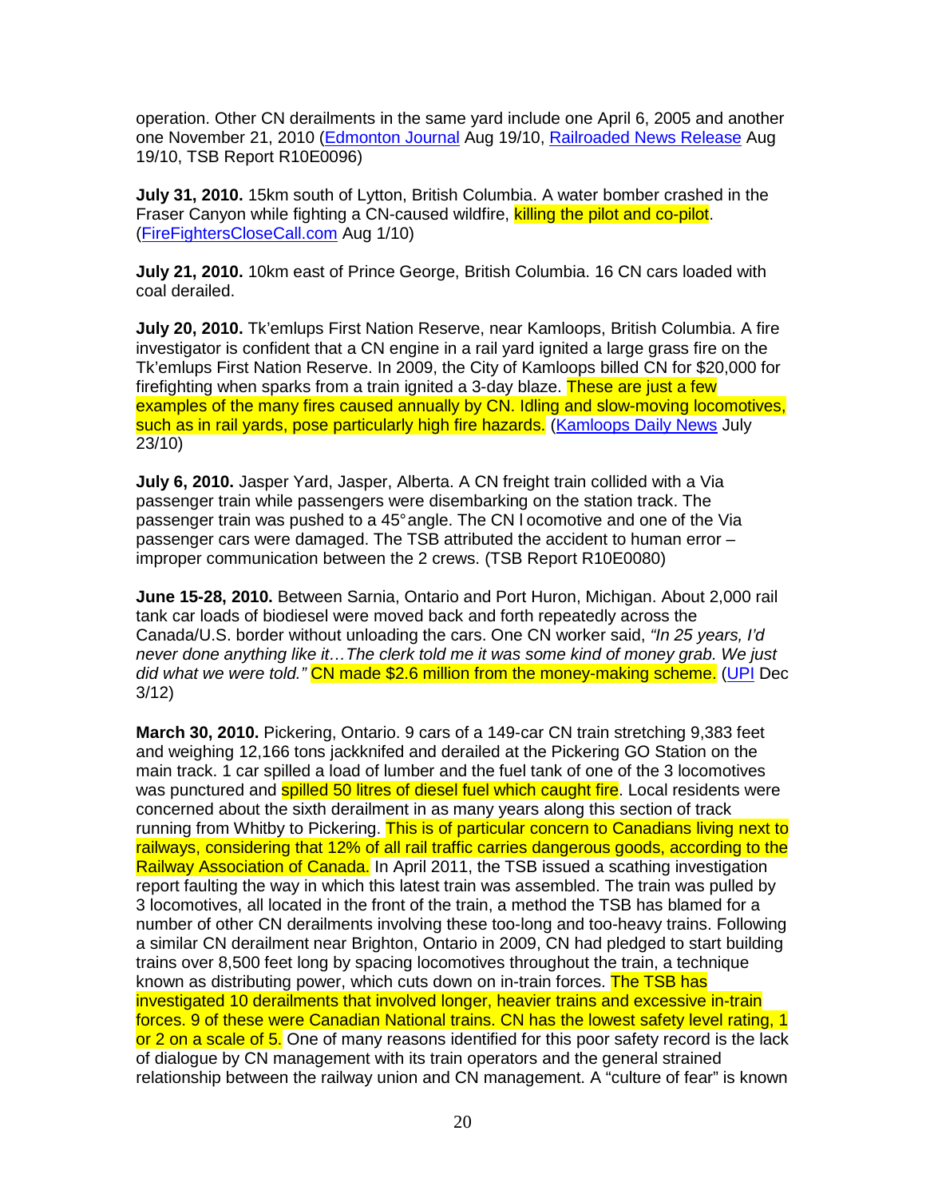operation. Other CN derailments in the same yard include one April 6, 2005 and another one November 21, 2010 (Edmonton Journal Aug 19/10, Railroaded News Release Aug 19/10, TSB Report R10E0096)

**July 31, 2010.** 15km south of Lytton, British Columbia. A water bomber crashed in the Fraser Canyon while fighting a CN-caused wildfire, killing the pilot and co-pilot. (FireFightersCloseCall.com Aug 1/10)

**July 21, 2010.** 10km east of Prince George, British Columbia. 16 CN cars loaded with coal derailed.

**July 20, 2010.** Tk'emlups First Nation Reserve, near Kamloops, British Columbia. A fire investigator is confident that a CN engine in a rail yard ignited a large grass fire on the Tk'emlups First Nation Reserve. In 2009, the City of Kamloops billed CN for $20,000 for firefighting when sparks from a train ignited a 3-day blaze. These are just a few examples of the many fires caused annually by CN. Idling and slow-moving locomotives, such as in rail yards, pose particularly high fire hazards. (Kamloops Daily News July 23/10)

**July 6, 2010.** Jasper Yard, Jasper, Alberta. A CN freight train collided with a Via passenger train while passengers were disembarking on the station track. The passenger train was pushed to a 45° angle. The CN locomotive and one of the Via passenger cars were damaged. The TSB attributed the accident to human error – improper communication between the 2 crews. (TSB Report R10E0080)

**June 15-28, 2010.** Between Sarnia, Ontario and Port Huron, Michigan. About 2,000 rail tank car loads of biodiesel were moved back and forth repeatedly across the Canada/U.S. border without unloading the cars. One CN worker said, *"In 25 years, I'd never done anything like it…The clerk told me it was some kind of money grab. We just did what we were told."* CN made $2.6 million from the money-making scheme. (UPI Dec 3/12)

**March 30, 2010.** Pickering, Ontario. 9 cars of a 149-car CN train stretching 9,383 feet and weighing 12,166 tons jackknifed and derailed at the Pickering GO Station on the main track. 1 car spilled a load of lumber and the fuel tank of one of the 3 locomotives was punctured and spilled 50 litres of diesel fuel which caught fire. Local residents were concerned about the sixth derailment in as many years along this section of track running from Whitby to Pickering. This is of particular concern to Canadians living next to railways, considering that 12% of all rail traffic carries dangerous goods, according to the Railway Association of Canada. In April 2011, the TSB issued a scathing investigation report faulting the way in which this latest train was assembled. The train was pulled by 3 locomotives, all located in the front of the train, a method the TSB has blamed for a number of other CN derailments involving these too-long and too-heavy trains. Following a similar CN derailment near Brighton, Ontario in 2009, CN had pledged to start building trains over 8,500 feet long by spacing locomotives throughout the train, a technique known as distributing power, which cuts down on in-train forces. The TSB has investigated 10 derailments that involved longer, heavier trains and excessive in-train forces. 9 of these were Canadian National trains. CN has the lowest safety level rating, 1 or 2 on a scale of 5. One of many reasons identified for this poor safety record is the lack of dialogue by CN management with its train operators and the general strained relationship between the railway union and CN management. A "culture of fear" is known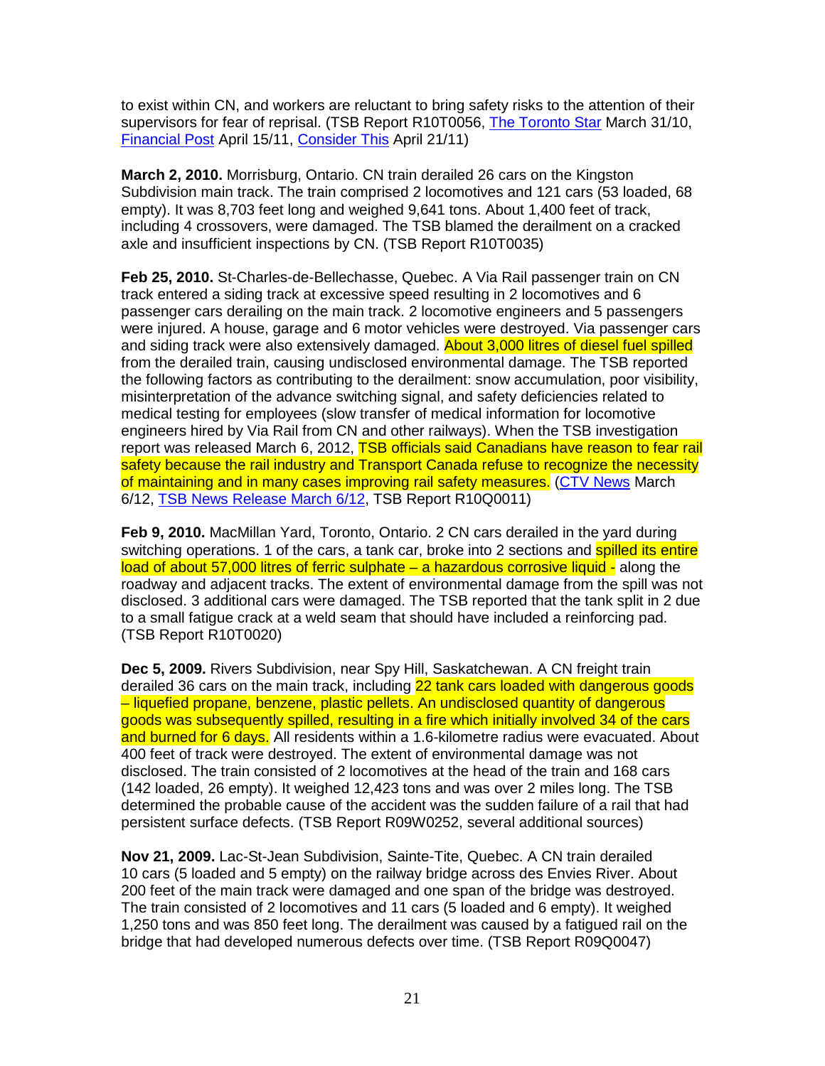to exist within CN, and workers are reluctant to bring safety risks to the attention of their supervisors for fear of reprisal. (TSB Report R10T0056, The Toronto Star March 31/10, Financial Post April 15/11, Consider This April 21/11)

**March 2, 2010.** Morrisburg, Ontario. CN train derailed 26 cars on the Kingston Subdivision main track. The train comprised 2 locomotives and 121 cars (53 loaded, 68 empty). It was 8,703 feet long and weighed 9,641 tons. About 1,400 feet of track, including 4 crossovers, were damaged. The TSB blamed the derailment on a cracked axle and insufficient inspections by CN. (TSB Report R10T0035)

**Feb 25, 2010.** St-Charles-de-Bellechasse, Quebec. A Via Rail passenger train on CN track entered a siding track at excessive speed resulting in 2 locomotives and 6 passenger cars derailing on the main track. 2 locomotive engineers and 5 passengers were injured. A house, garage and 6 motor vehicles were destroyed. Via passenger cars and siding track were also extensively damaged. About 3,000 litres of diesel fuel spilled from the derailed train, causing undisclosed environmental damage. The TSB reported the following factors as contributing to the derailment: snow accumulation, poor visibility, misinterpretation of the advance switching signal, and safety deficiencies related to medical testing for employees (slow transfer of medical information for locomotive engineers hired by Via Rail from CN and other railways). When the TSB investigation report was released March 6, 2012, TSB officials said Canadians have reason to fear rail safety because the rail industry and Transport Canada refuse to recognize the necessity of maintaining and in many cases improving rail safety measures. (CTV News March 6/12, TSB News Release March 6/12, TSB Report R10Q0011)

**Feb 9, 2010.** MacMillan Yard, Toronto, Ontario. 2 CN cars derailed in the yard during switching operations. 1 of the cars, a tank car, broke into 2 sections and spilled its entire load of about 57,000 litres of ferric sulphate – a hazardous corrosive liquid - along the roadway and adjacent tracks. The extent of environmental damage from the spill was not disclosed. 3 additional cars were damaged. The TSB reported that the tank split in 2 due to a small fatigue crack at a weld seam that should have included a reinforcing pad. (TSB Report R10T0020)

**Dec 5, 2009.** Rivers Subdivision, near Spy Hill, Saskatchewan. A CN freight train derailed 36 cars on the main track, including 22 tank cars loaded with dangerous goods – liquefied propane, benzene, plastic pellets. An undisclosed quantity of dangerous goods was subsequently spilled, resulting in a fire which initially involved 34 of the cars and burned for 6 days. All residents within a 1.6-kilometre radius were evacuated. About 400 feet of track were destroyed. The extent of environmental damage was not disclosed. The train consisted of 2 locomotives at the head of the train and 168 cars (142 loaded, 26 empty). It weighed 12,423 tons and was over 2 miles long. The TSB determined the probable cause of the accident was the sudden failure of a rail that had persistent surface defects. (TSB Report R09W0252, several additional sources)

**Nov 21, 2009.** Lac-St-Jean Subdivision, Sainte-Tite, Quebec. A CN train derailed 10 cars (5 loaded and 5 empty) on the railway bridge across des Envies River. About 200 feet of the main track were damaged and one span of the bridge was destroyed. The train consisted of 2 locomotives and 11 cars (5 loaded and 6 empty). It weighed 1,250 tons and was 850 feet long. The derailment was caused by a fatigued rail on the bridge that had developed numerous defects over time. (TSB Report R09Q0047)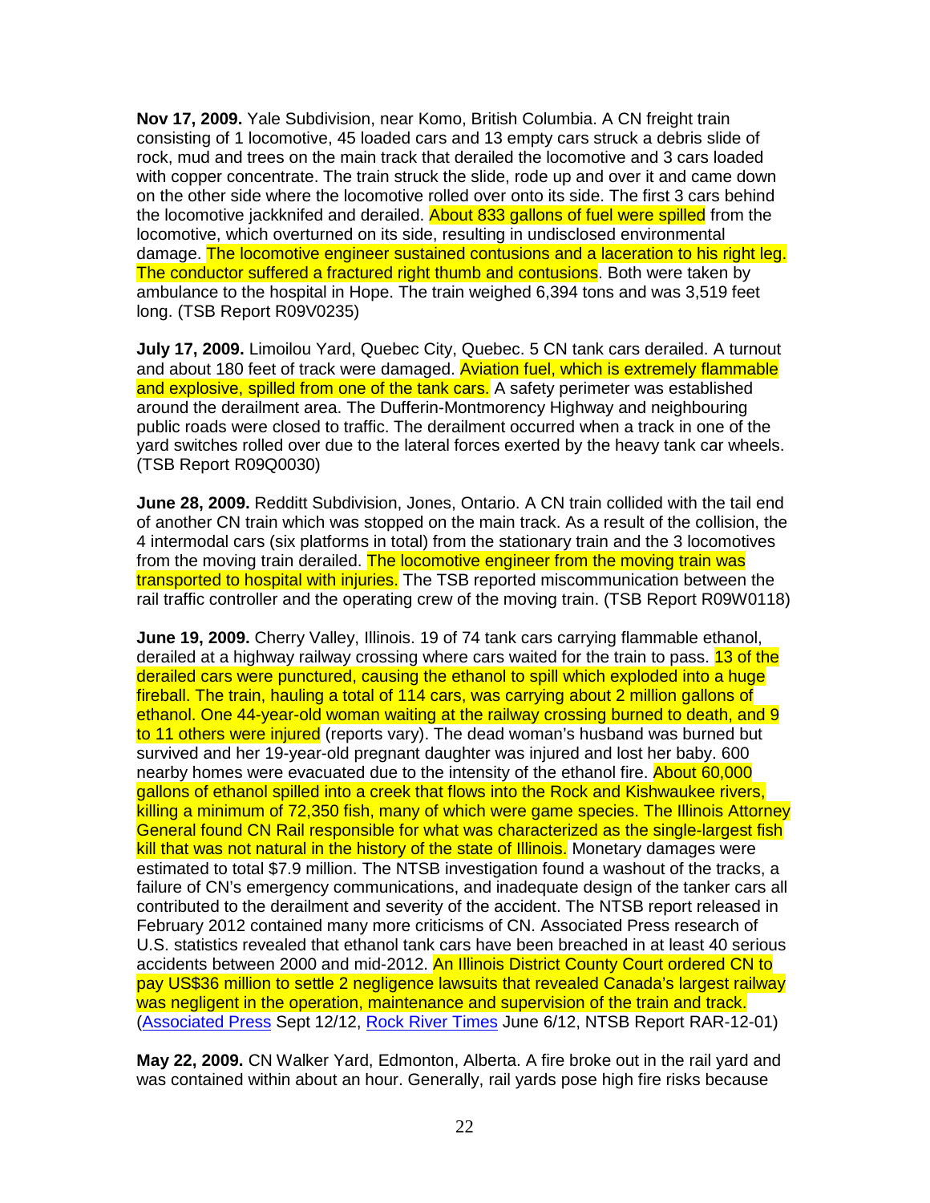**Nov 17, 2009.** Yale Subdivision, near Komo, British Columbia. A CN freight train consisting of 1 locomotive, 45 loaded cars and 13 empty cars struck a debris slide of rock, mud and trees on the main track that derailed the locomotive and 3 cars loaded with copper concentrate. The train struck the slide, rode up and over it and came down on the other side where the locomotive rolled over onto its side. The first 3 cars behind the locomotive jackknifed and derailed. About 833 gallons of fuel were spilled from the locomotive, which overturned on its side, resulting in undisclosed environmental damage. The locomotive engineer sustained contusions and a laceration to his right leg. The conductor suffered a fractured right thumb and contusions. Both were taken by ambulance to the hospital in Hope. The train weighed 6,394 tons and was 3,519 feet long. (TSB Report R09V0235)

**July 17, 2009.** Limoilou Yard, Quebec City, Quebec. 5 CN tank cars derailed. A turnout and about 180 feet of track were damaged. Aviation fuel, which is extremely flammable and explosive, spilled from one of the tank cars. A safety perimeter was established around the derailment area. The Dufferin-Montmorency Highway and neighbouring public roads were closed to traffic. The derailment occurred when a track in one of the yard switches rolled over due to the lateral forces exerted by the heavy tank car wheels. (TSB Report R09Q0030)

**June 28, 2009.** Redditt Subdivision, Jones, Ontario. A CN train collided with the tail end of another CN train which was stopped on the main track. As a result of the collision, the 4 intermodal cars (six platforms in total) from the stationary train and the 3 locomotives from the moving train derailed. The locomotive engineer from the moving train was transported to hospital with injuries. The TSB reported miscommunication between the rail traffic controller and the operating crew of the moving train. (TSB Report R09W0118)

**June 19, 2009.** Cherry Valley, Illinois. 19 of 74 tank cars carrying flammable ethanol, derailed at a highway railway crossing where cars waited for the train to pass. 13 of the derailed cars were punctured, causing the ethanol to spill which exploded into a huge fireball. The train, hauling a total of 114 cars, was carrying about 2 million gallons of ethanol. One 44-year-old woman waiting at the railway crossing burned to death, and 9 to 11 others were injured (reports vary). The dead woman's husband was burned but survived and her 19-year-old pregnant daughter was injured and lost her baby. 600 nearby homes were evacuated due to the intensity of the ethanol fire. About 60,000 gallons of ethanol spilled into a creek that flows into the Rock and Kishwaukee rivers, killing a minimum of 72,350 fish, many of which were game species. The Illinois Attorney General found CN Rail responsible for what was characterized as the single-largest fish kill that was not natural in the history of the state of Illinois. Monetary damages were estimated to total $7.9 million. The NTSB investigation found a washout of the tracks, a failure of CN's emergency communications, and inadequate design of the tanker cars all contributed to the derailment and severity of the accident. The NTSB report released in February 2012 contained many more criticisms of CN. Associated Press research of U.S. statistics revealed that ethanol tank cars have been breached in at least 40 serious accidents between 2000 and mid-2012. An Illinois District County Court ordered CN to pay US$36 million to settle 2 negligence lawsuits that revealed Canada's largest railway was negligent in the operation, maintenance and supervision of the train and track. (Associated Press Sept 12/12, Rock River Times June 6/12, NTSB Report RAR-12-01)

**May 22, 2009.** CN Walker Yard, Edmonton, Alberta. A fire broke out in the rail yard and was contained within about an hour. Generally, rail yards pose high fire risks because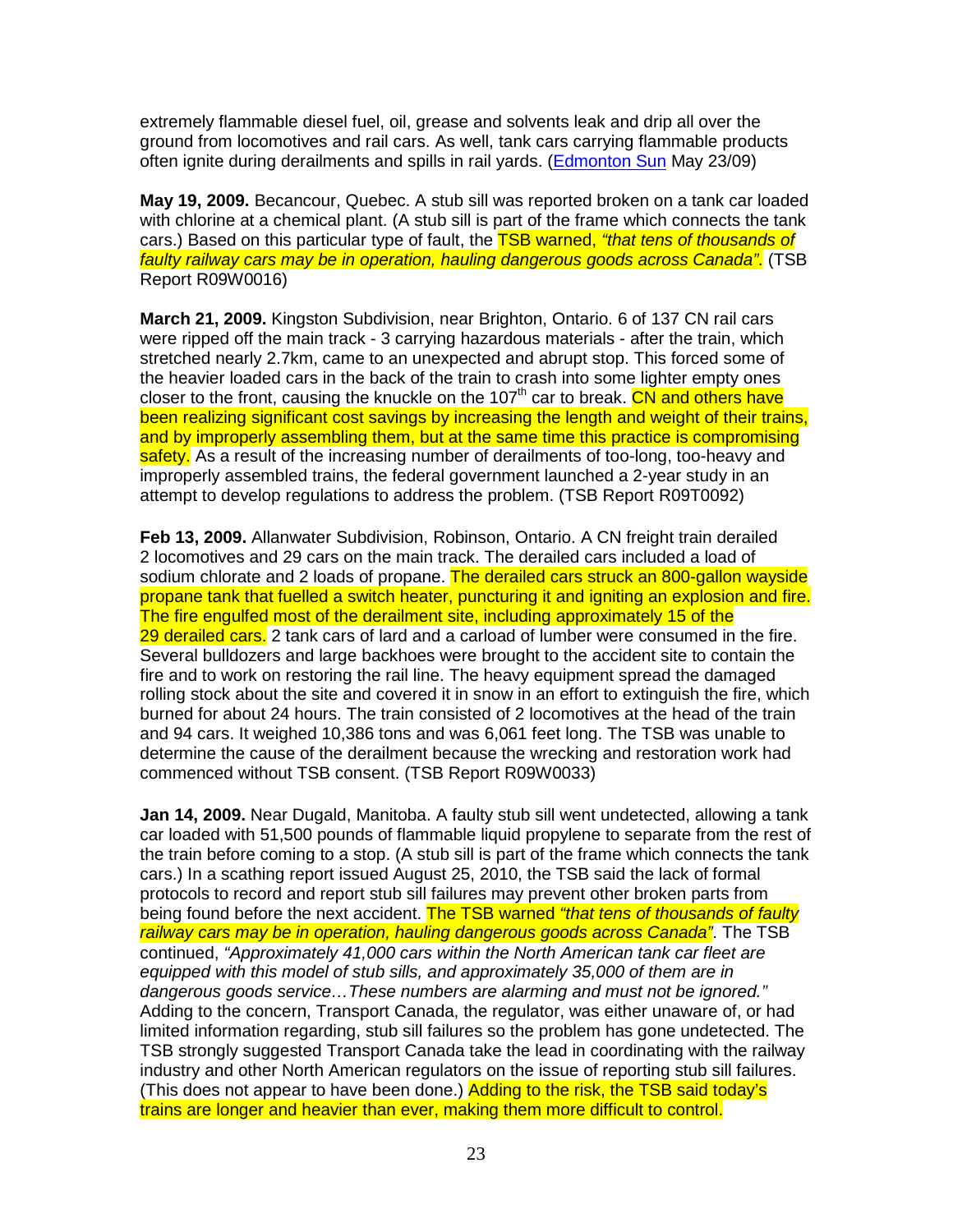extremely flammable diesel fuel, oil, grease and solvents leak and drip all over the ground from locomotives and rail cars. As well, tank cars carrying flammable products often ignite during derailments and spills in rail yards. (Edmonton Sun May 23/09)

**May 19, 2009.** Becancour, Quebec. A stub sill was reported broken on a tank car loaded with chlorine at a chemical plant. (A stub sill is part of the frame which connects the tank cars.) Based on this particular type of fault, the TSB warned, *"that tens of thousands of faulty railway cars may be in operation, hauling dangerous goods across Canada"*. (TSB Report R09W0016)

**March 21, 2009.** Kingston Subdivision, near Brighton, Ontario. 6 of 137 CN rail cars were ripped off the main track - 3 carrying hazardous materials - after the train, which stretched nearly 2.7km, came to an unexpected and abrupt stop. This forced some of the heavier loaded cars in the back of the train to crash into some lighter empty ones closer to the front, causing the knuckle on the 107th car to break. CN and others have been realizing significant cost savings by increasing the length and weight of their trains, and by improperly assembling them, but at the same time this practice is compromising safety. As a result of the increasing number of derailments of too-long, too-heavy and improperly assembled trains, the federal government launched a 2-year study in an attempt to develop regulations to address the problem. (TSB Report R09T0092)

**Feb 13, 2009.** Allanwater Subdivision, Robinson, Ontario. A CN freight train derailed 2 locomotives and 29 cars on the main track. The derailed cars included a load of sodium chlorate and 2 loads of propane. The derailed cars struck an 800-gallon wayside propane tank that fuelled a switch heater, puncturing it and igniting an explosion and fire. The fire engulfed most of the derailment site, including approximately 15 of the 29 derailed cars. 2 tank cars of lard and a carload of lumber were consumed in the fire. Several bulldozers and large backhoes were brought to the accident site to contain the fire and to work on restoring the rail line. The heavy equipment spread the damaged rolling stock about the site and covered it in snow in an effort to extinguish the fire, which burned for about 24 hours. The train consisted of 2 locomotives at the head of the train and 94 cars. It weighed 10,386 tons and was 6,061 feet long. The TSB was unable to determine the cause of the derailment because the wrecking and restoration work had commenced without TSB consent. (TSB Report R09W0033)

**Jan 14, 2009.** Near Dugald, Manitoba. A faulty stub sill went undetected, allowing a tank car loaded with 51,500 pounds of flammable liquid propylene to separate from the rest of the train before coming to a stop. (A stub sill is part of the frame which connects the tank cars.) In a scathing report issued August 25, 2010, the TSB said the lack of formal protocols to record and report stub sill failures may prevent other broken parts from being found before the next accident. The TSB warned *"that tens of thousands of faulty railway cars may be in operation, hauling dangerous goods across Canada"*. The TSB continued, *"Approximately 41,000 cars within the North American tank car fleet are equipped with this model of stub sills, and approximately 35,000 of them are in dangerous goods service…These numbers are alarming and must not be ignored."* Adding to the concern, Transport Canada, the regulator, was either unaware of, or had limited information regarding, stub sill failures so the problem has gone undetected. The TSB strongly suggested Transport Canada take the lead in coordinating with the railway industry and other North American regulators on the issue of reporting stub sill failures. (This does not appear to have been done.) Adding to the risk, the TSB said today's trains are longer and heavier than ever, making them more difficult to control.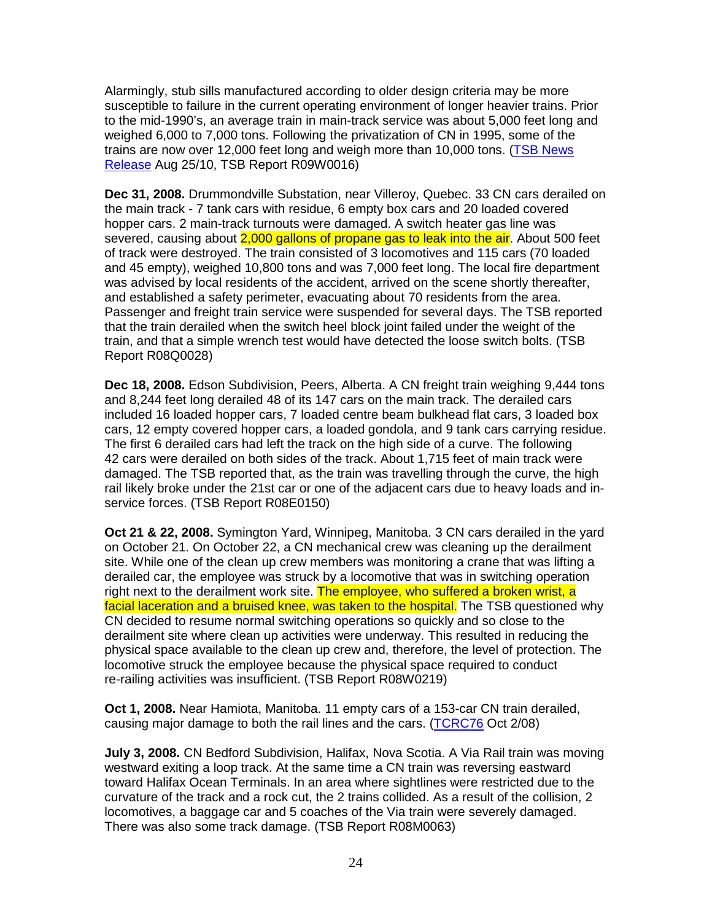Alarmingly, stub sills manufactured according to older design criteria may be more susceptible to failure in the current operating environment of longer heavier trains. Prior to the mid-1990's, an average train in main-track service was about 5,000 feet long and weighed 6,000 to 7,000 tons. Following the privatization of CN in 1995, some of the trains are now over 12,000 feet long and weigh more than 10,000 tons. (TSB News Release Aug 25/10, TSB Report R09W0016)

**Dec 31, 2008.** Drummondville Substation, near Villeroy, Quebec. 33 CN cars derailed on the main track - 7 tank cars with residue, 6 empty box cars and 20 loaded covered hopper cars. 2 main-track turnouts were damaged. A switch heater gas line was severed, causing about 2,000 gallons of propane gas to leak into the air. About 500 feet of track were destroyed. The train consisted of 3 locomotives and 115 cars (70 loaded and 45 empty), weighed 10,800 tons and was 7,000 feet long. The local fire department was advised by local residents of the accident, arrived on the scene shortly thereafter, and established a safety perimeter, evacuating about 70 residents from the area. Passenger and freight train service were suspended for several days. The TSB reported that the train derailed when the switch heel block joint failed under the weight of the train, and that a simple wrench test would have detected the loose switch bolts. (TSB Report R08Q0028)

**Dec 18, 2008.** Edson Subdivision, Peers, Alberta. A CN freight train weighing 9,444 tons and 8,244 feet long derailed 48 of its 147 cars on the main track. The derailed cars included 16 loaded hopper cars, 7 loaded centre beam bulkhead flat cars, 3 loaded box cars, 12 empty covered hopper cars, a loaded gondola, and 9 tank cars carrying residue. The first 6 derailed cars had left the track on the high side of a curve. The following 42 cars were derailed on both sides of the track. About 1,715 feet of main track were damaged. The TSB reported that, as the train was travelling through the curve, the high rail likely broke under the 21st car or one of the adjacent cars due to heavy loads and in-service forces. (TSB Report R08E0150)

**Oct 21 & 22, 2008.** Symington Yard, Winnipeg, Manitoba. 3 CN cars derailed in the yard on October 21. On October 22, a CN mechanical crew was cleaning up the derailment site. While one of the clean up crew members was monitoring a crane that was lifting a derailed car, the employee was struck by a locomotive that was in switching operation right next to the derailment work site. The employee, who suffered a broken wrist, a facial laceration and a bruised knee, was taken to the hospital. The TSB questioned why CN decided to resume normal switching operations so quickly and so close to the derailment site where clean up activities were underway. This resulted in reducing the physical space available to the clean up crew and, therefore, the level of protection. The locomotive struck the employee because the physical space required to conduct re-railing activities was insufficient. (TSB Report R08W0219)

**Oct 1, 2008.** Near Hamiota, Manitoba. 11 empty cars of a 153-car CN train derailed, causing major damage to both the rail lines and the cars. (TCRC76 Oct 2/08)

**July 3, 2008.** CN Bedford Subdivision, Halifax, Nova Scotia. A Via Rail train was moving westward exiting a loop track. At the same time a CN train was reversing eastward toward Halifax Ocean Terminals. In an area where sightlines were restricted due to the curvature of the track and a rock cut, the 2 trains collided. As a result of the collision, 2 locomotives, a baggage car and 5 coaches of the Via train were severely damaged. There was also some track damage. (TSB Report R08M0063)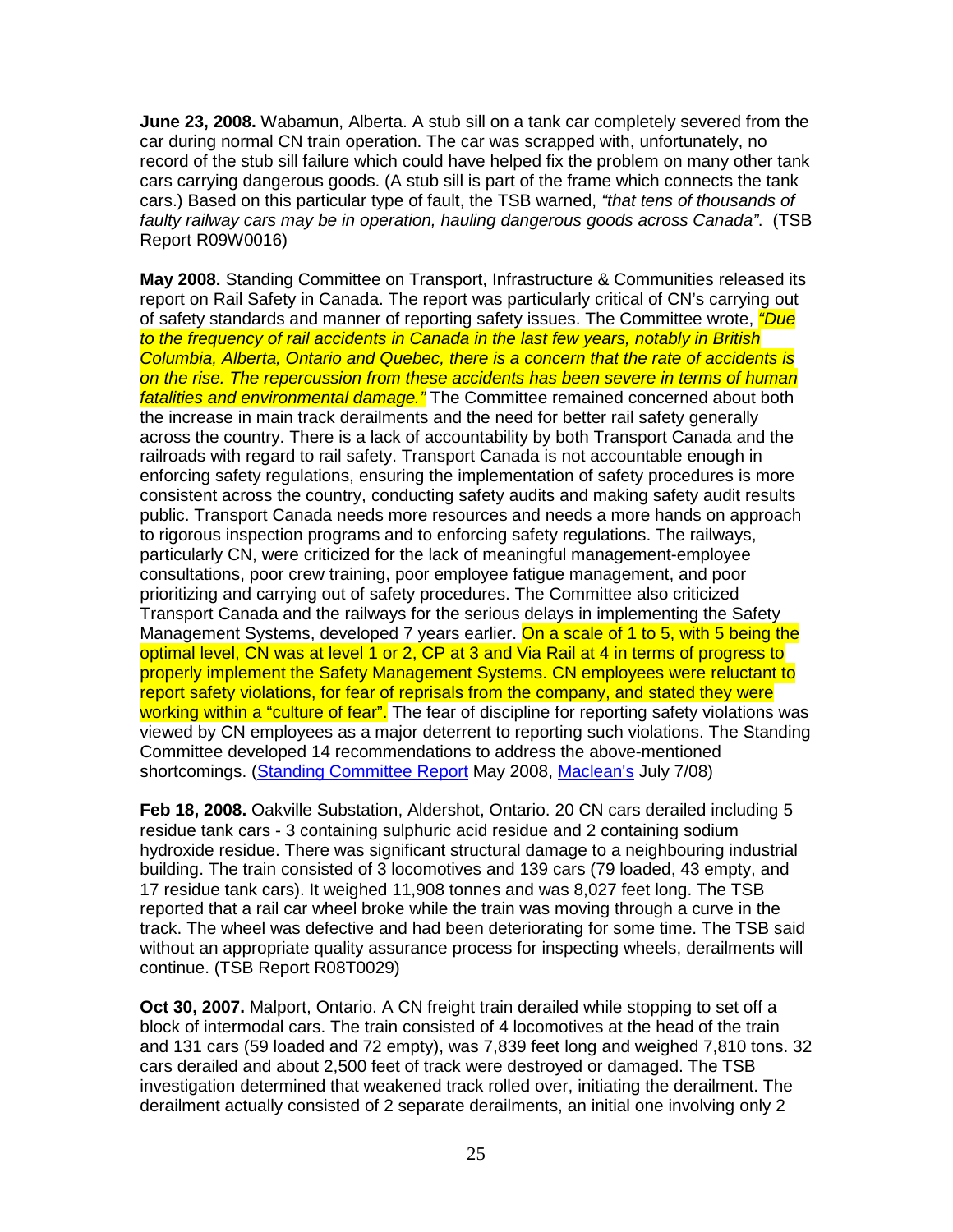**June 23, 2008.** Wabamun, Alberta. A stub sill on a tank car completely severed from the car during normal CN train operation. The car was scrapped with, unfortunately, no record of the stub sill failure which could have helped fix the problem on many other tank cars carrying dangerous goods. (A stub sill is part of the frame which connects the tank cars.) Based on this particular type of fault, the TSB warned, *"that tens of thousands of faulty railway cars may be in operation, hauling dangerous goods across Canada"*. (TSB Report R09W0016)

**May 2008.** Standing Committee on Transport, Infrastructure & Communities released its report on Rail Safety in Canada. The report was particularly critical of CN's carrying out of safety standards and manner of reporting safety issues. The Committee wrote, *"Due to the frequency of rail accidents in Canada in the last few years, notably in British Columbia, Alberta, Ontario and Quebec, there is a concern that the rate of accidents is on the rise. The repercussion from these accidents has been severe in terms of human fatalities and environmental damage."* The Committee remained concerned about both the increase in main track derailments and the need for better rail safety generally across the country. There is a lack of accountability by both Transport Canada and the railroads with regard to rail safety. Transport Canada is not accountable enough in enforcing safety regulations, ensuring the implementation of safety procedures is more consistent across the country, conducting safety audits and making safety audit results public. Transport Canada needs more resources and needs a more hands on approach to rigorous inspection programs and to enforcing safety regulations. The railways, particularly CN, were criticized for the lack of meaningful management-employee consultations, poor crew training, poor employee fatigue management, and poor prioritizing and carrying out of safety procedures. The Committee also criticized Transport Canada and the railways for the serious delays in implementing the Safety Management Systems, developed 7 years earlier. On a scale of 1 to 5, with 5 being the optimal level, CN was at level 1 or 2, CP at 3 and Via Rail at 4 in terms of progress to properly implement the Safety Management Systems. CN employees were reluctant to report safety violations, for fear of reprisals from the company, and stated they were working within a "culture of fear". The fear of discipline for reporting safety violations was viewed by CN employees as a major deterrent to reporting such violations. The Standing Committee developed 14 recommendations to address the above-mentioned shortcomings. (Standing Committee Report May 2008, Maclean's July 7/08)

**Feb 18, 2008.** Oakville Substation, Aldershot, Ontario. 20 CN cars derailed including 5 residue tank cars - 3 containing sulphuric acid residue and 2 containing sodium hydroxide residue. There was significant structural damage to a neighbouring industrial building. The train consisted of 3 locomotives and 139 cars (79 loaded, 43 empty, and 17 residue tank cars). It weighed 11,908 tonnes and was 8,027 feet long. The TSB reported that a rail car wheel broke while the train was moving through a curve in the track. The wheel was defective and had been deteriorating for some time. The TSB said without an appropriate quality assurance process for inspecting wheels, derailments will continue. (TSB Report R08T0029)

**Oct 30, 2007.** Malport, Ontario. A CN freight train derailed while stopping to set off a block of intermodal cars. The train consisted of 4 locomotives at the head of the train and 131 cars (59 loaded and 72 empty), was 7,839 feet long and weighed 7,810 tons. 32 cars derailed and about 2,500 feet of track were destroyed or damaged. The TSB investigation determined that weakened track rolled over, initiating the derailment. The derailment actually consisted of 2 separate derailments, an initial one involving only 2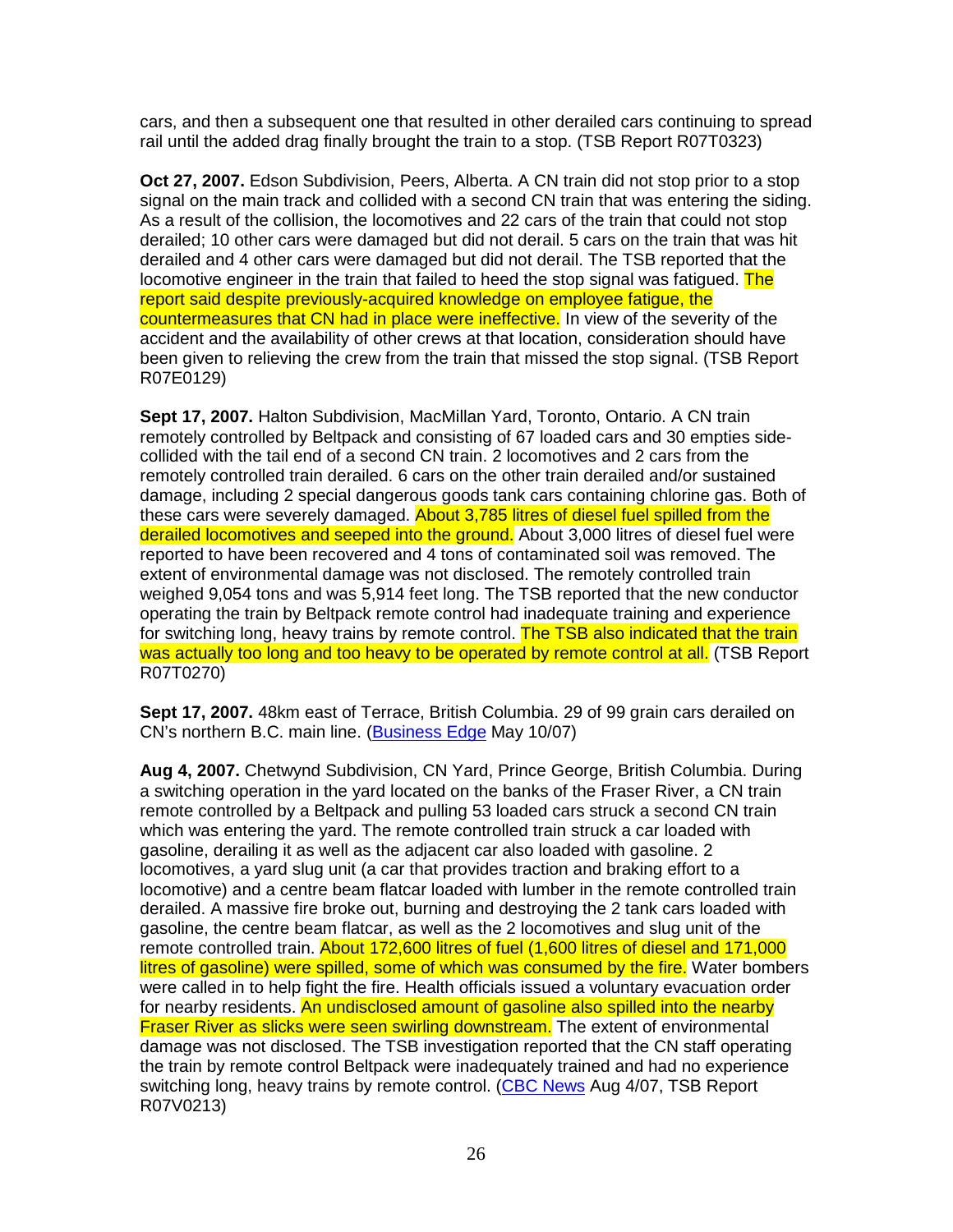cars, and then a subsequent one that resulted in other derailed cars continuing to spread rail until the added drag finally brought the train to a stop. (TSB Report R07T0323)

**Oct 27, 2007.** Edson Subdivision, Peers, Alberta. A CN train did not stop prior to a stop signal on the main track and collided with a second CN train that was entering the siding. As a result of the collision, the locomotives and 22 cars of the train that could not stop derailed; 10 other cars were damaged but did not derail. 5 cars on the train that was hit derailed and 4 other cars were damaged but did not derail. The TSB reported that the locomotive engineer in the train that failed to heed the stop signal was fatigued. The report said despite previously-acquired knowledge on employee fatigue, the countermeasures that CN had in place were ineffective. In view of the severity of the accident and the availability of other crews at that location, consideration should have been given to relieving the crew from the train that missed the stop signal. (TSB Report R07E0129)

**Sept 17, 2007.** Halton Subdivision, MacMillan Yard, Toronto, Ontario. A CN train remotely controlled by Beltpack and consisting of 67 loaded cars and 30 empties side-collided with the tail end of a second CN train. 2 locomotives and 2 cars from the remotely controlled train derailed. 6 cars on the other train derailed and/or sustained damage, including 2 special dangerous goods tank cars containing chlorine gas. Both of these cars were severely damaged. About 3,785 litres of diesel fuel spilled from the derailed locomotives and seeped into the ground. About 3,000 litres of diesel fuel were reported to have been recovered and 4 tons of contaminated soil was removed. The extent of environmental damage was not disclosed. The remotely controlled train weighed 9,054 tons and was 5,914 feet long. The TSB reported that the new conductor operating the train by Beltpack remote control had inadequate training and experience for switching long, heavy trains by remote control. The TSB also indicated that the train was actually too long and too heavy to be operated by remote control at all. (TSB Report R07T0270)

**Sept 17, 2007.** 48km east of Terrace, British Columbia. 29 of 99 grain cars derailed on CN's northern B.C. main line. (Business Edge May 10/07)

**Aug 4, 2007.** Chetwynd Subdivision, CN Yard, Prince George, British Columbia. During a switching operation in the yard located on the banks of the Fraser River, a CN train remote controlled by a Beltpack and pulling 53 loaded cars struck a second CN train which was entering the yard. The remote controlled train struck a car loaded with gasoline, derailing it as well as the adjacent car also loaded with gasoline. 2 locomotives, a yard slug unit (a car that provides traction and braking effort to a locomotive) and a centre beam flatcar loaded with lumber in the remote controlled train derailed. A massive fire broke out, burning and destroying the 2 tank cars loaded with gasoline, the centre beam flatcar, as well as the 2 locomotives and slug unit of the remote controlled train. About 172,600 litres of fuel (1,600 litres of diesel and 171,000 litres of gasoline) were spilled, some of which was consumed by the fire. Water bombers were called in to help fight the fire. Health officials issued a voluntary evacuation order for nearby residents. An undisclosed amount of gasoline also spilled into the nearby Fraser River as slicks were seen swirling downstream. The extent of environmental damage was not disclosed. The TSB investigation reported that the CN staff operating the train by remote control Beltpack were inadequately trained and had no experience switching long, heavy trains by remote control. (CBC News Aug 4/07, TSB Report R07V0213)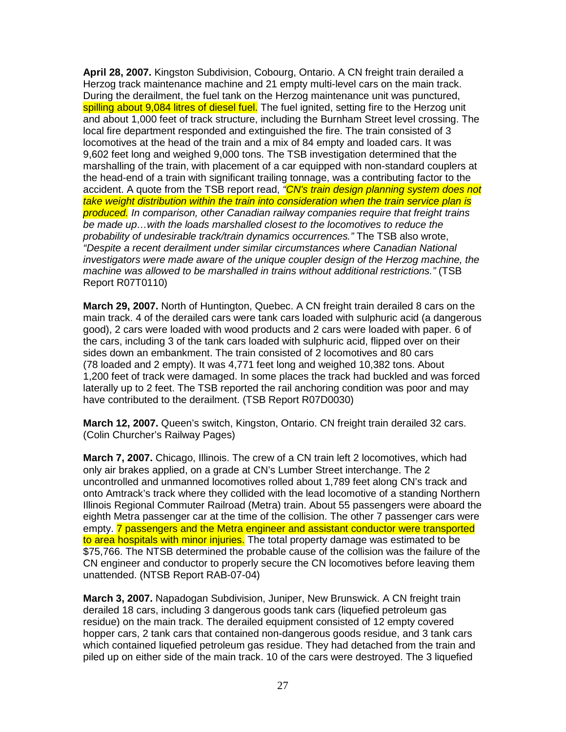**April 28, 2007.** Kingston Subdivision, Cobourg, Ontario. A CN freight train derailed a Herzog track maintenance machine and 21 empty multi-level cars on the main track. During the derailment, the fuel tank on the Herzog maintenance unit was punctured, spilling about 9,084 litres of diesel fuel. The fuel ignited, setting fire to the Herzog unit and about 1,000 feet of track structure, including the Burnham Street level crossing. The local fire department responded and extinguished the fire. The train consisted of 3 locomotives at the head of the train and a mix of 84 empty and loaded cars. It was 9,602 feet long and weighed 9,000 tons. The TSB investigation determined that the marshalling of the train, with placement of a car equipped with non-standard couplers at the head-end of a train with significant trailing tonnage, was a contributing factor to the accident. A quote from the TSB report read, *"CN's train design planning system does not take weight distribution within the train into consideration when the train service plan is produced. In comparison, other Canadian railway companies require that freight trains be made up…with the loads marshalled closest to the locomotives to reduce the probability of undesirable track/train dynamics occurrences."* The TSB also wrote, *"Despite a recent derailment under similar circumstances where Canadian National investigators were made aware of the unique coupler design of the Herzog machine, the machine was allowed to be marshalled in trains without additional restrictions."* (TSB Report R07T0110)

**March 29, 2007.** North of Huntington, Quebec. A CN freight train derailed 8 cars on the main track. 4 of the derailed cars were tank cars loaded with sulphuric acid (a dangerous good), 2 cars were loaded with wood products and 2 cars were loaded with paper. 6 of the cars, including 3 of the tank cars loaded with sulphuric acid, flipped over on their sides down an embankment. The train consisted of 2 locomotives and 80 cars (78 loaded and 2 empty). It was 4,771 feet long and weighed 10,382 tons. About 1,200 feet of track were damaged. In some places the track had buckled and was forced laterally up to 2 feet. The TSB reported the rail anchoring condition was poor and may have contributed to the derailment. (TSB Report R07D0030)

**March 12, 2007.** Queen's switch, Kingston, Ontario. CN freight train derailed 32 cars. (Colin Churcher's Railway Pages)

**March 7, 2007.** Chicago, Illinois. The crew of a CN train left 2 locomotives, which had only air brakes applied, on a grade at CN's Lumber Street interchange. The 2 uncontrolled and unmanned locomotives rolled about 1,789 feet along CN's track and onto Amtrack's track where they collided with the lead locomotive of a standing Northern Illinois Regional Commuter Railroad (Metra) train. About 55 passengers were aboard the eighth Metra passenger car at the time of the collision. The other 7 passenger cars were empty. 7 passengers and the Metra engineer and assistant conductor were transported to area hospitals with minor injuries. The total property damage was estimated to be $75,766. The NTSB determined the probable cause of the collision was the failure of the CN engineer and conductor to properly secure the CN locomotives before leaving them unattended. (NTSB Report RAB-07-04)

**March 3, 2007.** Napadogan Subdivision, Juniper, New Brunswick. A CN freight train derailed 18 cars, including 3 dangerous goods tank cars (liquefied petroleum gas residue) on the main track. The derailed equipment consisted of 12 empty covered hopper cars, 2 tank cars that contained non-dangerous goods residue, and 3 tank cars which contained liquefied petroleum gas residue. They had detached from the train and piled up on either side of the main track. 10 of the cars were destroyed. The 3 liquefied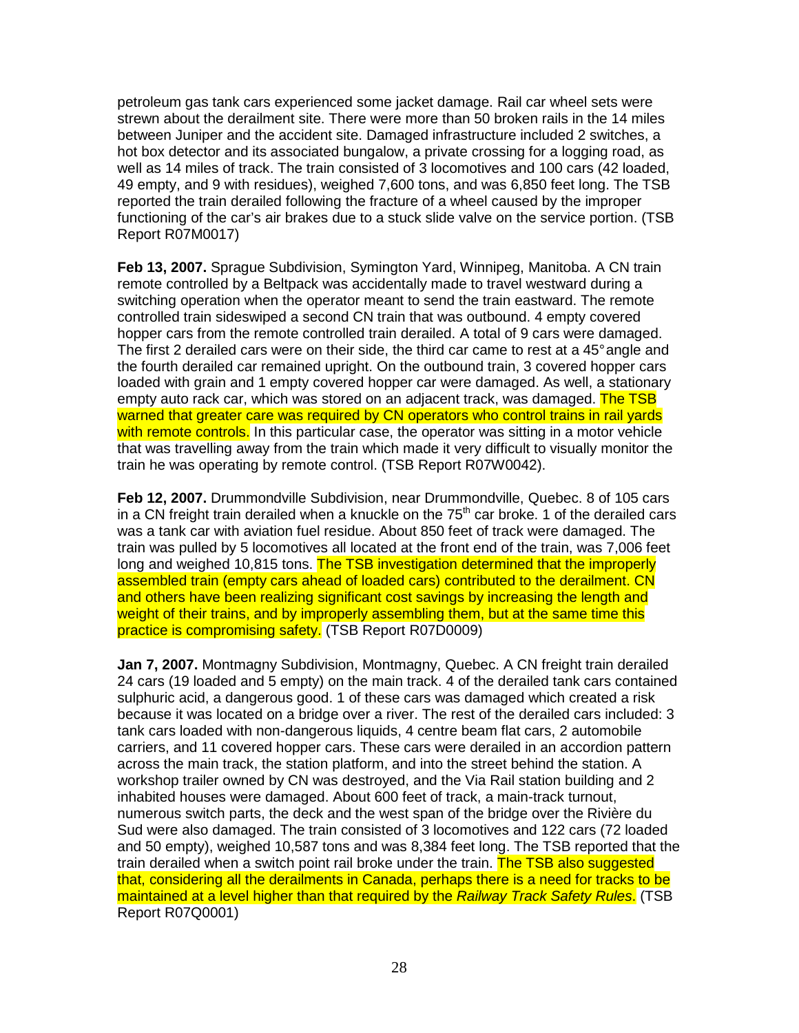petroleum gas tank cars experienced some jacket damage. Rail car wheel sets were strewn about the derailment site. There were more than 50 broken rails in the 14 miles between Juniper and the accident site. Damaged infrastructure included 2 switches, a hot box detector and its associated bungalow, a private crossing for a logging road, as well as 14 miles of track. The train consisted of 3 locomotives and 100 cars (42 loaded, 49 empty, and 9 with residues), weighed 7,600 tons, and was 6,850 feet long. The TSB reported the train derailed following the fracture of a wheel caused by the improper functioning of the car's air brakes due to a stuck slide valve on the service portion. (TSB Report R07M0017)

**Feb 13, 2007.** Sprague Subdivision, Symington Yard, Winnipeg, Manitoba. A CN train remote controlled by a Beltpack was accidentally made to travel westward during a switching operation when the operator meant to send the train eastward. The remote controlled train sideswiped a second CN train that was outbound. 4 empty covered hopper cars from the remote controlled train derailed. A total of 9 cars were damaged. The first 2 derailed cars were on their side, the third car came to rest at a 45° angle and the fourth derailed car remained upright. On the outbound train, 3 covered hopper cars loaded with grain and 1 empty covered hopper car were damaged. As well, a stationary empty auto rack car, which was stored on an adjacent track, was damaged. The TSB warned that greater care was required by CN operators who control trains in rail yards with remote controls. In this particular case, the operator was sitting in a motor vehicle that was travelling away from the train which made it very difficult to visually monitor the train he was operating by remote control. (TSB Report R07W0042).

**Feb 12, 2007.** Drummondville Subdivision, near Drummondville, Quebec. 8 of 105 cars in a CN freight train derailed when a knuckle on the 75th car broke. 1 of the derailed cars was a tank car with aviation fuel residue. About 850 feet of track were damaged. The train was pulled by 5 locomotives all located at the front end of the train, was 7,006 feet long and weighed 10,815 tons. The TSB investigation determined that the improperly assembled train (empty cars ahead of loaded cars) contributed to the derailment. CN and others have been realizing significant cost savings by increasing the length and weight of their trains, and by improperly assembling them, but at the same time this practice is compromising safety. (TSB Report R07D0009)

**Jan 7, 2007.** Montmagny Subdivision, Montmagny, Quebec. A CN freight train derailed 24 cars (19 loaded and 5 empty) on the main track. 4 of the derailed tank cars contained sulphuric acid, a dangerous good. 1 of these cars was damaged which created a risk because it was located on a bridge over a river. The rest of the derailed cars included: 3 tank cars loaded with non-dangerous liquids, 4 centre beam flat cars, 2 automobile carriers, and 11 covered hopper cars. These cars were derailed in an accordion pattern across the main track, the station platform, and into the street behind the station. A workshop trailer owned by CN was destroyed, and the Via Rail station building and 2 inhabited houses were damaged. About 600 feet of track, a main-track turnout, numerous switch parts, the deck and the west span of the bridge over the Rivière du Sud were also damaged. The train consisted of 3 locomotives and 122 cars (72 loaded and 50 empty), weighed 10,587 tons and was 8,384 feet long. The TSB reported that the train derailed when a switch point rail broke under the train. The TSB also suggested that, considering all the derailments in Canada, perhaps there is a need for tracks to be maintained at a level higher than that required by the *Railway Track Safety Rules*. (TSB Report R07Q0001)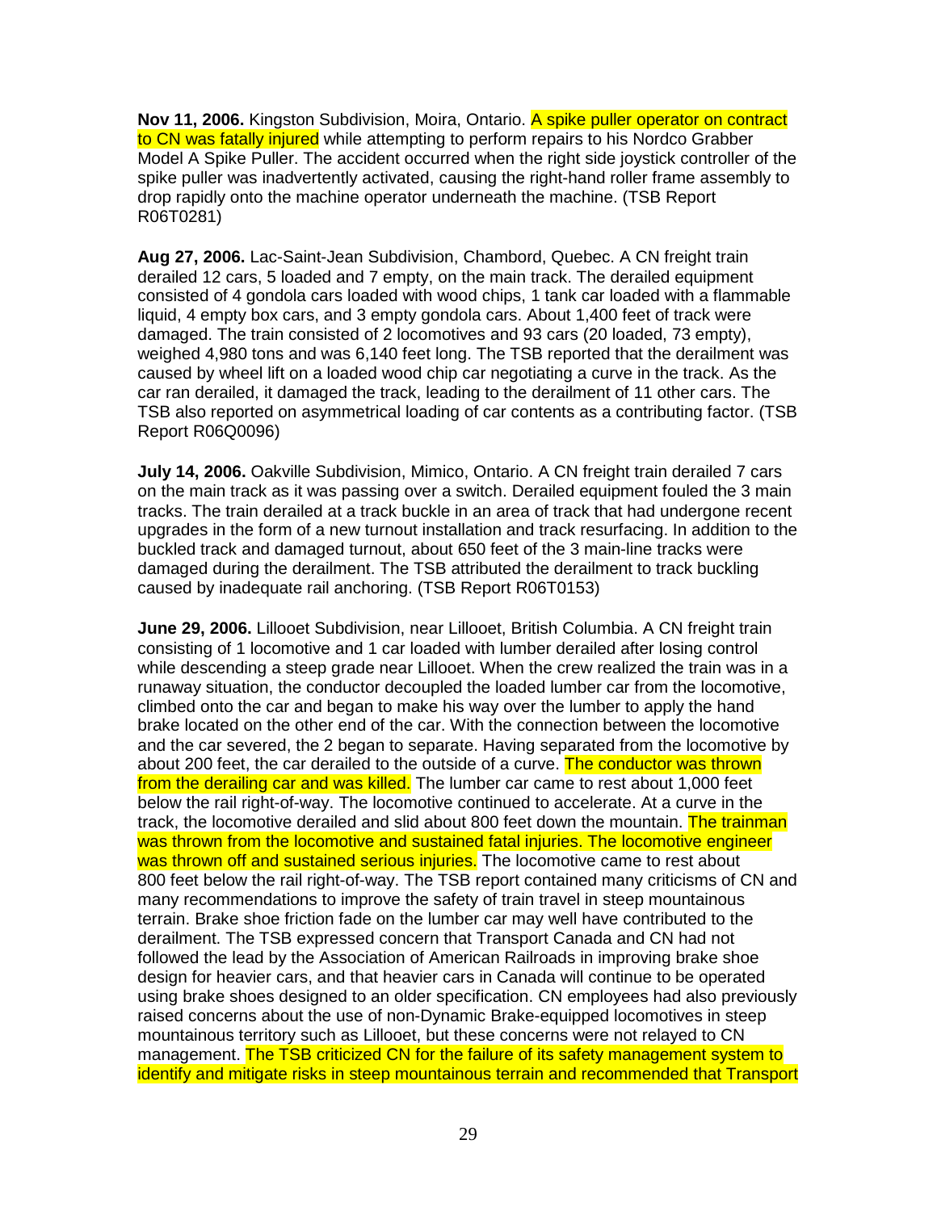**Nov 11, 2006.** Kingston Subdivision, Moira, Ontario. A spike puller operator on contract to CN was fatally injured while attempting to perform repairs to his Nordco Grabber Model A Spike Puller. The accident occurred when the right side joystick controller of the spike puller was inadvertently activated, causing the right-hand roller frame assembly to drop rapidly onto the machine operator underneath the machine. (TSB Report R06T0281)

**Aug 27, 2006.** Lac-Saint-Jean Subdivision, Chambord, Quebec. A CN freight train derailed 12 cars, 5 loaded and 7 empty, on the main track. The derailed equipment consisted of 4 gondola cars loaded with wood chips, 1 tank car loaded with a flammable liquid, 4 empty box cars, and 3 empty gondola cars. About 1,400 feet of track were damaged. The train consisted of 2 locomotives and 93 cars (20 loaded, 73 empty), weighed 4,980 tons and was 6,140 feet long. The TSB reported that the derailment was caused by wheel lift on a loaded wood chip car negotiating a curve in the track. As the car ran derailed, it damaged the track, leading to the derailment of 11 other cars. The TSB also reported on asymmetrical loading of car contents as a contributing factor. (TSB Report R06Q0096)

**July 14, 2006.** Oakville Subdivision, Mimico, Ontario. A CN freight train derailed 7 cars on the main track as it was passing over a switch. Derailed equipment fouled the 3 main tracks. The train derailed at a track buckle in an area of track that had undergone recent upgrades in the form of a new turnout installation and track resurfacing. In addition to the buckled track and damaged turnout, about 650 feet of the 3 main-line tracks were damaged during the derailment. The TSB attributed the derailment to track buckling caused by inadequate rail anchoring. (TSB Report R06T0153)

**June 29, 2006.** Lillooet Subdivision, near Lillooet, British Columbia. A CN freight train consisting of 1 locomotive and 1 car loaded with lumber derailed after losing control while descending a steep grade near Lillooet. When the crew realized the train was in a runaway situation, the conductor decoupled the loaded lumber car from the locomotive, climbed onto the car and began to make his way over the lumber to apply the hand brake located on the other end of the car. With the connection between the locomotive and the car severed, the 2 began to separate. Having separated from the locomotive by about 200 feet, the car derailed to the outside of a curve. The conductor was thrown from the derailing car and was killed. The lumber car came to rest about 1,000 feet below the rail right-of-way. The locomotive continued to accelerate. At a curve in the track, the locomotive derailed and slid about 800 feet down the mountain. The trainman was thrown from the locomotive and sustained fatal injuries. The locomotive engineer was thrown off and sustained serious injuries. The locomotive came to rest about 800 feet below the rail right-of-way. The TSB report contained many criticisms of CN and many recommendations to improve the safety of train travel in steep mountainous terrain. Brake shoe friction fade on the lumber car may well have contributed to the derailment. The TSB expressed concern that Transport Canada and CN had not followed the lead by the Association of American Railroads in improving brake shoe design for heavier cars, and that heavier cars in Canada will continue to be operated using brake shoes designed to an older specification. CN employees had also previously raised concerns about the use of non-Dynamic Brake-equipped locomotives in steep mountainous territory such as Lillooet, but these concerns were not relayed to CN management. The TSB criticized CN for the failure of its safety management system to identify and mitigate risks in steep mountainous terrain and recommended that Transport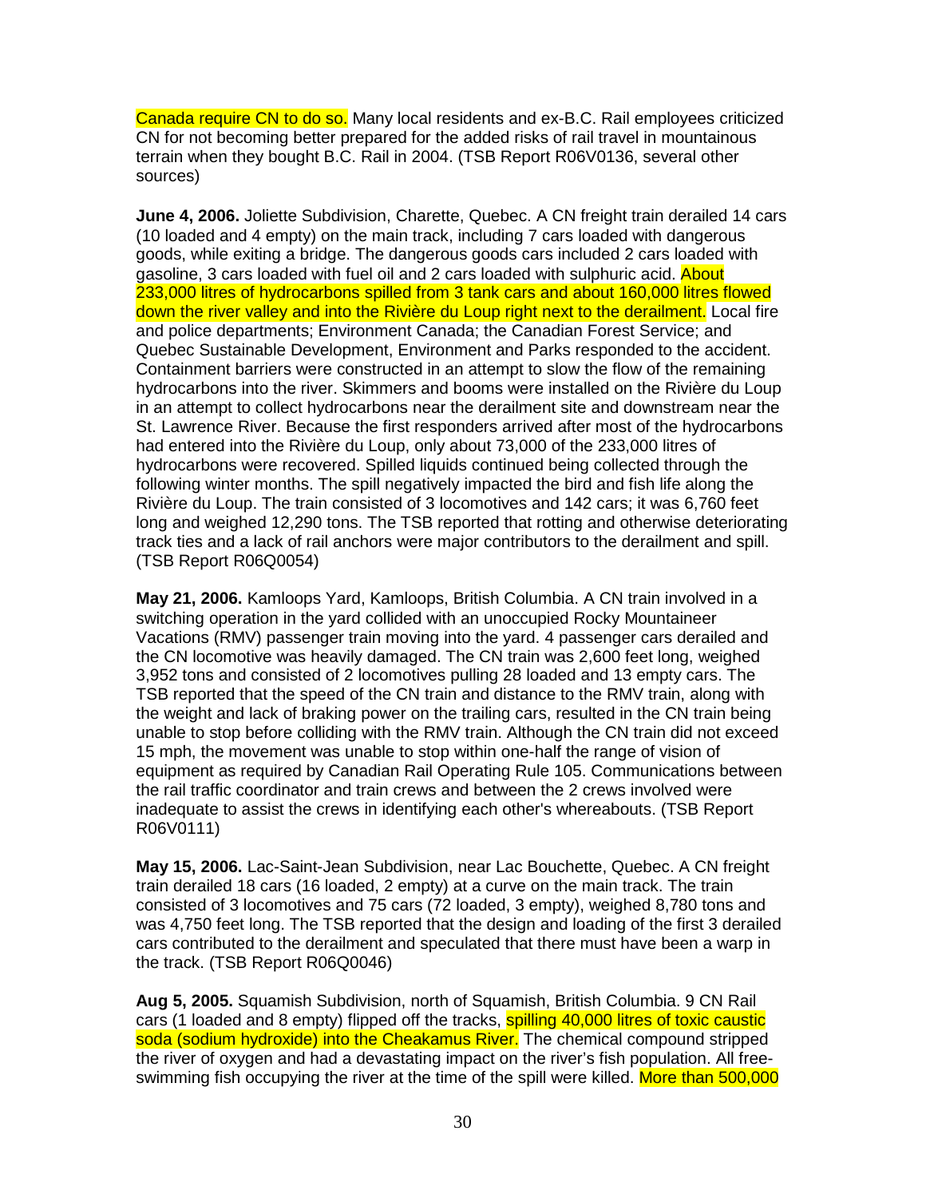Canada require CN to do so. Many local residents and ex-B.C. Rail employees criticized CN for not becoming better prepared for the added risks of rail travel in mountainous terrain when they bought B.C. Rail in 2004. (TSB Report R06V0136, several other sources)

**June 4, 2006.** Joliette Subdivision, Charette, Quebec. A CN freight train derailed 14 cars (10 loaded and 4 empty) on the main track, including 7 cars loaded with dangerous goods, while exiting a bridge. The dangerous goods cars included 2 cars loaded with gasoline, 3 cars loaded with fuel oil and 2 cars loaded with sulphuric acid. About 233,000 litres of hydrocarbons spilled from 3 tank cars and about 160,000 litres flowed down the river valley and into the Rivière du Loup right next to the derailment. Local fire and police departments; Environment Canada; the Canadian Forest Service; and Quebec Sustainable Development, Environment and Parks responded to the accident. Containment barriers were constructed in an attempt to slow the flow of the remaining hydrocarbons into the river. Skimmers and booms were installed on the Rivière du Loup in an attempt to collect hydrocarbons near the derailment site and downstream near the St. Lawrence River. Because the first responders arrived after most of the hydrocarbons had entered into the Rivière du Loup, only about 73,000 of the 233,000 litres of hydrocarbons were recovered. Spilled liquids continued being collected through the following winter months. The spill negatively impacted the bird and fish life along the Rivière du Loup. The train consisted of 3 locomotives and 142 cars; it was 6,760 feet long and weighed 12,290 tons. The TSB reported that rotting and otherwise deteriorating track ties and a lack of rail anchors were major contributors to the derailment and spill. (TSB Report R06Q0054)

**May 21, 2006.** Kamloops Yard, Kamloops, British Columbia. A CN train involved in a switching operation in the yard collided with an unoccupied Rocky Mountaineer Vacations (RMV) passenger train moving into the yard. 4 passenger cars derailed and the CN locomotive was heavily damaged. The CN train was 2,600 feet long, weighed 3,952 tons and consisted of 2 locomotives pulling 28 loaded and 13 empty cars. The TSB reported that the speed of the CN train and distance to the RMV train, along with the weight and lack of braking power on the trailing cars, resulted in the CN train being unable to stop before colliding with the RMV train. Although the CN train did not exceed 15 mph, the movement was unable to stop within one-half the range of vision of equipment as required by Canadian Rail Operating Rule 105. Communications between the rail traffic coordinator and train crews and between the 2 crews involved were inadequate to assist the crews in identifying each other's whereabouts. (TSB Report R06V0111)

**May 15, 2006.** Lac-Saint-Jean Subdivision, near Lac Bouchette, Quebec. A CN freight train derailed 18 cars (16 loaded, 2 empty) at a curve on the main track. The train consisted of 3 locomotives and 75 cars (72 loaded, 3 empty), weighed 8,780 tons and was 4,750 feet long. The TSB reported that the design and loading of the first 3 derailed cars contributed to the derailment and speculated that there must have been a warp in the track. (TSB Report R06Q0046)

**Aug 5, 2005.** Squamish Subdivision, north of Squamish, British Columbia. 9 CN Rail cars (1 loaded and 8 empty) flipped off the tracks, spilling 40,000 litres of toxic caustic soda (sodium hydroxide) into the Cheakamus River. The chemical compound stripped the river of oxygen and had a devastating impact on the river's fish population. All free-swimming fish occupying the river at the time of the spill were killed. More than 500,000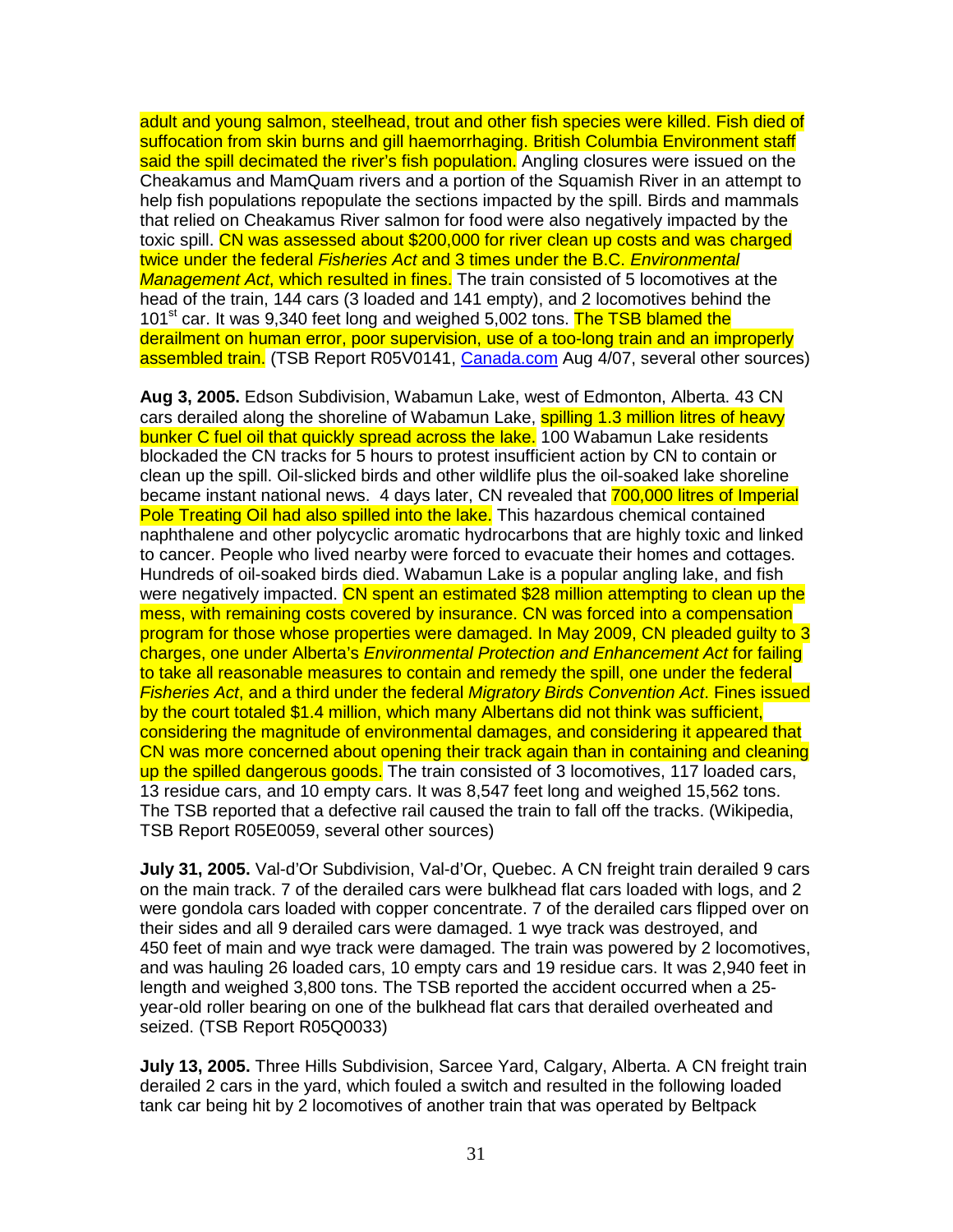adult and young salmon, steelhead, trout and other fish species were killed. Fish died of suffocation from skin burns and gill haemorrhaging. British Columbia Environment staff said the spill decimated the river's fish population. Angling closures were issued on the Cheakamus and MamQuam rivers and a portion of the Squamish River in an attempt to help fish populations repopulate the sections impacted by the spill. Birds and mammals that relied on Cheakamus River salmon for food were also negatively impacted by the toxic spill. CN was assessed about $200,000 for river clean up costs and was charged twice under the federal *Fisheries Act* and 3 times under the B.C. *Environmental Management Act*, which resulted in fines. The train consisted of 5 locomotives at the head of the train, 144 cars (3 loaded and 141 empty), and 2 locomotives behind the 101st car. It was 9,340 feet long and weighed 5,002 tons. The TSB blamed the derailment on human error, poor supervision, use of a too-long train and an improperly assembled train. (TSB Report R05V0141, Canada.com Aug 4/07, several other sources)

**Aug 3, 2005.** Edson Subdivision, Wabamun Lake, west of Edmonton, Alberta. 43 CN cars derailed along the shoreline of Wabamun Lake, spilling 1.3 million litres of heavy bunker C fuel oil that quickly spread across the lake. 100 Wabamun Lake residents blockaded the CN tracks for 5 hours to protest insufficient action by CN to contain or clean up the spill. Oil-slicked birds and other wildlife plus the oil-soaked lake shoreline became instant national news. 4 days later, CN revealed that 700,000 litres of Imperial Pole Treating Oil had also spilled into the lake. This hazardous chemical contained naphthalene and other polycyclic aromatic hydrocarbons that are highly toxic and linked to cancer. People who lived nearby were forced to evacuate their homes and cottages. Hundreds of oil-soaked birds died. Wabamun Lake is a popular angling lake, and fish were negatively impacted. CN spent an estimated $28 million attempting to clean up the mess, with remaining costs covered by insurance. CN was forced into a compensation program for those whose properties were damaged. In May 2009, CN pleaded guilty to 3 charges, one under Alberta's *Environmental Protection and Enhancement Act* for failing to take all reasonable measures to contain and remedy the spill, one under the federal *Fisheries Act*, and a third under the federal *Migratory Birds Convention Act*. Fines issued by the court totaled $1.4 million, which many Albertans did not think was sufficient, considering the magnitude of environmental damages, and considering it appeared that CN was more concerned about opening their track again than in containing and cleaning up the spilled dangerous goods. The train consisted of 3 locomotives, 117 loaded cars, 13 residue cars, and 10 empty cars. It was 8,547 feet long and weighed 15,562 tons. The TSB reported that a defective rail caused the train to fall off the tracks. (Wikipedia, TSB Report R05E0059, several other sources)

**July 31, 2005.** Val-d'Or Subdivision, Val-d'Or, Quebec. A CN freight train derailed 9 cars on the main track. 7 of the derailed cars were bulkhead flat cars loaded with logs, and 2 were gondola cars loaded with copper concentrate. 7 of the derailed cars flipped over on their sides and all 9 derailed cars were damaged. 1 wye track was destroyed, and 450 feet of main and wye track were damaged. The train was powered by 2 locomotives, and was hauling 26 loaded cars, 10 empty cars and 19 residue cars. It was 2,940 feet in length and weighed 3,800 tons. The TSB reported the accident occurred when a 25-year-old roller bearing on one of the bulkhead flat cars that derailed overheated and seized. (TSB Report R05Q0033)

**July 13, 2005.** Three Hills Subdivision, Sarcee Yard, Calgary, Alberta. A CN freight train derailed 2 cars in the yard, which fouled a switch and resulted in the following loaded tank car being hit by 2 locomotives of another train that was operated by Beltpack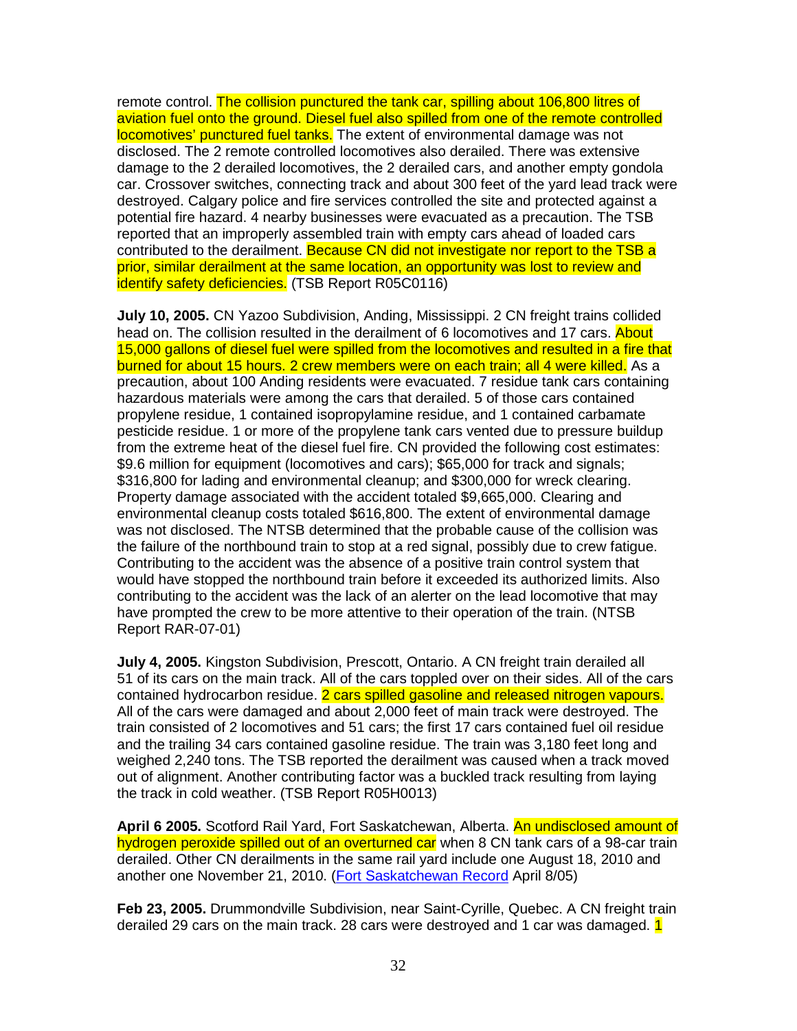remote control. The collision punctured the tank car, spilling about 106,800 litres of aviation fuel onto the ground. Diesel fuel also spilled from one of the remote controlled locomotives' punctured fuel tanks. The extent of environmental damage was not disclosed. The 2 remote controlled locomotives also derailed. There was extensive damage to the 2 derailed locomotives, the 2 derailed cars, and another empty gondola car. Crossover switches, connecting track and about 300 feet of the yard lead track were destroyed. Calgary police and fire services controlled the site and protected against a potential fire hazard. 4 nearby businesses were evacuated as a precaution. The TSB reported that an improperly assembled train with empty cars ahead of loaded cars contributed to the derailment. Because CN did not investigate nor report to the TSB a prior, similar derailment at the same location, an opportunity was lost to review and identify safety deficiencies. (TSB Report R05C0116)

**July 10, 2005.** CN Yazoo Subdivision, Anding, Mississippi. 2 CN freight trains collided head on. The collision resulted in the derailment of 6 locomotives and 17 cars. About 15,000 gallons of diesel fuel were spilled from the locomotives and resulted in a fire that burned for about 15 hours. 2 crew members were on each train; all 4 were killed. As a precaution, about 100 Anding residents were evacuated. 7 residue tank cars containing hazardous materials were among the cars that derailed. 5 of those cars contained propylene residue, 1 contained isopropylamine residue, and 1 contained carbamate pesticide residue. 1 or more of the propylene tank cars vented due to pressure buildup from the extreme heat of the diesel fuel fire. CN provided the following cost estimates: $9.6 million for equipment (locomotives and cars); $65,000 for track and signals; $316,800 for lading and environmental cleanup; and $300,000 for wreck clearing. Property damage associated with the accident totaled $9,665,000. Clearing and environmental cleanup costs totaled $616,800. The extent of environmental damage was not disclosed. The NTSB determined that the probable cause of the collision was the failure of the northbound train to stop at a red signal, possibly due to crew fatigue. Contributing to the accident was the absence of a positive train control system that would have stopped the northbound train before it exceeded its authorized limits. Also contributing to the accident was the lack of an alerter on the lead locomotive that may have prompted the crew to be more attentive to their operation of the train. (NTSB Report RAR-07-01)

**July 4, 2005.** Kingston Subdivision, Prescott, Ontario. A CN freight train derailed all 51 of its cars on the main track. All of the cars toppled over on their sides. All of the cars contained hydrocarbon residue. 2 cars spilled gasoline and released nitrogen vapours. All of the cars were damaged and about 2,000 feet of main track were destroyed. The train consisted of 2 locomotives and 51 cars; the first 17 cars contained fuel oil residue and the trailing 34 cars contained gasoline residue. The train was 3,180 feet long and weighed 2,240 tons. The TSB reported the derailment was caused when a track moved out of alignment. Another contributing factor was a buckled track resulting from laying the track in cold weather. (TSB Report R05H0013)

**April 6 2005.** Scotford Rail Yard, Fort Saskatchewan, Alberta. An undisclosed amount of hydrogen peroxide spilled out of an overturned car when 8 CN tank cars of a 98-car train derailed. Other CN derailments in the same rail yard include one August 18, 2010 and another one November 21, 2010. (Fort Saskatchewan Record April 8/05)

**Feb 23, 2005.** Drummondville Subdivision, near Saint-Cyrille, Quebec. A CN freight train derailed 29 cars on the main track. 28 cars were destroyed and 1 car was damaged. 1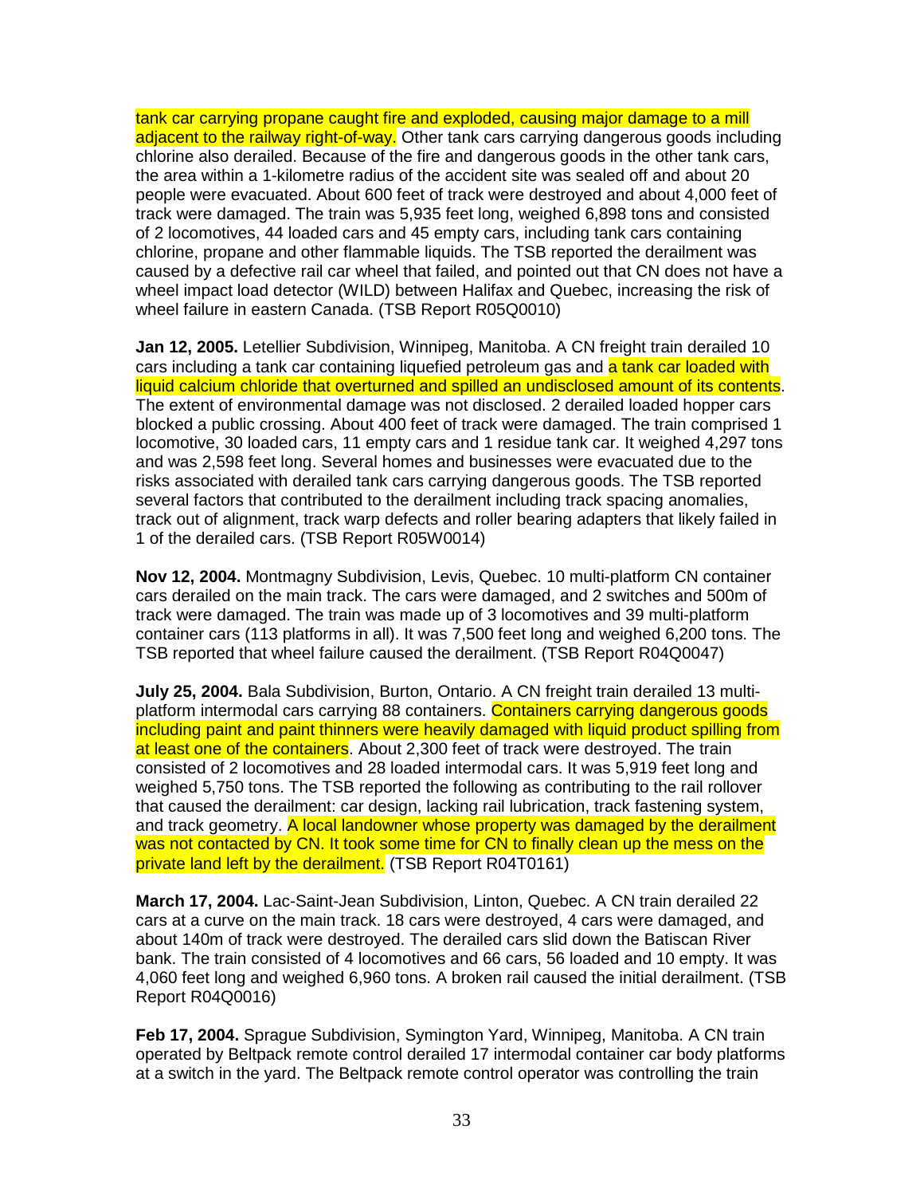tank car carrying propane caught fire and exploded, causing major damage to a mill adjacent to the railway right-of-way. Other tank cars carrying dangerous goods including chlorine also derailed. Because of the fire and dangerous goods in the other tank cars, the area within a 1-kilometre radius of the accident site was sealed off and about 20 people were evacuated. About 600 feet of track were destroyed and about 4,000 feet of track were damaged. The train was 5,935 feet long, weighed 6,898 tons and consisted of 2 locomotives, 44 loaded cars and 45 empty cars, including tank cars containing chlorine, propane and other flammable liquids. The TSB reported the derailment was caused by a defective rail car wheel that failed, and pointed out that CN does not have a wheel impact load detector (WILD) between Halifax and Quebec, increasing the risk of wheel failure in eastern Canada. (TSB Report R05Q0010)

**Jan 12, 2005.** Letellier Subdivision, Winnipeg, Manitoba. A CN freight train derailed 10 cars including a tank car containing liquefied petroleum gas and a tank car loaded with liquid calcium chloride that overturned and spilled an undisclosed amount of its contents. The extent of environmental damage was not disclosed. 2 derailed loaded hopper cars blocked a public crossing. About 400 feet of track were damaged. The train comprised 1 locomotive, 30 loaded cars, 11 empty cars and 1 residue tank car. It weighed 4,297 tons and was 2,598 feet long. Several homes and businesses were evacuated due to the risks associated with derailed tank cars carrying dangerous goods. The TSB reported several factors that contributed to the derailment including track spacing anomalies, track out of alignment, track warp defects and roller bearing adapters that likely failed in 1 of the derailed cars. (TSB Report R05W0014)

**Nov 12, 2004.** Montmagny Subdivision, Levis, Quebec. 10 multi-platform CN container cars derailed on the main track. The cars were damaged, and 2 switches and 500m of track were damaged. The train was made up of 3 locomotives and 39 multi-platform container cars (113 platforms in all). It was 7,500 feet long and weighed 6,200 tons. The TSB reported that wheel failure caused the derailment. (TSB Report R04Q0047)

**July 25, 2004.** Bala Subdivision, Burton, Ontario. A CN freight train derailed 13 multi-platform intermodal cars carrying 88 containers. Containers carrying dangerous goods including paint and paint thinners were heavily damaged with liquid product spilling from at least one of the containers. About 2,300 feet of track were destroyed. The train consisted of 2 locomotives and 28 loaded intermodal cars. It was 5,919 feet long and weighed 5,750 tons. The TSB reported the following as contributing to the rail rollover that caused the derailment: car design, lacking rail lubrication, track fastening system, and track geometry. A local landowner whose property was damaged by the derailment was not contacted by CN. It took some time for CN to finally clean up the mess on the private land left by the derailment. (TSB Report R04T0161)

**March 17, 2004.** Lac-Saint-Jean Subdivision, Linton, Quebec. A CN train derailed 22 cars at a curve on the main track. 18 cars were destroyed, 4 cars were damaged, and about 140m of track were destroyed. The derailed cars slid down the Batiscan River bank. The train consisted of 4 locomotives and 66 cars, 56 loaded and 10 empty. It was 4,060 feet long and weighed 6,960 tons. A broken rail caused the initial derailment. (TSB Report R04Q0016)

**Feb 17, 2004.** Sprague Subdivision, Symington Yard, Winnipeg, Manitoba. A CN train operated by Beltpack remote control derailed 17 intermodal container car body platforms at a switch in the yard. The Beltpack remote control operator was controlling the train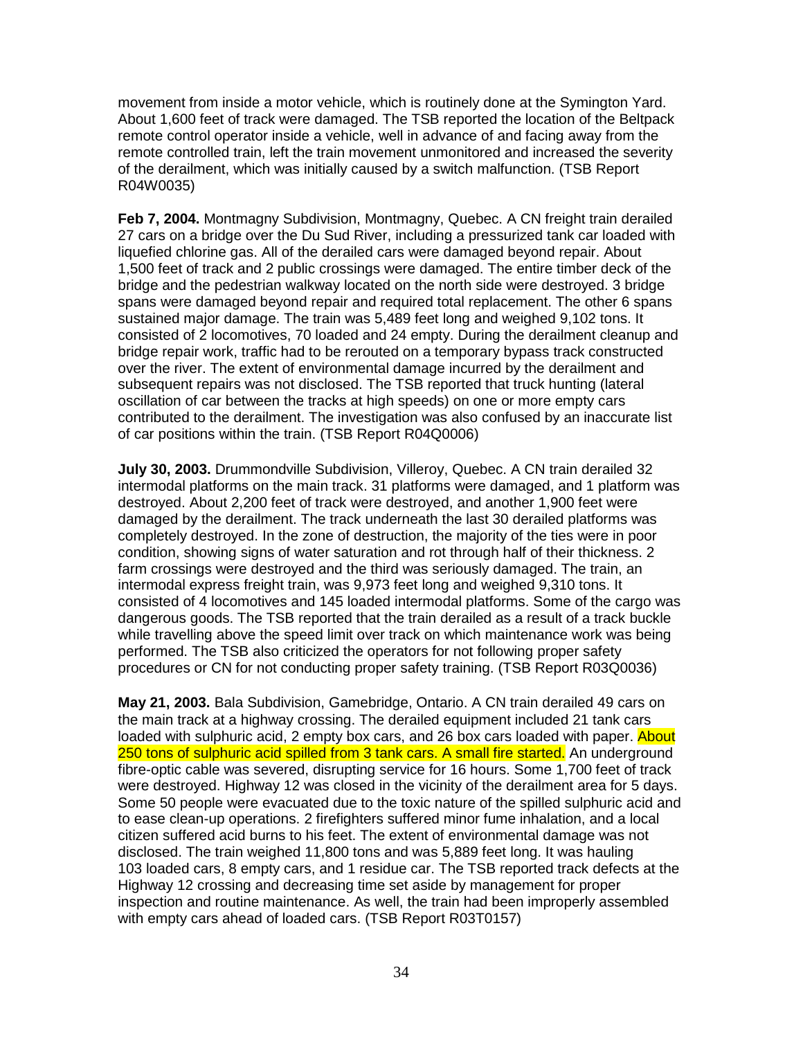movement from inside a motor vehicle, which is routinely done at the Symington Yard. About 1,600 feet of track were damaged. The TSB reported the location of the Beltpack remote control operator inside a vehicle, well in advance of and facing away from the remote controlled train, left the train movement unmonitored and increased the severity of the derailment, which was initially caused by a switch malfunction. (TSB Report R04W0035)

**Feb 7, 2004.** Montmagny Subdivision, Montmagny, Quebec. A CN freight train derailed 27 cars on a bridge over the Du Sud River, including a pressurized tank car loaded with liquefied chlorine gas. All of the derailed cars were damaged beyond repair. About 1,500 feet of track and 2 public crossings were damaged. The entire timber deck of the bridge and the pedestrian walkway located on the north side were destroyed. 3 bridge spans were damaged beyond repair and required total replacement. The other 6 spans sustained major damage. The train was 5,489 feet long and weighed 9,102 tons. It consisted of 2 locomotives, 70 loaded and 24 empty. During the derailment cleanup and bridge repair work, traffic had to be rerouted on a temporary bypass track constructed over the river. The extent of environmental damage incurred by the derailment and subsequent repairs was not disclosed. The TSB reported that truck hunting (lateral oscillation of car between the tracks at high speeds) on one or more empty cars contributed to the derailment. The investigation was also confused by an inaccurate list of car positions within the train. (TSB Report R04Q0006)

**July 30, 2003.** Drummondville Subdivision, Villeroy, Quebec. A CN train derailed 32 intermodal platforms on the main track. 31 platforms were damaged, and 1 platform was destroyed. About 2,200 feet of track were destroyed, and another 1,900 feet were damaged by the derailment. The track underneath the last 30 derailed platforms was completely destroyed. In the zone of destruction, the majority of the ties were in poor condition, showing signs of water saturation and rot through half of their thickness. 2 farm crossings were destroyed and the third was seriously damaged. The train, an intermodal express freight train, was 9,973 feet long and weighed 9,310 tons. It consisted of 4 locomotives and 145 loaded intermodal platforms. Some of the cargo was dangerous goods. The TSB reported that the train derailed as a result of a track buckle while travelling above the speed limit over track on which maintenance work was being performed. The TSB also criticized the operators for not following proper safety procedures or CN for not conducting proper safety training. (TSB Report R03Q0036)

**May 21, 2003.** Bala Subdivision, Gamebridge, Ontario. A CN train derailed 49 cars on the main track at a highway crossing. The derailed equipment included 21 tank cars loaded with sulphuric acid, 2 empty box cars, and 26 box cars loaded with paper. About 250 tons of sulphuric acid spilled from 3 tank cars. A small fire started. An underground fibre-optic cable was severed, disrupting service for 16 hours. Some 1,700 feet of track were destroyed. Highway 12 was closed in the vicinity of the derailment area for 5 days. Some 50 people were evacuated due to the toxic nature of the spilled sulphuric acid and to ease clean-up operations. 2 firefighters suffered minor fume inhalation, and a local citizen suffered acid burns to his feet. The extent of environmental damage was not disclosed. The train weighed 11,800 tons and was 5,889 feet long. It was hauling 103 loaded cars, 8 empty cars, and 1 residue car. The TSB reported track defects at the Highway 12 crossing and decreasing time set aside by management for proper inspection and routine maintenance. As well, the train had been improperly assembled with empty cars ahead of loaded cars. (TSB Report R03T0157)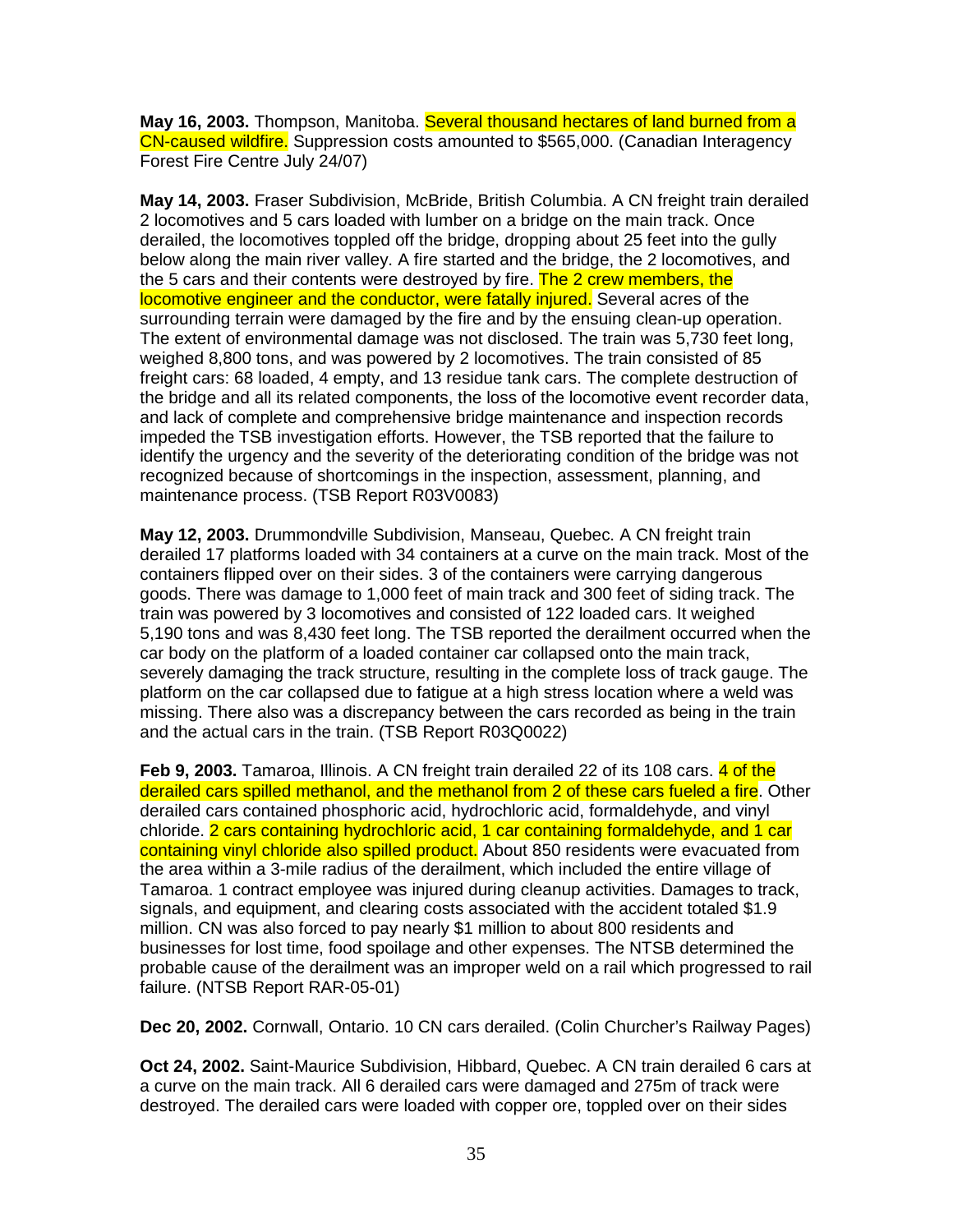**May 16, 2003.** Thompson, Manitoba. Several thousand hectares of land burned from a CN-caused wildfire. Suppression costs amounted to $565,000. (Canadian Interagency Forest Fire Centre July 24/07)

**May 14, 2003.** Fraser Subdivision, McBride, British Columbia. A CN freight train derailed 2 locomotives and 5 cars loaded with lumber on a bridge on the main track. Once derailed, the locomotives toppled off the bridge, dropping about 25 feet into the gully below along the main river valley. A fire started and the bridge, the 2 locomotives, and the 5 cars and their contents were destroyed by fire. The 2 crew members, the locomotive engineer and the conductor, were fatally injured. Several acres of the surrounding terrain were damaged by the fire and by the ensuing clean-up operation. The extent of environmental damage was not disclosed. The train was 5,730 feet long, weighed 8,800 tons, and was powered by 2 locomotives. The train consisted of 85 freight cars: 68 loaded, 4 empty, and 13 residue tank cars. The complete destruction of the bridge and all its related components, the loss of the locomotive event recorder data, and lack of complete and comprehensive bridge maintenance and inspection records impeded the TSB investigation efforts. However, the TSB reported that the failure to identify the urgency and the severity of the deteriorating condition of the bridge was not recognized because of shortcomings in the inspection, assessment, planning, and maintenance process. (TSB Report R03V0083)

**May 12, 2003.** Drummondville Subdivision, Manseau, Quebec. A CN freight train derailed 17 platforms loaded with 34 containers at a curve on the main track. Most of the containers flipped over on their sides. 3 of the containers were carrying dangerous goods. There was damage to 1,000 feet of main track and 300 feet of siding track. The train was powered by 3 locomotives and consisted of 122 loaded cars. It weighed 5,190 tons and was 8,430 feet long. The TSB reported the derailment occurred when the car body on the platform of a loaded container car collapsed onto the main track, severely damaging the track structure, resulting in the complete loss of track gauge. The platform on the car collapsed due to fatigue at a high stress location where a weld was missing. There also was a discrepancy between the cars recorded as being in the train and the actual cars in the train. (TSB Report R03Q0022)

**Feb 9, 2003.** Tamaroa, Illinois. A CN freight train derailed 22 of its 108 cars. 4 of the derailed cars spilled methanol, and the methanol from 2 of these cars fueled a fire. Other derailed cars contained phosphoric acid, hydrochloric acid, formaldehyde, and vinyl chloride. 2 cars containing hydrochloric acid, 1 car containing formaldehyde, and 1 car containing vinyl chloride also spilled product. About 850 residents were evacuated from the area within a 3-mile radius of the derailment, which included the entire village of Tamaroa. 1 contract employee was injured during cleanup activities. Damages to track, signals, and equipment, and clearing costs associated with the accident totaled $1.9 million. CN was also forced to pay nearly $1 million to about 800 residents and businesses for lost time, food spoilage and other expenses. The NTSB determined the probable cause of the derailment was an improper weld on a rail which progressed to rail failure. (NTSB Report RAR-05-01)

**Dec 20, 2002.** Cornwall, Ontario. 10 CN cars derailed. (Colin Churcher's Railway Pages)

**Oct 24, 2002.** Saint-Maurice Subdivision, Hibbard, Quebec. A CN train derailed 6 cars at a curve on the main track. All 6 derailed cars were damaged and 275m of track were destroyed. The derailed cars were loaded with copper ore, toppled over on their sides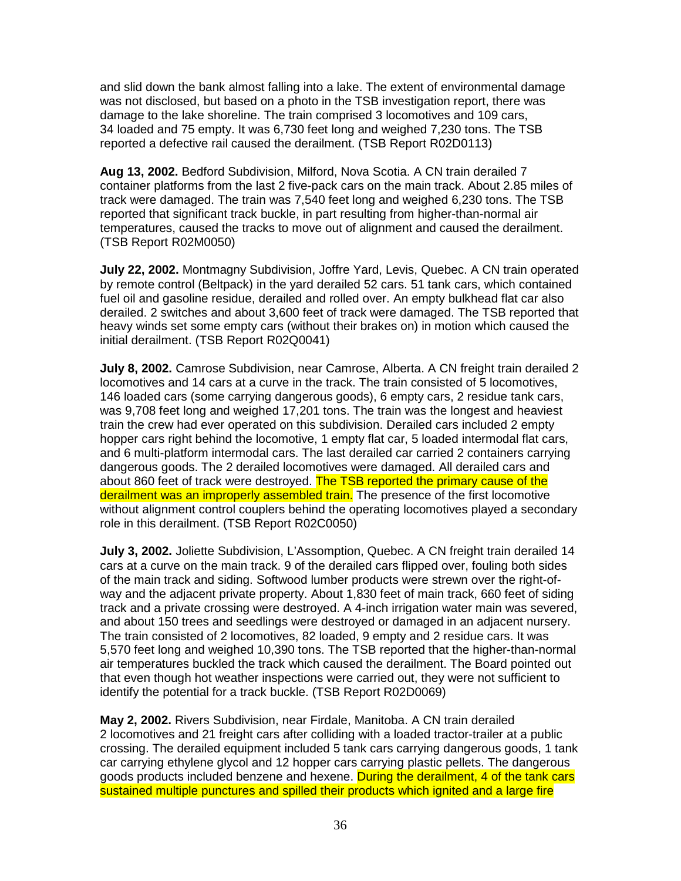and slid down the bank almost falling into a lake. The extent of environmental damage was not disclosed, but based on a photo in the TSB investigation report, there was damage to the lake shoreline. The train comprised 3 locomotives and 109 cars, 34 loaded and 75 empty. It was 6,730 feet long and weighed 7,230 tons. The TSB reported a defective rail caused the derailment. (TSB Report R02D0113)

**Aug 13, 2002.** Bedford Subdivision, Milford, Nova Scotia. A CN train derailed 7 container platforms from the last 2 five-pack cars on the main track. About 2.85 miles of track were damaged. The train was 7,540 feet long and weighed 6,230 tons. The TSB reported that significant track buckle, in part resulting from higher-than-normal air temperatures, caused the tracks to move out of alignment and caused the derailment. (TSB Report R02M0050)

**July 22, 2002.** Montmagny Subdivision, Joffre Yard, Levis, Quebec. A CN train operated by remote control (Beltpack) in the yard derailed 52 cars. 51 tank cars, which contained fuel oil and gasoline residue, derailed and rolled over. An empty bulkhead flat car also derailed. 2 switches and about 3,600 feet of track were damaged. The TSB reported that heavy winds set some empty cars (without their brakes on) in motion which caused the initial derailment. (TSB Report R02Q0041)

**July 8, 2002.** Camrose Subdivision, near Camrose, Alberta. A CN freight train derailed 2 locomotives and 14 cars at a curve in the track. The train consisted of 5 locomotives, 146 loaded cars (some carrying dangerous goods), 6 empty cars, 2 residue tank cars, was 9,708 feet long and weighed 17,201 tons. The train was the longest and heaviest train the crew had ever operated on this subdivision. Derailed cars included 2 empty hopper cars right behind the locomotive, 1 empty flat car, 5 loaded intermodal flat cars, and 6 multi-platform intermodal cars. The last derailed car carried 2 containers carrying dangerous goods. The 2 derailed locomotives were damaged. All derailed cars and about 860 feet of track were destroyed. The TSB reported the primary cause of the derailment was an improperly assembled train. The presence of the first locomotive without alignment control couplers behind the operating locomotives played a secondary role in this derailment. (TSB Report R02C0050)

**July 3, 2002.** Joliette Subdivision, L'Assomption, Quebec. A CN freight train derailed 14 cars at a curve on the main track. 9 of the derailed cars flipped over, fouling both sides of the main track and siding. Softwood lumber products were strewn over the right-of-way and the adjacent private property. About 1,830 feet of main track, 660 feet of siding track and a private crossing were destroyed. A 4-inch irrigation water main was severed, and about 150 trees and seedlings were destroyed or damaged in an adjacent nursery. The train consisted of 2 locomotives, 82 loaded, 9 empty and 2 residue cars. It was 5,570 feet long and weighed 10,390 tons. The TSB reported that the higher-than-normal air temperatures buckled the track which caused the derailment. The Board pointed out that even though hot weather inspections were carried out, they were not sufficient to identify the potential for a track buckle. (TSB Report R02D0069)

**May 2, 2002.** Rivers Subdivision, near Firdale, Manitoba. A CN train derailed 2 locomotives and 21 freight cars after colliding with a loaded tractor-trailer at a public crossing. The derailed equipment included 5 tank cars carrying dangerous goods, 1 tank car carrying ethylene glycol and 12 hopper cars carrying plastic pellets. The dangerous goods products included benzene and hexene. During the derailment, 4 of the tank cars sustained multiple punctures and spilled their products which ignited and a large fire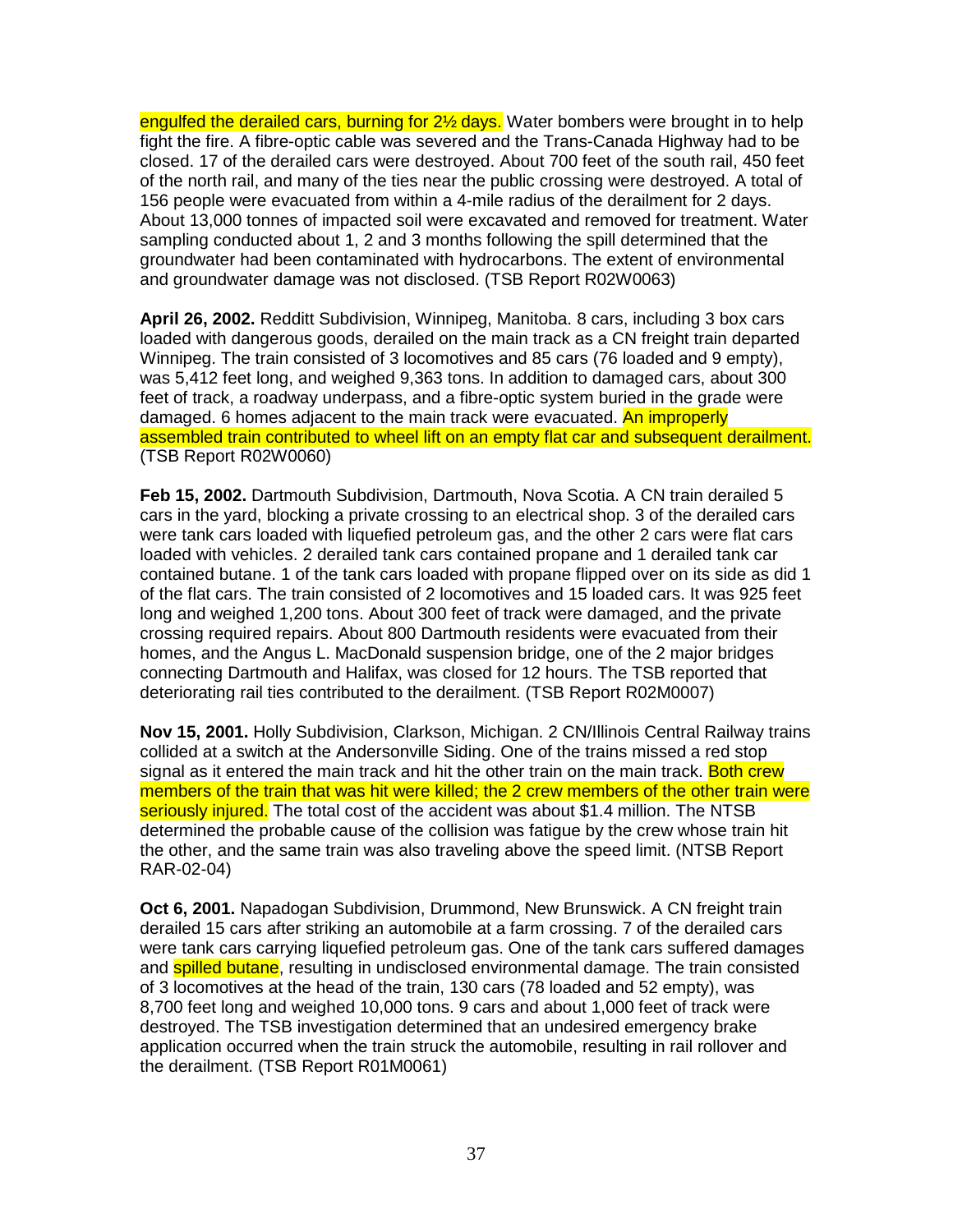engulfed the derailed cars, burning for 2½ days. Water bombers were brought in to help fight the fire. A fibre-optic cable was severed and the Trans-Canada Highway had to be closed. 17 of the derailed cars were destroyed. About 700 feet of the south rail, 450 feet of the north rail, and many of the ties near the public crossing were destroyed. A total of 156 people were evacuated from within a 4-mile radius of the derailment for 2 days. About 13,000 tonnes of impacted soil were excavated and removed for treatment. Water sampling conducted about 1, 2 and 3 months following the spill determined that the groundwater had been contaminated with hydrocarbons. The extent of environmental and groundwater damage was not disclosed. (TSB Report R02W0063)

**April 26, 2002.** Redditt Subdivision, Winnipeg, Manitoba. 8 cars, including 3 box cars loaded with dangerous goods, derailed on the main track as a CN freight train departed Winnipeg. The train consisted of 3 locomotives and 85 cars (76 loaded and 9 empty), was 5,412 feet long, and weighed 9,363 tons. In addition to damaged cars, about 300 feet of track, a roadway underpass, and a fibre-optic system buried in the grade were damaged. 6 homes adjacent to the main track were evacuated. An improperly assembled train contributed to wheel lift on an empty flat car and subsequent derailment. (TSB Report R02W0060)

**Feb 15, 2002.** Dartmouth Subdivision, Dartmouth, Nova Scotia. A CN train derailed 5 cars in the yard, blocking a private crossing to an electrical shop. 3 of the derailed cars were tank cars loaded with liquefied petroleum gas, and the other 2 cars were flat cars loaded with vehicles. 2 derailed tank cars contained propane and 1 derailed tank car contained butane. 1 of the tank cars loaded with propane flipped over on its side as did 1 of the flat cars. The train consisted of 2 locomotives and 15 loaded cars. It was 925 feet long and weighed 1,200 tons. About 300 feet of track were damaged, and the private crossing required repairs. About 800 Dartmouth residents were evacuated from their homes, and the Angus L. MacDonald suspension bridge, one of the 2 major bridges connecting Dartmouth and Halifax, was closed for 12 hours. The TSB reported that deteriorating rail ties contributed to the derailment. (TSB Report R02M0007)

**Nov 15, 2001.** Holly Subdivision, Clarkson, Michigan. 2 CN/Illinois Central Railway trains collided at a switch at the Andersonville Siding. One of the trains missed a red stop signal as it entered the main track and hit the other train on the main track. Both crew members of the train that was hit were killed; the 2 crew members of the other train were seriously injured. The total cost of the accident was about $1.4 million. The NTSB determined the probable cause of the collision was fatigue by the crew whose train hit the other, and the same train was also traveling above the speed limit. (NTSB Report RAR-02-04)

**Oct 6, 2001.** Napadogan Subdivision, Drummond, New Brunswick. A CN freight train derailed 15 cars after striking an automobile at a farm crossing. 7 of the derailed cars were tank cars carrying liquefied petroleum gas. One of the tank cars suffered damages and spilled butane, resulting in undisclosed environmental damage. The train consisted of 3 locomotives at the head of the train, 130 cars (78 loaded and 52 empty), was 8,700 feet long and weighed 10,000 tons. 9 cars and about 1,000 feet of track were destroyed. The TSB investigation determined that an undesired emergency brake application occurred when the train struck the automobile, resulting in rail rollover and the derailment. (TSB Report R01M0061)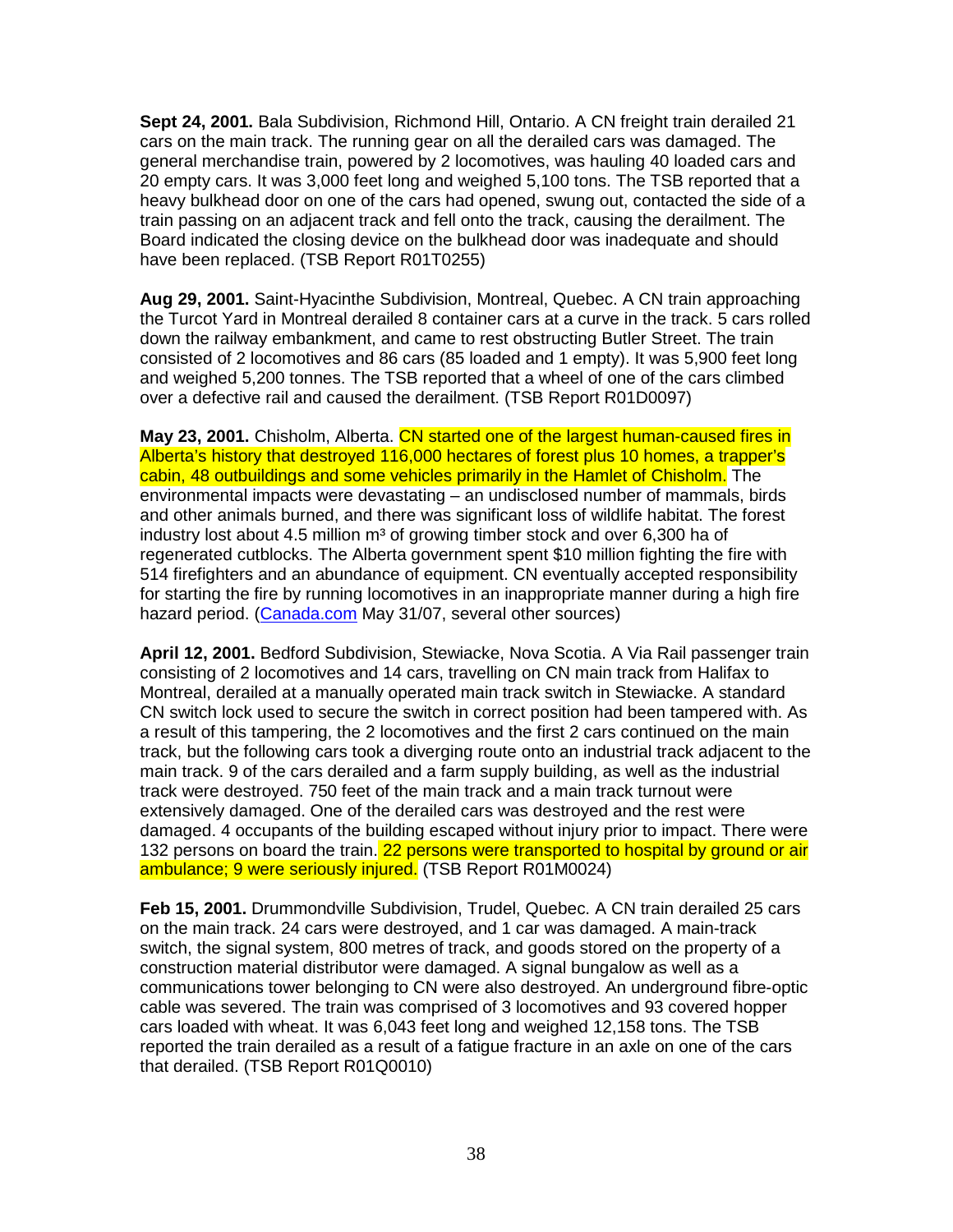**Sept 24, 2001.** Bala Subdivision, Richmond Hill, Ontario. A CN freight train derailed 21 cars on the main track. The running gear on all the derailed cars was damaged. The general merchandise train, powered by 2 locomotives, was hauling 40 loaded cars and 20 empty cars. It was 3,000 feet long and weighed 5,100 tons. The TSB reported that a heavy bulkhead door on one of the cars had opened, swung out, contacted the side of a train passing on an adjacent track and fell onto the track, causing the derailment. The Board indicated the closing device on the bulkhead door was inadequate and should have been replaced. (TSB Report R01T0255)

**Aug 29, 2001.** Saint-Hyacinthe Subdivision, Montreal, Quebec. A CN train approaching the Turcot Yard in Montreal derailed 8 container cars at a curve in the track. 5 cars rolled down the railway embankment, and came to rest obstructing Butler Street. The train consisted of 2 locomotives and 86 cars (85 loaded and 1 empty). It was 5,900 feet long and weighed 5,200 tonnes. The TSB reported that a wheel of one of the cars climbed over a defective rail and caused the derailment. (TSB Report R01D0097)

**May 23, 2001.** Chisholm, Alberta. CN started one of the largest human-caused fires in Alberta's history that destroyed 116,000 hectares of forest plus 10 homes, a trapper's cabin, 48 outbuildings and some vehicles primarily in the Hamlet of Chisholm. The environmental impacts were devastating – an undisclosed number of mammals, birds and other animals burned, and there was significant loss of wildlife habitat. The forest industry lost about 4.5 million m³ of growing timber stock and over 6,300 ha of regenerated cutblocks. The Alberta government spent $10 million fighting the fire with 514 firefighters and an abundance of equipment. CN eventually accepted responsibility for starting the fire by running locomotives in an inappropriate manner during a high fire hazard period. (Canada.com May 31/07, several other sources)

**April 12, 2001.** Bedford Subdivision, Stewiacke, Nova Scotia. A Via Rail passenger train consisting of 2 locomotives and 14 cars, travelling on CN main track from Halifax to Montreal, derailed at a manually operated main track switch in Stewiacke. A standard CN switch lock used to secure the switch in correct position had been tampered with. As a result of this tampering, the 2 locomotives and the first 2 cars continued on the main track, but the following cars took a diverging route onto an industrial track adjacent to the main track. 9 of the cars derailed and a farm supply building, as well as the industrial track were destroyed. 750 feet of the main track and a main track turnout were extensively damaged. One of the derailed cars was destroyed and the rest were damaged. 4 occupants of the building escaped without injury prior to impact. There were 132 persons on board the train. 22 persons were transported to hospital by ground or air ambulance; 9 were seriously injured. (TSB Report R01M0024)

**Feb 15, 2001.** Drummondville Subdivision, Trudel, Quebec. A CN train derailed 25 cars on the main track. 24 cars were destroyed, and 1 car was damaged. A main-track switch, the signal system, 800 metres of track, and goods stored on the property of a construction material distributor were damaged. A signal bungalow as well as a communications tower belonging to CN were also destroyed. An underground fibre-optic cable was severed. The train was comprised of 3 locomotives and 93 covered hopper cars loaded with wheat. It was 6,043 feet long and weighed 12,158 tons. The TSB reported the train derailed as a result of a fatigue fracture in an axle on one of the cars that derailed. (TSB Report R01Q0010)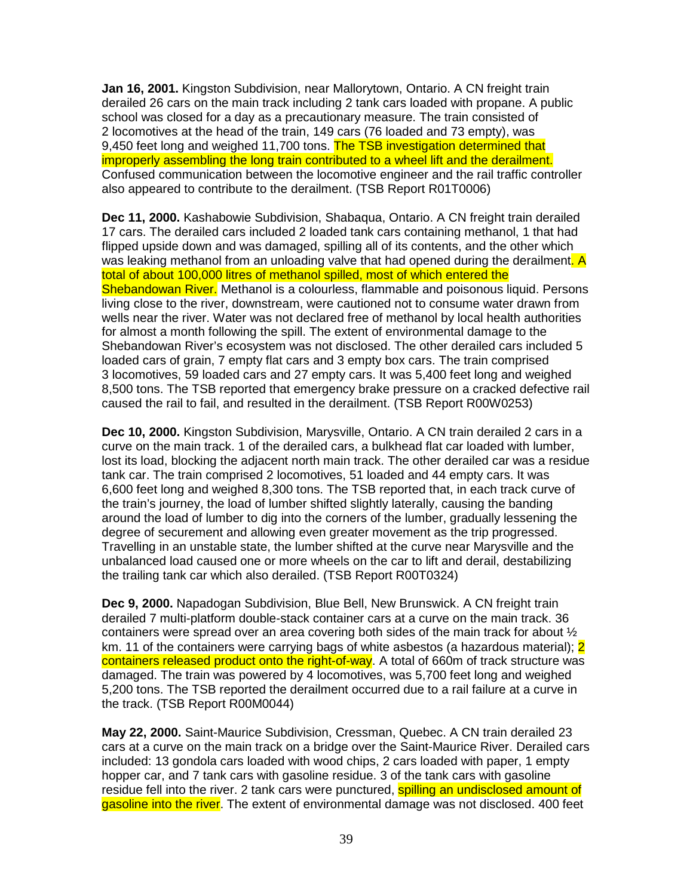**Jan 16, 2001.** Kingston Subdivision, near Mallorytown, Ontario. A CN freight train derailed 26 cars on the main track including 2 tank cars loaded with propane. A public school was closed for a day as a precautionary measure. The train consisted of 2 locomotives at the head of the train, 149 cars (76 loaded and 73 empty), was 9,450 feet long and weighed 11,700 tons. The TSB investigation determined that improperly assembling the long train contributed to a wheel lift and the derailment. Confused communication between the locomotive engineer and the rail traffic controller also appeared to contribute to the derailment. (TSB Report R01T0006)

**Dec 11, 2000.** Kashabowie Subdivision, Shabaqua, Ontario. A CN freight train derailed 17 cars. The derailed cars included 2 loaded tank cars containing methanol, 1 that had flipped upside down and was damaged, spilling all of its contents, and the other which was leaking methanol from an unloading valve that had opened during the derailment. A total of about 100,000 litres of methanol spilled, most of which entered the Shebandowan River. Methanol is a colourless, flammable and poisonous liquid. Persons living close to the river, downstream, were cautioned not to consume water drawn from wells near the river. Water was not declared free of methanol by local health authorities for almost a month following the spill. The extent of environmental damage to the Shebandowan River's ecosystem was not disclosed. The other derailed cars included 5 loaded cars of grain, 7 empty flat cars and 3 empty box cars. The train comprised 3 locomotives, 59 loaded cars and 27 empty cars. It was 5,400 feet long and weighed 8,500 tons. The TSB reported that emergency brake pressure on a cracked defective rail caused the rail to fail, and resulted in the derailment. (TSB Report R00W0253)

**Dec 10, 2000.** Kingston Subdivision, Marysville, Ontario. A CN train derailed 2 cars in a curve on the main track. 1 of the derailed cars, a bulkhead flat car loaded with lumber, lost its load, blocking the adjacent north main track. The other derailed car was a residue tank car. The train comprised 2 locomotives, 51 loaded and 44 empty cars. It was 6,600 feet long and weighed 8,300 tons. The TSB reported that, in each track curve of the train's journey, the load of lumber shifted slightly laterally, causing the banding around the load of lumber to dig into the corners of the lumber, gradually lessening the degree of securement and allowing even greater movement as the trip progressed. Travelling in an unstable state, the lumber shifted at the curve near Marysville and the unbalanced load caused one or more wheels on the car to lift and derail, destabilizing the trailing tank car which also derailed. (TSB Report R00T0324)

**Dec 9, 2000.** Napadogan Subdivision, Blue Bell, New Brunswick. A CN freight train derailed 7 multi-platform double-stack container cars at a curve on the main track. 36 containers were spread over an area covering both sides of the main track for about ½ km. 11 of the containers were carrying bags of white asbestos (a hazardous material); 2 containers released product onto the right-of-way. A total of 660m of track structure was damaged. The train was powered by 4 locomotives, was 5,700 feet long and weighed 5,200 tons. The TSB reported the derailment occurred due to a rail failure at a curve in the track. (TSB Report R00M0044)

**May 22, 2000.** Saint-Maurice Subdivision, Cressman, Quebec. A CN train derailed 23 cars at a curve on the main track on a bridge over the Saint-Maurice River. Derailed cars included: 13 gondola cars loaded with wood chips, 2 cars loaded with paper, 1 empty hopper car, and 7 tank cars with gasoline residue. 3 of the tank cars with gasoline residue fell into the river. 2 tank cars were punctured, spilling an undisclosed amount of gasoline into the river. The extent of environmental damage was not disclosed. 400 feet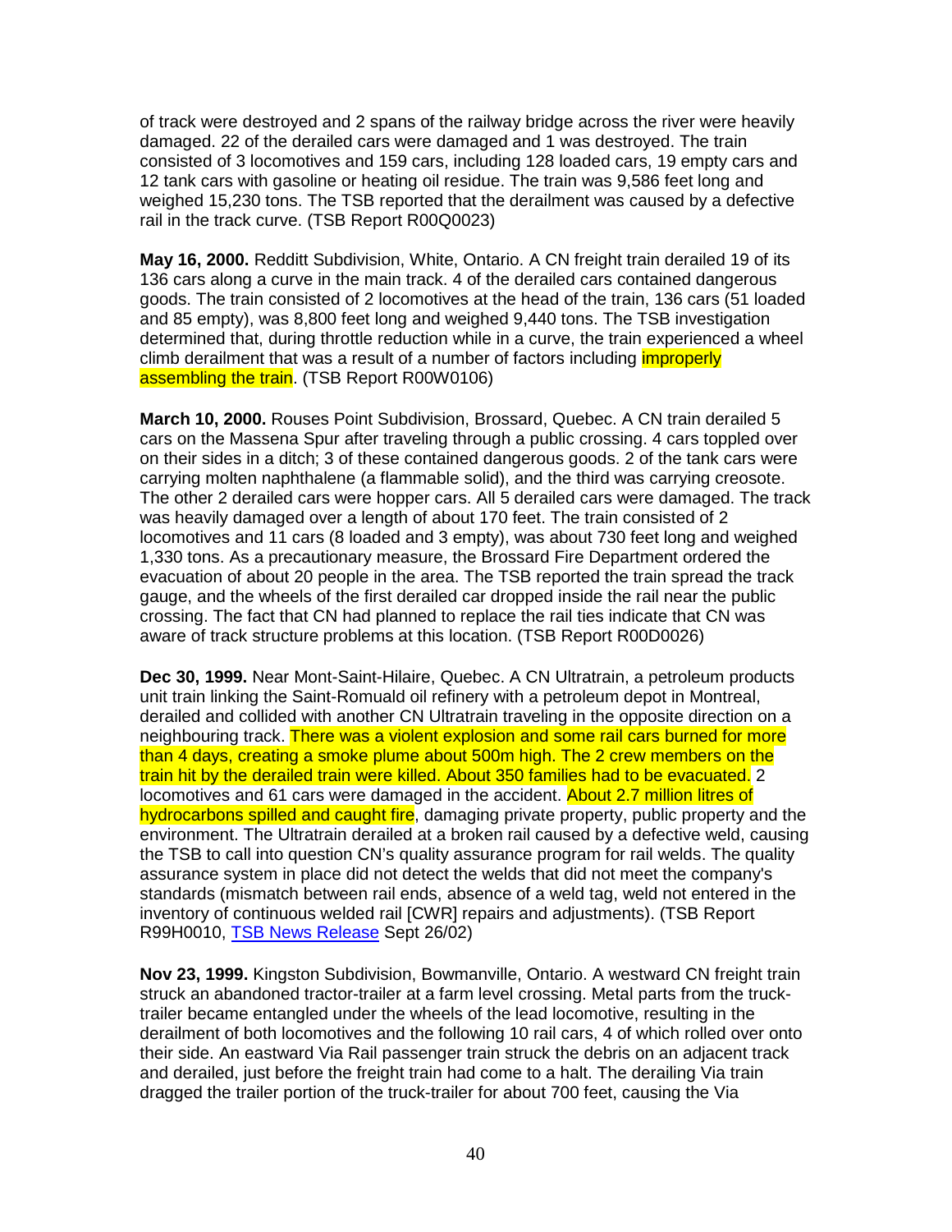of track were destroyed and 2 spans of the railway bridge across the river were heavily damaged. 22 of the derailed cars were damaged and 1 was destroyed. The train consisted of 3 locomotives and 159 cars, including 128 loaded cars, 19 empty cars and 12 tank cars with gasoline or heating oil residue. The train was 9,586 feet long and weighed 15,230 tons. The TSB reported that the derailment was caused by a defective rail in the track curve. (TSB Report R00Q0023)

**May 16, 2000.** Redditt Subdivision, White, Ontario. A CN freight train derailed 19 of its 136 cars along a curve in the main track. 4 of the derailed cars contained dangerous goods. The train consisted of 2 locomotives at the head of the train, 136 cars (51 loaded and 85 empty), was 8,800 feet long and weighed 9,440 tons. The TSB investigation determined that, during throttle reduction while in a curve, the train experienced a wheel climb derailment that was a result of a number of factors including improperly assembling the train. (TSB Report R00W0106)

**March 10, 2000.** Rouses Point Subdivision, Brossard, Quebec. A CN train derailed 5 cars on the Massena Spur after traveling through a public crossing. 4 cars toppled over on their sides in a ditch; 3 of these contained dangerous goods. 2 of the tank cars were carrying molten naphthalene (a flammable solid), and the third was carrying creosote. The other 2 derailed cars were hopper cars. All 5 derailed cars were damaged. The track was heavily damaged over a length of about 170 feet. The train consisted of 2 locomotives and 11 cars (8 loaded and 3 empty), was about 730 feet long and weighed 1,330 tons. As a precautionary measure, the Brossard Fire Department ordered the evacuation of about 20 people in the area. The TSB reported the train spread the track gauge, and the wheels of the first derailed car dropped inside the rail near the public crossing. The fact that CN had planned to replace the rail ties indicate that CN was aware of track structure problems at this location. (TSB Report R00D0026)

**Dec 30, 1999.** Near Mont-Saint-Hilaire, Quebec. A CN Ultratrain, a petroleum products unit train linking the Saint-Romuald oil refinery with a petroleum depot in Montreal, derailed and collided with another CN Ultratrain traveling in the opposite direction on a neighbouring track. There was a violent explosion and some rail cars burned for more than 4 days, creating a smoke plume about 500m high. The 2 crew members on the train hit by the derailed train were killed. About 350 families had to be evacuated. 2 locomotives and 61 cars were damaged in the accident. About 2.7 million litres of hydrocarbons spilled and caught fire, damaging private property, public property and the environment. The Ultratrain derailed at a broken rail caused by a defective weld, causing the TSB to call into question CN's quality assurance program for rail welds. The quality assurance system in place did not detect the welds that did not meet the company's standards (mismatch between rail ends, absence of a weld tag, weld not entered in the inventory of continuous welded rail [CWR] repairs and adjustments). (TSB Report R99H0010, TSB News Release Sept 26/02)

**Nov 23, 1999.** Kingston Subdivision, Bowmanville, Ontario. A westward CN freight train struck an abandoned tractor-trailer at a farm level crossing. Metal parts from the truck-trailer became entangled under the wheels of the lead locomotive, resulting in the derailment of both locomotives and the following 10 rail cars, 4 of which rolled over onto their side. An eastward Via Rail passenger train struck the debris on an adjacent track and derailed, just before the freight train had come to a halt. The derailing Via train dragged the trailer portion of the truck-trailer for about 700 feet, causing the Via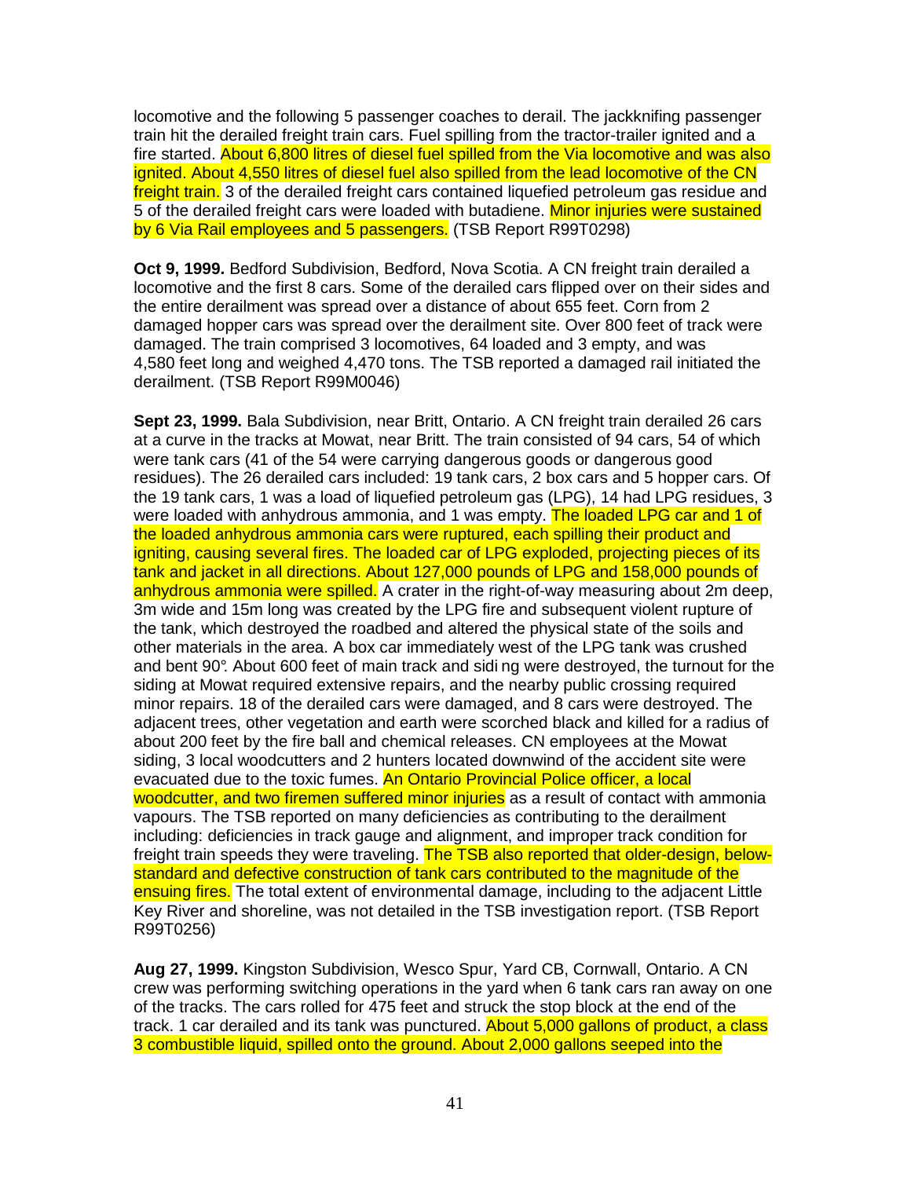locomotive and the following 5 passenger coaches to derail. The jackknifing passenger train hit the derailed freight train cars. Fuel spilling from the tractor-trailer ignited and a fire started. About 6,800 litres of diesel fuel spilled from the Via locomotive and was also ignited. About 4,550 litres of diesel fuel also spilled from the lead locomotive of the CN freight train. 3 of the derailed freight cars contained liquefied petroleum gas residue and 5 of the derailed freight cars were loaded with butadiene. Minor injuries were sustained by 6 Via Rail employees and 5 passengers. (TSB Report R99T0298)

**Oct 9, 1999.** Bedford Subdivision, Bedford, Nova Scotia. A CN freight train derailed a locomotive and the first 8 cars. Some of the derailed cars flipped over on their sides and the entire derailment was spread over a distance of about 655 feet. Corn from 2 damaged hopper cars was spread over the derailment site. Over 800 feet of track were damaged. The train comprised 3 locomotives, 64 loaded and 3 empty, and was 4,580 feet long and weighed 4,470 tons. The TSB reported a damaged rail initiated the derailment. (TSB Report R99M0046)

**Sept 23, 1999.** Bala Subdivision, near Britt, Ontario. A CN freight train derailed 26 cars at a curve in the tracks at Mowat, near Britt. The train consisted of 94 cars, 54 of which were tank cars (41 of the 54 were carrying dangerous goods or dangerous good residues). The 26 derailed cars included: 19 tank cars, 2 box cars and 5 hopper cars. Of the 19 tank cars, 1 was a load of liquefied petroleum gas (LPG), 14 had LPG residues, 3 were loaded with anhydrous ammonia, and 1 was empty. The loaded LPG car and 1 of the loaded anhydrous ammonia cars were ruptured, each spilling their product and igniting, causing several fires. The loaded car of LPG exploded, projecting pieces of its tank and jacket in all directions. About 127,000 pounds of LPG and 158,000 pounds of anhydrous ammonia were spilled. A crater in the right-of-way measuring about 2m deep, 3m wide and 15m long was created by the LPG fire and subsequent violent rupture of the tank, which destroyed the roadbed and altered the physical state of the soils and other materials in the area. A box car immediately west of the LPG tank was crushed and bent 90°. About 600 feet of main track and sidi ng were destroyed, the turnout for the siding at Mowat required extensive repairs, and the nearby public crossing required minor repairs. 18 of the derailed cars were damaged, and 8 cars were destroyed. The adjacent trees, other vegetation and earth were scorched black and killed for a radius of about 200 feet by the fire ball and chemical releases. CN employees at the Mowat siding, 3 local woodcutters and 2 hunters located downwind of the accident site were evacuated due to the toxic fumes. An Ontario Provincial Police officer, a local woodcutter, and two firemen suffered minor injuries as a result of contact with ammonia vapours. The TSB reported on many deficiencies as contributing to the derailment including: deficiencies in track gauge and alignment, and improper track condition for freight train speeds they were traveling. The TSB also reported that older-design, below-standard and defective construction of tank cars contributed to the magnitude of the ensuing fires. The total extent of environmental damage, including to the adjacent Little Key River and shoreline, was not detailed in the TSB investigation report. (TSB Report R99T0256)

**Aug 27, 1999.** Kingston Subdivision, Wesco Spur, Yard CB, Cornwall, Ontario. A CN crew was performing switching operations in the yard when 6 tank cars ran away on one of the tracks. The cars rolled for 475 feet and struck the stop block at the end of the track. 1 car derailed and its tank was punctured. About 5,000 gallons of product, a class 3 combustible liquid, spilled onto the ground. About 2,000 gallons seeped into the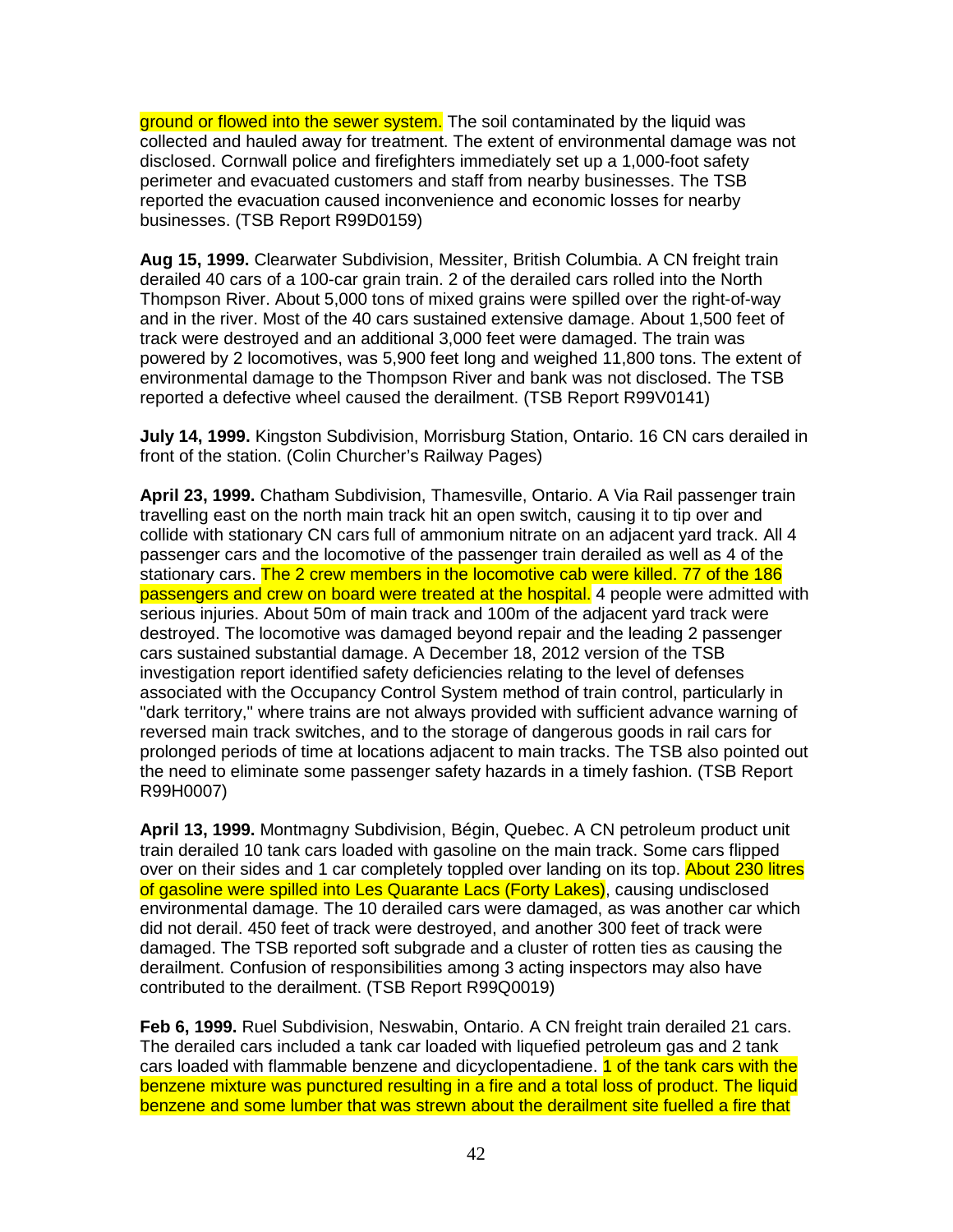ground or flowed into the sewer system. The soil contaminated by the liquid was collected and hauled away for treatment. The extent of environmental damage was not disclosed. Cornwall police and firefighters immediately set up a 1,000-foot safety perimeter and evacuated customers and staff from nearby businesses. The TSB reported the evacuation caused inconvenience and economic losses for nearby businesses. (TSB Report R99D0159)

**Aug 15, 1999.** Clearwater Subdivision, Messiter, British Columbia. A CN freight train derailed 40 cars of a 100-car grain train. 2 of the derailed cars rolled into the North Thompson River. About 5,000 tons of mixed grains were spilled over the right-of-way and in the river. Most of the 40 cars sustained extensive damage. About 1,500 feet of track were destroyed and an additional 3,000 feet were damaged. The train was powered by 2 locomotives, was 5,900 feet long and weighed 11,800 tons. The extent of environmental damage to the Thompson River and bank was not disclosed. The TSB reported a defective wheel caused the derailment. (TSB Report R99V0141)

**July 14, 1999.** Kingston Subdivision, Morrisburg Station, Ontario. 16 CN cars derailed in front of the station. (Colin Churcher's Railway Pages)

**April 23, 1999.** Chatham Subdivision, Thamesville, Ontario. A Via Rail passenger train travelling east on the north main track hit an open switch, causing it to tip over and collide with stationary CN cars full of ammonium nitrate on an adjacent yard track. All 4 passenger cars and the locomotive of the passenger train derailed as well as 4 of the stationary cars. The 2 crew members in the locomotive cab were killed. 77 of the 186 passengers and crew on board were treated at the hospital. 4 people were admitted with serious injuries. About 50m of main track and 100m of the adjacent yard track were destroyed. The locomotive was damaged beyond repair and the leading 2 passenger cars sustained substantial damage. A December 18, 2012 version of the TSB investigation report identified safety deficiencies relating to the level of defenses associated with the Occupancy Control System method of train control, particularly in "dark territory," where trains are not always provided with sufficient advance warning of reversed main track switches, and to the storage of dangerous goods in rail cars for prolonged periods of time at locations adjacent to main tracks. The TSB also pointed out the need to eliminate some passenger safety hazards in a timely fashion. (TSB Report R99H0007)

**April 13, 1999.** Montmagny Subdivision, Bégin, Quebec. A CN petroleum product unit train derailed 10 tank cars loaded with gasoline on the main track. Some cars flipped over on their sides and 1 car completely toppled over landing on its top. About 230 litres of gasoline were spilled into Les Quarante Lacs (Forty Lakes), causing undisclosed environmental damage. The 10 derailed cars were damaged, as was another car which did not derail. 450 feet of track were destroyed, and another 300 feet of track were damaged. The TSB reported soft subgrade and a cluster of rotten ties as causing the derailment. Confusion of responsibilities among 3 acting inspectors may also have contributed to the derailment. (TSB Report R99Q0019)

**Feb 6, 1999.** Ruel Subdivision, Neswabin, Ontario. A CN freight train derailed 21 cars. The derailed cars included a tank car loaded with liquefied petroleum gas and 2 tank cars loaded with flammable benzene and dicyclopentadiene. 1 of the tank cars with the benzene mixture was punctured resulting in a fire and a total loss of product. The liquid benzene and some lumber that was strewn about the derailment site fuelled a fire that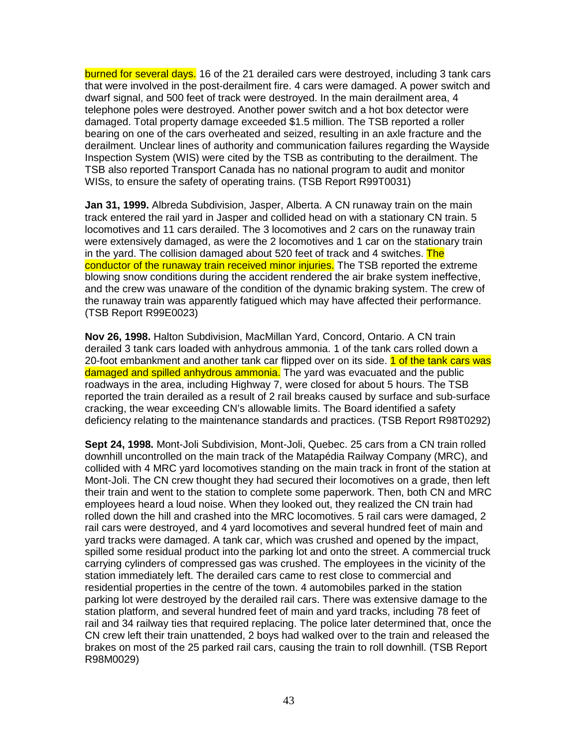burned for several days. 16 of the 21 derailed cars were destroyed, including 3 tank cars that were involved in the post-derailment fire. 4 cars were damaged. A power switch and dwarf signal, and 500 feet of track were destroyed. In the main derailment area, 4 telephone poles were destroyed. Another power switch and a hot box detector were damaged. Total property damage exceeded $1.5 million. The TSB reported a roller bearing on one of the cars overheated and seized, resulting in an axle fracture and the derailment. Unclear lines of authority and communication failures regarding the Wayside Inspection System (WIS) were cited by the TSB as contributing to the derailment. The TSB also reported Transport Canada has no national program to audit and monitor WISs, to ensure the safety of operating trains. (TSB Report R99T0031)

**Jan 31, 1999.** Albreda Subdivision, Jasper, Alberta. A CN runaway train on the main track entered the rail yard in Jasper and collided head on with a stationary CN train. 5 locomotives and 11 cars derailed. The 3 locomotives and 2 cars on the runaway train were extensively damaged, as were the 2 locomotives and 1 car on the stationary train in the yard. The collision damaged about 520 feet of track and 4 switches. The conductor of the runaway train received minor injuries. The TSB reported the extreme blowing snow conditions during the accident rendered the air brake system ineffective, and the crew was unaware of the condition of the dynamic braking system. The crew of the runaway train was apparently fatigued which may have affected their performance. (TSB Report R99E0023)

**Nov 26, 1998.** Halton Subdivision, MacMillan Yard, Concord, Ontario. A CN train derailed 3 tank cars loaded with anhydrous ammonia. 1 of the tank cars rolled down a 20-foot embankment and another tank car flipped over on its side. 1 of the tank cars was damaged and spilled anhydrous ammonia. The yard was evacuated and the public roadways in the area, including Highway 7, were closed for about 5 hours. The TSB reported the train derailed as a result of 2 rail breaks caused by surface and sub-surface cracking, the wear exceeding CN's allowable limits. The Board identified a safety deficiency relating to the maintenance standards and practices. (TSB Report R98T0292)

**Sept 24, 1998.** Mont-Joli Subdivision, Mont-Joli, Quebec. 25 cars from a CN train rolled downhill uncontrolled on the main track of the Matapédia Railway Company (MRC), and collided with 4 MRC yard locomotives standing on the main track in front of the station at Mont-Joli. The CN crew thought they had secured their locomotives on a grade, then left their train and went to the station to complete some paperwork. Then, both CN and MRC employees heard a loud noise. When they looked out, they realized the CN train had rolled down the hill and crashed into the MRC locomotives. 5 rail cars were damaged, 2 rail cars were destroyed, and 4 yard locomotives and several hundred feet of main and yard tracks were damaged. A tank car, which was crushed and opened by the impact, spilled some residual product into the parking lot and onto the street. A commercial truck carrying cylinders of compressed gas was crushed. The employees in the vicinity of the station immediately left. The derailed cars came to rest close to commercial and residential properties in the centre of the town. 4 automobiles parked in the station parking lot were destroyed by the derailed rail cars. There was extensive damage to the station platform, and several hundred feet of main and yard tracks, including 78 feet of rail and 34 railway ties that required replacing. The police later determined that, once the CN crew left their train unattended, 2 boys had walked over to the train and released the brakes on most of the 25 parked rail cars, causing the train to roll downhill. (TSB Report R98M0029)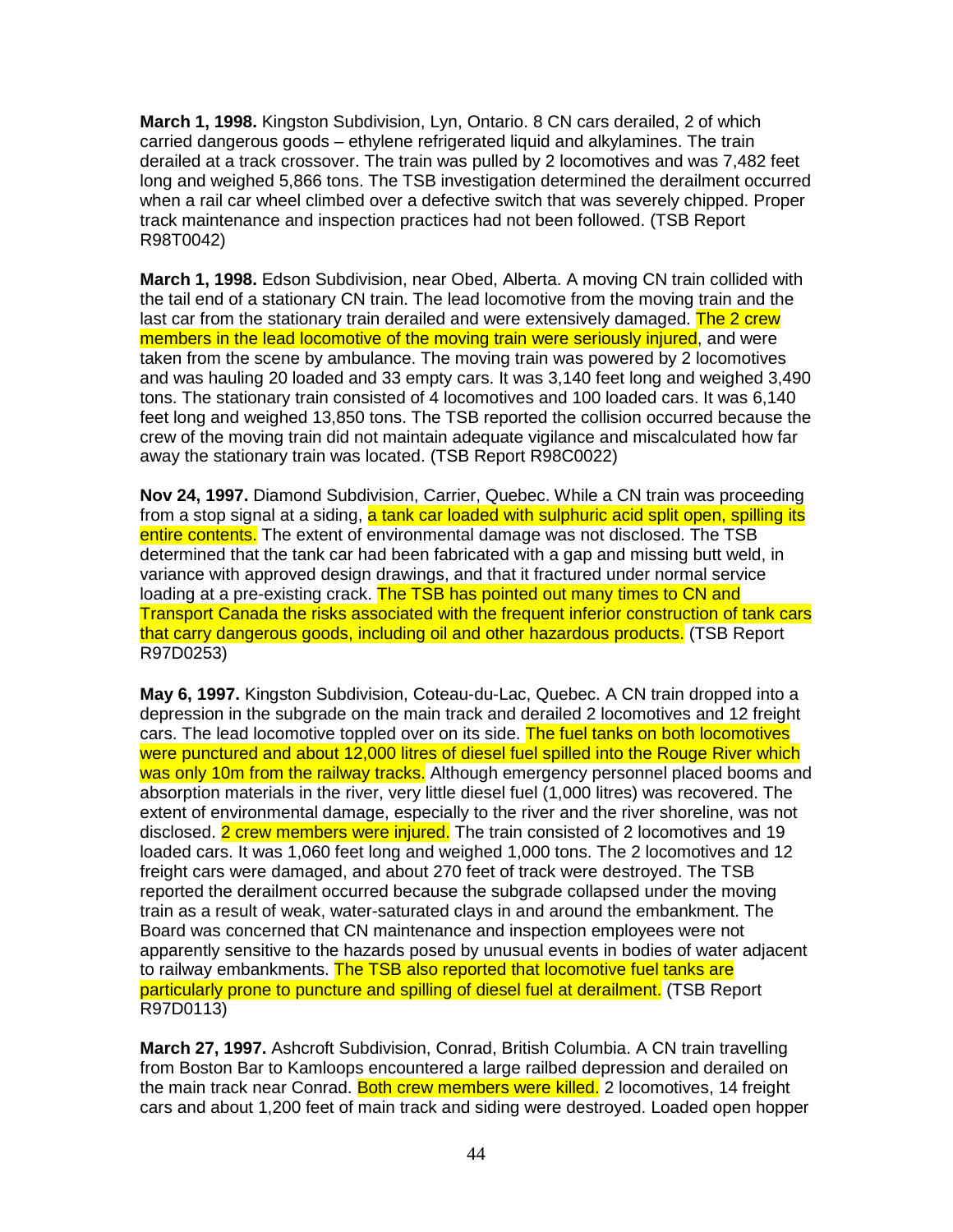**March 1, 1998.** Kingston Subdivision, Lyn, Ontario. 8 CN cars derailed, 2 of which carried dangerous goods – ethylene refrigerated liquid and alkylamines. The train derailed at a track crossover. The train was pulled by 2 locomotives and was 7,482 feet long and weighed 5,866 tons. The TSB investigation determined the derailment occurred when a rail car wheel climbed over a defective switch that was severely chipped. Proper track maintenance and inspection practices had not been followed. (TSB Report R98T0042)

**March 1, 1998.** Edson Subdivision, near Obed, Alberta. A moving CN train collided with the tail end of a stationary CN train. The lead locomotive from the moving train and the last car from the stationary train derailed and were extensively damaged. The 2 crew members in the lead locomotive of the moving train were seriously injured, and were taken from the scene by ambulance. The moving train was powered by 2 locomotives and was hauling 20 loaded and 33 empty cars. It was 3,140 feet long and weighed 3,490 tons. The stationary train consisted of 4 locomotives and 100 loaded cars. It was 6,140 feet long and weighed 13,850 tons. The TSB reported the collision occurred because the crew of the moving train did not maintain adequate vigilance and miscalculated how far away the stationary train was located. (TSB Report R98C0022)

**Nov 24, 1997.** Diamond Subdivision, Carrier, Quebec. While a CN train was proceeding from a stop signal at a siding, a tank car loaded with sulphuric acid split open, spilling its entire contents. The extent of environmental damage was not disclosed. The TSB determined that the tank car had been fabricated with a gap and missing butt weld, in variance with approved design drawings, and that it fractured under normal service loading at a pre-existing crack. The TSB has pointed out many times to CN and Transport Canada the risks associated with the frequent inferior construction of tank cars that carry dangerous goods, including oil and other hazardous products. (TSB Report R97D0253)

**May 6, 1997.** Kingston Subdivision, Coteau-du-Lac, Quebec. A CN train dropped into a depression in the subgrade on the main track and derailed 2 locomotives and 12 freight cars. The lead locomotive toppled over on its side. The fuel tanks on both locomotives were punctured and about 12,000 litres of diesel fuel spilled into the Rouge River which was only 10m from the railway tracks. Although emergency personnel placed booms and absorption materials in the river, very little diesel fuel (1,000 litres) was recovered. The extent of environmental damage, especially to the river and the river shoreline, was not disclosed. 2 crew members were injured. The train consisted of 2 locomotives and 19 loaded cars. It was 1,060 feet long and weighed 1,000 tons. The 2 locomotives and 12 freight cars were damaged, and about 270 feet of track were destroyed. The TSB reported the derailment occurred because the subgrade collapsed under the moving train as a result of weak, water-saturated clays in and around the embankment. The Board was concerned that CN maintenance and inspection employees were not apparently sensitive to the hazards posed by unusual events in bodies of water adjacent to railway embankments. The TSB also reported that locomotive fuel tanks are particularly prone to puncture and spilling of diesel fuel at derailment. (TSB Report R97D0113)

**March 27, 1997.** Ashcroft Subdivision, Conrad, British Columbia. A CN train travelling from Boston Bar to Kamloops encountered a large railbed depression and derailed on the main track near Conrad. Both crew members were killed. 2 locomotives, 14 freight cars and about 1,200 feet of main track and siding were destroyed. Loaded open hopper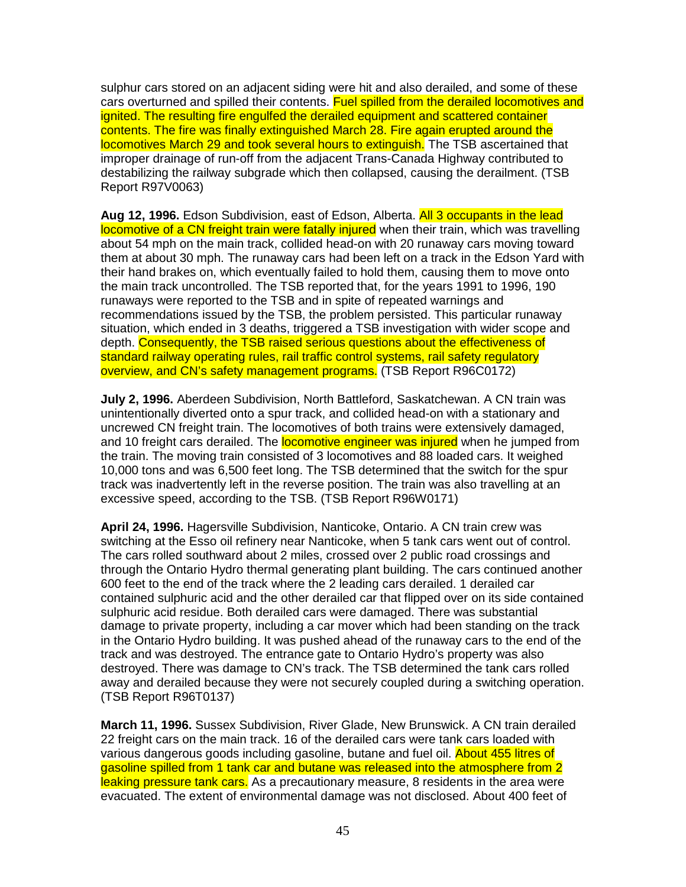sulphur cars stored on an adjacent siding were hit and also derailed, and some of these cars overturned and spilled their contents. Fuel spilled from the derailed locomotives and ignited. The resulting fire engulfed the derailed equipment and scattered container contents. The fire was finally extinguished March 28. Fire again erupted around the locomotives March 29 and took several hours to extinguish. The TSB ascertained that improper drainage of run-off from the adjacent Trans-Canada Highway contributed to destabilizing the railway subgrade which then collapsed, causing the derailment. (TSB Report R97V0063)

**Aug 12, 1996.** Edson Subdivision, east of Edson, Alberta. All 3 occupants in the lead locomotive of a CN freight train were fatally injured when their train, which was travelling about 54 mph on the main track, collided head-on with 20 runaway cars moving toward them at about 30 mph. The runaway cars had been left on a track in the Edson Yard with their hand brakes on, which eventually failed to hold them, causing them to move onto the main track uncontrolled. The TSB reported that, for the years 1991 to 1996, 190 runaways were reported to the TSB and in spite of repeated warnings and recommendations issued by the TSB, the problem persisted. This particular runaway situation, which ended in 3 deaths, triggered a TSB investigation with wider scope and depth. Consequently, the TSB raised serious questions about the effectiveness of standard railway operating rules, rail traffic control systems, rail safety regulatory overview, and CN's safety management programs. (TSB Report R96C0172)

**July 2, 1996.** Aberdeen Subdivision, North Battleford, Saskatchewan. A CN train was unintentionally diverted onto a spur track, and collided head-on with a stationary and uncrewed CN freight train. The locomotives of both trains were extensively damaged, and 10 freight cars derailed. The locomotive engineer was injured when he jumped from the train. The moving train consisted of 3 locomotives and 88 loaded cars. It weighed 10,000 tons and was 6,500 feet long. The TSB determined that the switch for the spur track was inadvertently left in the reverse position. The train was also travelling at an excessive speed, according to the TSB. (TSB Report R96W0171)

**April 24, 1996.** Hagersville Subdivision, Nanticoke, Ontario. A CN train crew was switching at the Esso oil refinery near Nanticoke, when 5 tank cars went out of control. The cars rolled southward about 2 miles, crossed over 2 public road crossings and through the Ontario Hydro thermal generating plant building. The cars continued another 600 feet to the end of the track where the 2 leading cars derailed. 1 derailed car contained sulphuric acid and the other derailed car that flipped over on its side contained sulphuric acid residue. Both derailed cars were damaged. There was substantial damage to private property, including a car mover which had been standing on the track in the Ontario Hydro building. It was pushed ahead of the runaway cars to the end of the track and was destroyed. The entrance gate to Ontario Hydro's property was also destroyed. There was damage to CN's track. The TSB determined the tank cars rolled away and derailed because they were not securely coupled during a switching operation. (TSB Report R96T0137)

**March 11, 1996.** Sussex Subdivision, River Glade, New Brunswick. A CN train derailed 22 freight cars on the main track. 16 of the derailed cars were tank cars loaded with various dangerous goods including gasoline, butane and fuel oil. About 455 litres of gasoline spilled from 1 tank car and butane was released into the atmosphere from 2 leaking pressure tank cars. As a precautionary measure, 8 residents in the area were evacuated. The extent of environmental damage was not disclosed. About 400 feet of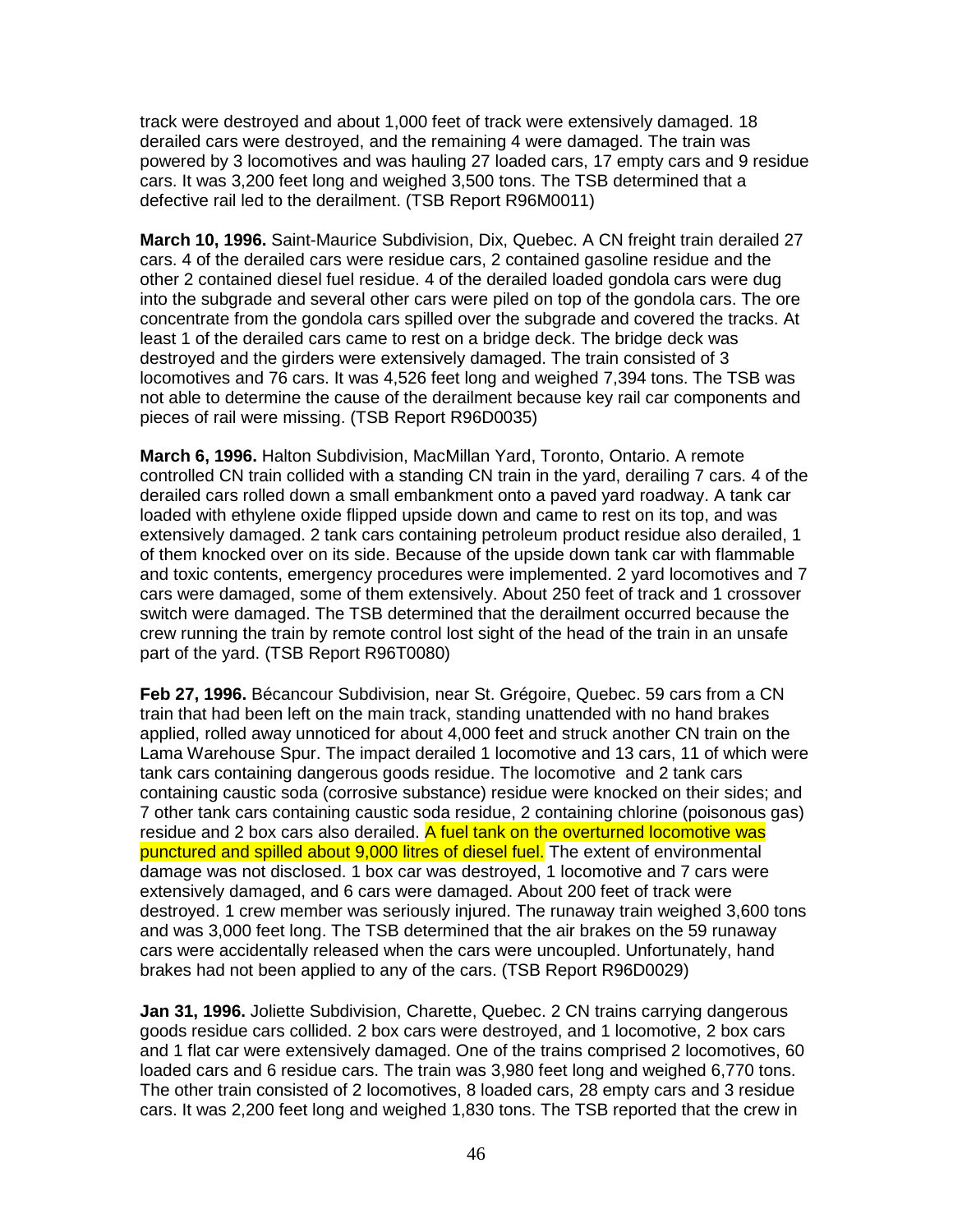track were destroyed and about 1,000 feet of track were extensively damaged. 18 derailed cars were destroyed, and the remaining 4 were damaged. The train was powered by 3 locomotives and was hauling 27 loaded cars, 17 empty cars and 9 residue cars. It was 3,200 feet long and weighed 3,500 tons. The TSB determined that a defective rail led to the derailment. (TSB Report R96M0011)

**March 10, 1996.** Saint-Maurice Subdivision, Dix, Quebec. A CN freight train derailed 27 cars. 4 of the derailed cars were residue cars, 2 contained gasoline residue and the other 2 contained diesel fuel residue. 4 of the derailed loaded gondola cars were dug into the subgrade and several other cars were piled on top of the gondola cars. The ore concentrate from the gondola cars spilled over the subgrade and covered the tracks. At least 1 of the derailed cars came to rest on a bridge deck. The bridge deck was destroyed and the girders were extensively damaged. The train consisted of 3 locomotives and 76 cars. It was 4,526 feet long and weighed 7,394 tons. The TSB was not able to determine the cause of the derailment because key rail car components and pieces of rail were missing. (TSB Report R96D0035)

**March 6, 1996.** Halton Subdivision, MacMillan Yard, Toronto, Ontario. A remote controlled CN train collided with a standing CN train in the yard, derailing 7 cars. 4 of the derailed cars rolled down a small embankment onto a paved yard roadway. A tank car loaded with ethylene oxide flipped upside down and came to rest on its top, and was extensively damaged. 2 tank cars containing petroleum product residue also derailed, 1 of them knocked over on its side. Because of the upside down tank car with flammable and toxic contents, emergency procedures were implemented. 2 yard locomotives and 7 cars were damaged, some of them extensively. About 250 feet of track and 1 crossover switch were damaged. The TSB determined that the derailment occurred because the crew running the train by remote control lost sight of the head of the train in an unsafe part of the yard. (TSB Report R96T0080)

**Feb 27, 1996.** Bécancour Subdivision, near St. Grégoire, Quebec. 59 cars from a CN train that had been left on the main track, standing unattended with no hand brakes applied, rolled away unnoticed for about 4,000 feet and struck another CN train on the Lama Warehouse Spur. The impact derailed 1 locomotive and 13 cars, 11 of which were tank cars containing dangerous goods residue. The locomotive and 2 tank cars containing caustic soda (corrosive substance) residue were knocked on their sides; and 7 other tank cars containing caustic soda residue, 2 containing chlorine (poisonous gas) residue and 2 box cars also derailed. A fuel tank on the overturned locomotive was punctured and spilled about 9,000 litres of diesel fuel. The extent of environmental damage was not disclosed. 1 box car was destroyed, 1 locomotive and 7 cars were extensively damaged, and 6 cars were damaged. About 200 feet of track were destroyed. 1 crew member was seriously injured. The runaway train weighed 3,600 tons and was 3,000 feet long. The TSB determined that the air brakes on the 59 runaway cars were accidentally released when the cars were uncoupled. Unfortunately, hand brakes had not been applied to any of the cars. (TSB Report R96D0029)

**Jan 31, 1996.** Joliette Subdivision, Charette, Quebec. 2 CN trains carrying dangerous goods residue cars collided. 2 box cars were destroyed, and 1 locomotive, 2 box cars and 1 flat car were extensively damaged. One of the trains comprised 2 locomotives, 60 loaded cars and 6 residue cars. The train was 3,980 feet long and weighed 6,770 tons. The other train consisted of 2 locomotives, 8 loaded cars, 28 empty cars and 3 residue cars. It was 2,200 feet long and weighed 1,830 tons. The TSB reported that the crew in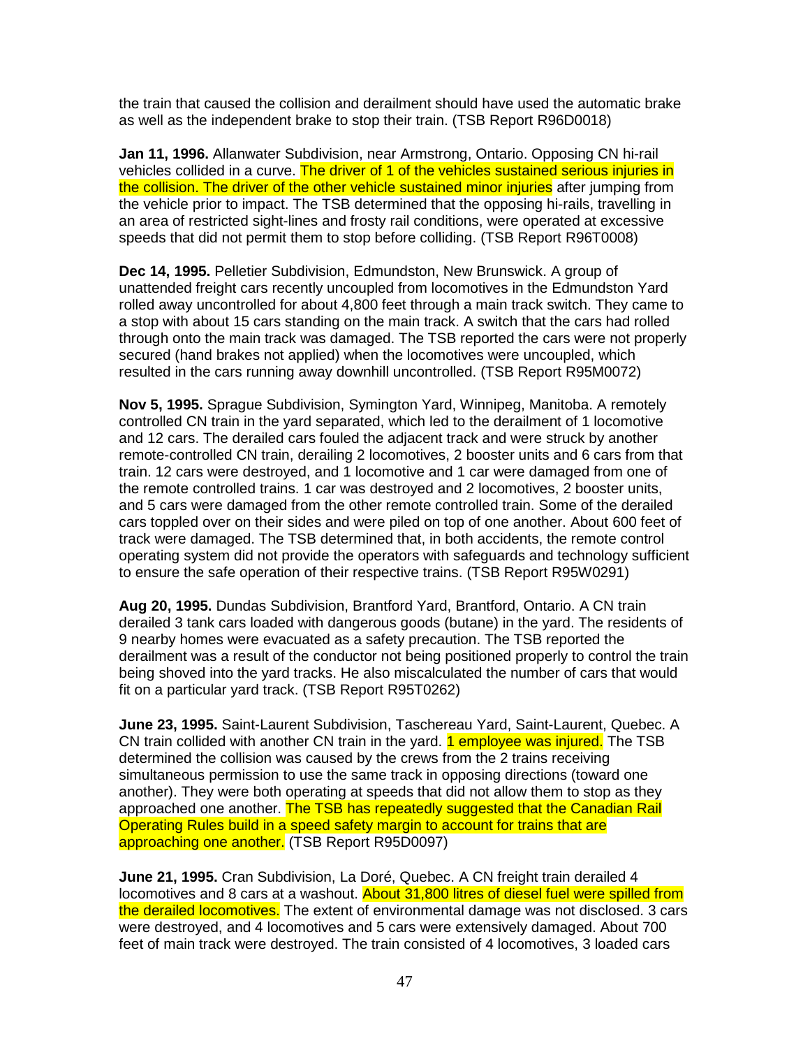the train that caused the collision and derailment should have used the automatic brake as well as the independent brake to stop their train. (TSB Report R96D0018)

**Jan 11, 1996.** Allanwater Subdivision, near Armstrong, Ontario. Opposing CN hi-rail vehicles collided in a curve. The driver of 1 of the vehicles sustained serious injuries in the collision. The driver of the other vehicle sustained minor injuries after jumping from the vehicle prior to impact. The TSB determined that the opposing hi-rails, travelling in an area of restricted sight-lines and frosty rail conditions, were operated at excessive speeds that did not permit them to stop before colliding. (TSB Report R96T0008)

**Dec 14, 1995.** Pelletier Subdivision, Edmundston, New Brunswick. A group of unattended freight cars recently uncoupled from locomotives in the Edmundston Yard rolled away uncontrolled for about 4,800 feet through a main track switch. They came to a stop with about 15 cars standing on the main track. A switch that the cars had rolled through onto the main track was damaged. The TSB reported the cars were not properly secured (hand brakes not applied) when the locomotives were uncoupled, which resulted in the cars running away downhill uncontrolled. (TSB Report R95M0072)

**Nov 5, 1995.** Sprague Subdivision, Symington Yard, Winnipeg, Manitoba. A remotely controlled CN train in the yard separated, which led to the derailment of 1 locomotive and 12 cars. The derailed cars fouled the adjacent track and were struck by another remote-controlled CN train, derailing 2 locomotives, 2 booster units and 6 cars from that train. 12 cars were destroyed, and 1 locomotive and 1 car were damaged from one of the remote controlled trains. 1 car was destroyed and 2 locomotives, 2 booster units, and 5 cars were damaged from the other remote controlled train. Some of the derailed cars toppled over on their sides and were piled on top of one another. About 600 feet of track were damaged. The TSB determined that, in both accidents, the remote control operating system did not provide the operators with safeguards and technology sufficient to ensure the safe operation of their respective trains. (TSB Report R95W0291)

**Aug 20, 1995.** Dundas Subdivision, Brantford Yard, Brantford, Ontario. A CN train derailed 3 tank cars loaded with dangerous goods (butane) in the yard. The residents of 9 nearby homes were evacuated as a safety precaution. The TSB reported the derailment was a result of the conductor not being positioned properly to control the train being shoved into the yard tracks. He also miscalculated the number of cars that would fit on a particular yard track. (TSB Report R95T0262)

**June 23, 1995.** Saint-Laurent Subdivision, Taschereau Yard, Saint-Laurent, Quebec. A CN train collided with another CN train in the yard. 1 employee was injured. The TSB determined the collision was caused by the crews from the 2 trains receiving simultaneous permission to use the same track in opposing directions (toward one another). They were both operating at speeds that did not allow them to stop as they approached one another. The TSB has repeatedly suggested that the Canadian Rail Operating Rules build in a speed safety margin to account for trains that are approaching one another. (TSB Report R95D0097)

**June 21, 1995.** Cran Subdivision, La Doré, Quebec. A CN freight train derailed 4 locomotives and 8 cars at a washout. About 31,800 litres of diesel fuel were spilled from the derailed locomotives. The extent of environmental damage was not disclosed. 3 cars were destroyed, and 4 locomotives and 5 cars were extensively damaged. About 700 feet of main track were destroyed. The train consisted of 4 locomotives, 3 loaded cars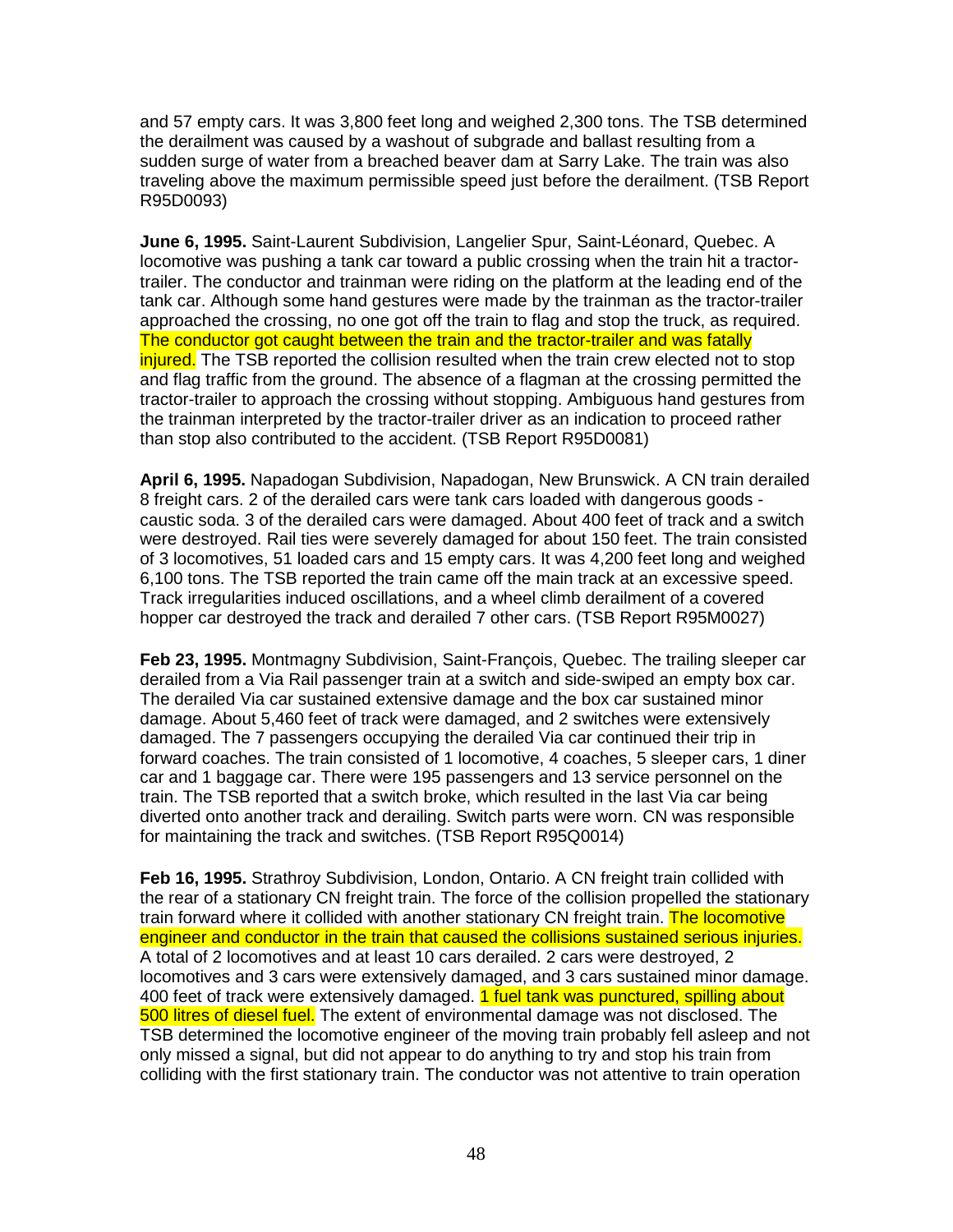and 57 empty cars. It was 3,800 feet long and weighed 2,300 tons. The TSB determined the derailment was caused by a washout of subgrade and ballast resulting from a sudden surge of water from a breached beaver dam at Sarry Lake. The train was also traveling above the maximum permissible speed just before the derailment. (TSB Report R95D0093)

**June 6, 1995.** Saint-Laurent Subdivision, Langelier Spur, Saint-Léonard, Quebec. A locomotive was pushing a tank car toward a public crossing when the train hit a tractor-trailer. The conductor and trainman were riding on the platform at the leading end of the tank car. Although some hand gestures were made by the trainman as the tractor-trailer approached the crossing, no one got off the train to flag and stop the truck, as required. The conductor got caught between the train and the tractor-trailer and was fatally injured. The TSB reported the collision resulted when the train crew elected not to stop and flag traffic from the ground. The absence of a flagman at the crossing permitted the tractor-trailer to approach the crossing without stopping. Ambiguous hand gestures from the trainman interpreted by the tractor-trailer driver as an indication to proceed rather than stop also contributed to the accident. (TSB Report R95D0081)

**April 6, 1995.** Napadogan Subdivision, Napadogan, New Brunswick. A CN train derailed 8 freight cars. 2 of the derailed cars were tank cars loaded with dangerous goods - caustic soda. 3 of the derailed cars were damaged. About 400 feet of track and a switch were destroyed. Rail ties were severely damaged for about 150 feet. The train consisted of 3 locomotives, 51 loaded cars and 15 empty cars. It was 4,200 feet long and weighed 6,100 tons. The TSB reported the train came off the main track at an excessive speed. Track irregularities induced oscillations, and a wheel climb derailment of a covered hopper car destroyed the track and derailed 7 other cars. (TSB Report R95M0027)

**Feb 23, 1995.** Montmagny Subdivision, Saint-François, Quebec. The trailing sleeper car derailed from a Via Rail passenger train at a switch and side-swiped an empty box car. The derailed Via car sustained extensive damage and the box car sustained minor damage. About 5,460 feet of track were damaged, and 2 switches were extensively damaged. The 7 passengers occupying the derailed Via car continued their trip in forward coaches. The train consisted of 1 locomotive, 4 coaches, 5 sleeper cars, 1 diner car and 1 baggage car. There were 195 passengers and 13 service personnel on the train. The TSB reported that a switch broke, which resulted in the last Via car being diverted onto another track and derailing. Switch parts were worn. CN was responsible for maintaining the track and switches. (TSB Report R95Q0014)

**Feb 16, 1995.** Strathroy Subdivision, London, Ontario. A CN freight train collided with the rear of a stationary CN freight train. The force of the collision propelled the stationary train forward where it collided with another stationary CN freight train. The locomotive engineer and conductor in the train that caused the collisions sustained serious injuries. A total of 2 locomotives and at least 10 cars derailed. 2 cars were destroyed, 2 locomotives and 3 cars were extensively damaged, and 3 cars sustained minor damage. 400 feet of track were extensively damaged. 1 fuel tank was punctured, spilling about 500 litres of diesel fuel. The extent of environmental damage was not disclosed. The TSB determined the locomotive engineer of the moving train probably fell asleep and not only missed a signal, but did not appear to do anything to try and stop his train from colliding with the first stationary train. The conductor was not attentive to train operation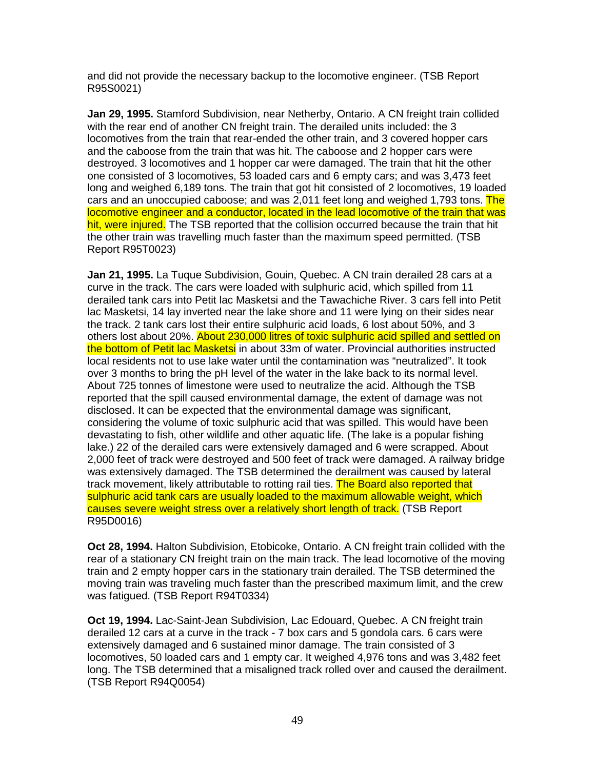and did not provide the necessary backup to the locomotive engineer. (TSB Report R95S0021)

**Jan 29, 1995.** Stamford Subdivision, near Netherby, Ontario. A CN freight train collided with the rear end of another CN freight train. The derailed units included: the 3 locomotives from the train that rear-ended the other train, and 3 covered hopper cars and the caboose from the train that was hit. The caboose and 2 hopper cars were destroyed. 3 locomotives and 1 hopper car were damaged. The train that hit the other one consisted of 3 locomotives, 53 loaded cars and 6 empty cars; and was 3,473 feet long and weighed 6,189 tons. The train that got hit consisted of 2 locomotives, 19 loaded cars and an unoccupied caboose; and was 2,011 feet long and weighed 1,793 tons. The locomotive engineer and a conductor, located in the lead locomotive of the train that was hit, were injured. The TSB reported that the collision occurred because the train that hit the other train was travelling much faster than the maximum speed permitted. (TSB Report R95T0023)

**Jan 21, 1995.** La Tuque Subdivision, Gouin, Quebec. A CN train derailed 28 cars at a curve in the track. The cars were loaded with sulphuric acid, which spilled from 11 derailed tank cars into Petit lac Masketsi and the Tawachiche River. 3 cars fell into Petit lac Masketsi, 14 lay inverted near the lake shore and 11 were lying on their sides near the track. 2 tank cars lost their entire sulphuric acid loads, 6 lost about 50%, and 3 others lost about 20%. About 230,000 litres of toxic sulphuric acid spilled and settled on the bottom of Petit lac Masketsi in about 33m of water. Provincial authorities instructed local residents not to use lake water until the contamination was "neutralized". It took over 3 months to bring the pH level of the water in the lake back to its normal level. About 725 tonnes of limestone were used to neutralize the acid. Although the TSB reported that the spill caused environmental damage, the extent of damage was not disclosed. It can be expected that the environmental damage was significant, considering the volume of toxic sulphuric acid that was spilled. This would have been devastating to fish, other wildlife and other aquatic life. (The lake is a popular fishing lake.) 22 of the derailed cars were extensively damaged and 6 were scrapped. About 2,000 feet of track were destroyed and 500 feet of track were damaged. A railway bridge was extensively damaged. The TSB determined the derailment was caused by lateral track movement, likely attributable to rotting rail ties. The Board also reported that sulphuric acid tank cars are usually loaded to the maximum allowable weight, which causes severe weight stress over a relatively short length of track. (TSB Report R95D0016)

**Oct 28, 1994.** Halton Subdivision, Etobicoke, Ontario. A CN freight train collided with the rear of a stationary CN freight train on the main track. The lead locomotive of the moving train and 2 empty hopper cars in the stationary train derailed. The TSB determined the moving train was traveling much faster than the prescribed maximum limit, and the crew was fatigued. (TSB Report R94T0334)

**Oct 19, 1994.** Lac-Saint-Jean Subdivision, Lac Edouard, Quebec. A CN freight train derailed 12 cars at a curve in the track - 7 box cars and 5 gondola cars. 6 cars were extensively damaged and 6 sustained minor damage. The train consisted of 3 locomotives, 50 loaded cars and 1 empty car. It weighed 4,976 tons and was 3,482 feet long. The TSB determined that a misaligned track rolled over and caused the derailment. (TSB Report R94Q0054)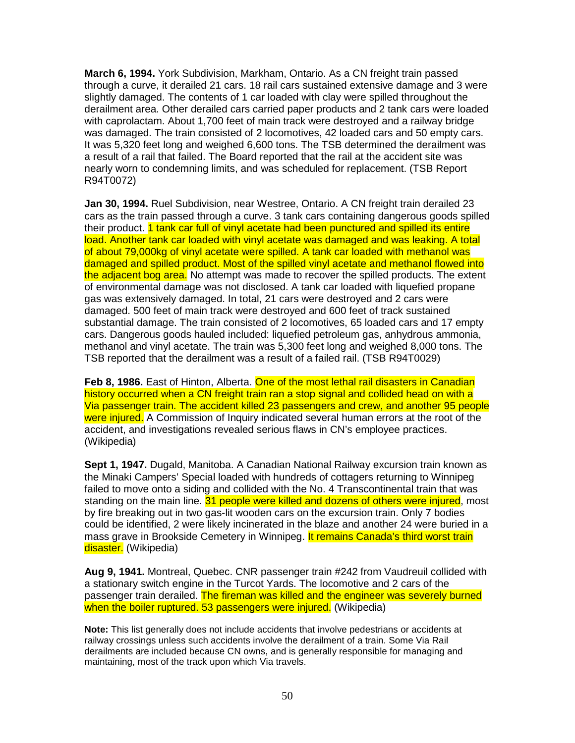**March 6, 1994.** York Subdivision, Markham, Ontario. As a CN freight train passed through a curve, it derailed 21 cars. 18 rail cars sustained extensive damage and 3 were slightly damaged. The contents of 1 car loaded with clay were spilled throughout the derailment area. Other derailed cars carried paper products and 2 tank cars were loaded with caprolactam. About 1,700 feet of main track were destroyed and a railway bridge was damaged. The train consisted of 2 locomotives, 42 loaded cars and 50 empty cars. It was 5,320 feet long and weighed 6,600 tons. The TSB determined the derailment was a result of a rail that failed. The Board reported that the rail at the accident site was nearly worn to condemning limits, and was scheduled for replacement. (TSB Report R94T0072)

**Jan 30, 1994.** Ruel Subdivision, near Westree, Ontario. A CN freight train derailed 23 cars as the train passed through a curve. 3 tank cars containing dangerous goods spilled their product. 1 tank car full of vinyl acetate had been punctured and spilled its entire load. Another tank car loaded with vinyl acetate was damaged and was leaking. A total of about 79,000kg of vinyl acetate were spilled. A tank car loaded with methanol was damaged and spilled product. Most of the spilled vinyl acetate and methanol flowed into the adjacent bog area. No attempt was made to recover the spilled products. The extent of environmental damage was not disclosed. A tank car loaded with liquefied propane gas was extensively damaged. In total, 21 cars were destroyed and 2 cars were damaged. 500 feet of main track were destroyed and 600 feet of track sustained substantial damage. The train consisted of 2 locomotives, 65 loaded cars and 17 empty cars. Dangerous goods hauled included: liquefied petroleum gas, anhydrous ammonia, methanol and vinyl acetate. The train was 5,300 feet long and weighed 8,000 tons. The TSB reported that the derailment was a result of a failed rail. (TSB R94T0029)

**Feb 8, 1986.** East of Hinton, Alberta. One of the most lethal rail disasters in Canadian history occurred when a CN freight train ran a stop signal and collided head on with a Via passenger train. The accident killed 23 passengers and crew, and another 95 people were injured. A Commission of Inquiry indicated several human errors at the root of the accident, and investigations revealed serious flaws in CN's employee practices. (Wikipedia)

**Sept 1, 1947.** Dugald, Manitoba. A Canadian National Railway excursion train known as the Minaki Campers' Special loaded with hundreds of cottagers returning to Winnipeg failed to move onto a siding and collided with the No. 4 Transcontinental train that was standing on the main line. 31 people were killed and dozens of others were injured, most by fire breaking out in two gas-lit wooden cars on the excursion train. Only 7 bodies could be identified, 2 were likely incinerated in the blaze and another 24 were buried in a mass grave in Brookside Cemetery in Winnipeg. It remains Canada's third worst train disaster. (Wikipedia)

**Aug 9, 1941.** Montreal, Quebec. CNR passenger train #242 from Vaudreuil collided with a stationary switch engine in the Turcot Yards. The locomotive and 2 cars of the passenger train derailed. The fireman was killed and the engineer was severely burned when the boiler ruptured. 53 passengers were injured. (Wikipedia)

**Note:** This list generally does not include accidents that involve pedestrians or accidents at railway crossings unless such accidents involve the derailment of a train. Some Via Rail derailments are included because CN owns, and is generally responsible for managing and maintaining, most of the track upon which Via travels.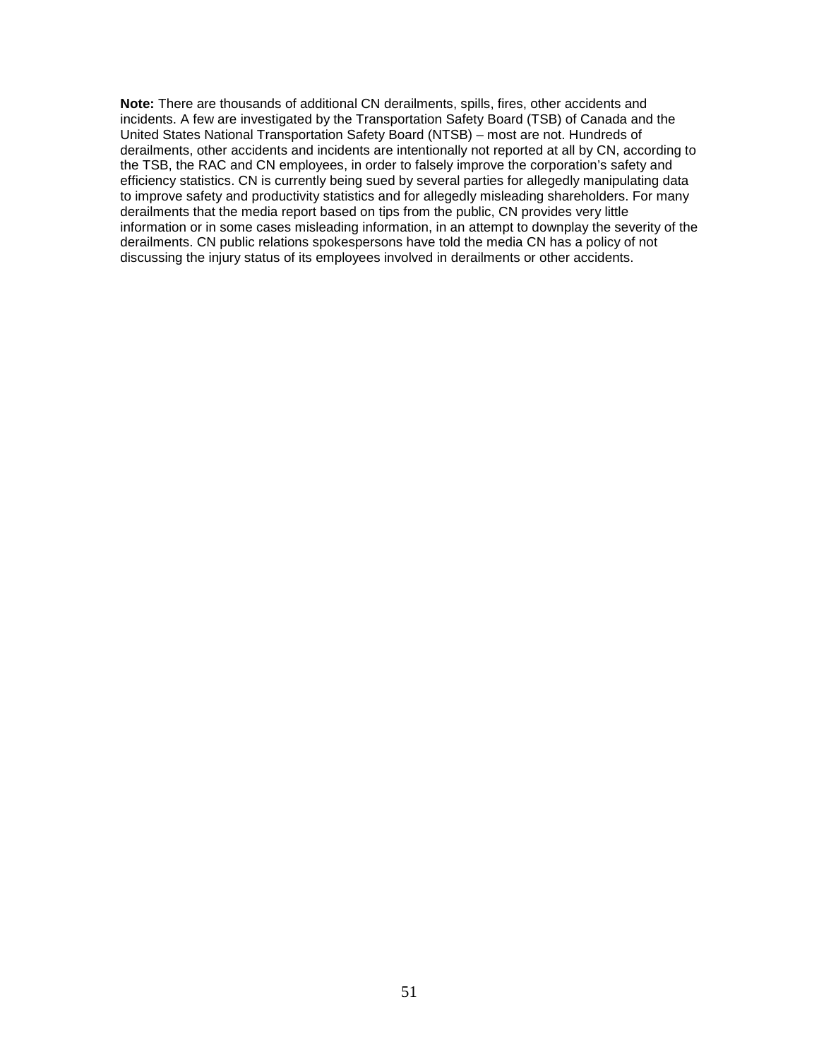**Note:** There are thousands of additional CN derailments, spills, fires, other accidents and incidents. A few are investigated by the Transportation Safety Board (TSB) of Canada and the United States National Transportation Safety Board (NTSB) – most are not. Hundreds of derailments, other accidents and incidents are intentionally not reported at all by CN, according to the TSB, the RAC and CN employees, in order to falsely improve the corporation's safety and efficiency statistics. CN is currently being sued by several parties for allegedly manipulating data to improve safety and productivity statistics and for allegedly misleading shareholders. For many derailments that the media report based on tips from the public, CN provides very little information or in some cases misleading information, in an attempt to downplay the severity of the derailments. CN public relations spokespersons have told the media CN has a policy of not discussing the injury status of its employees involved in derailments or other accidents.